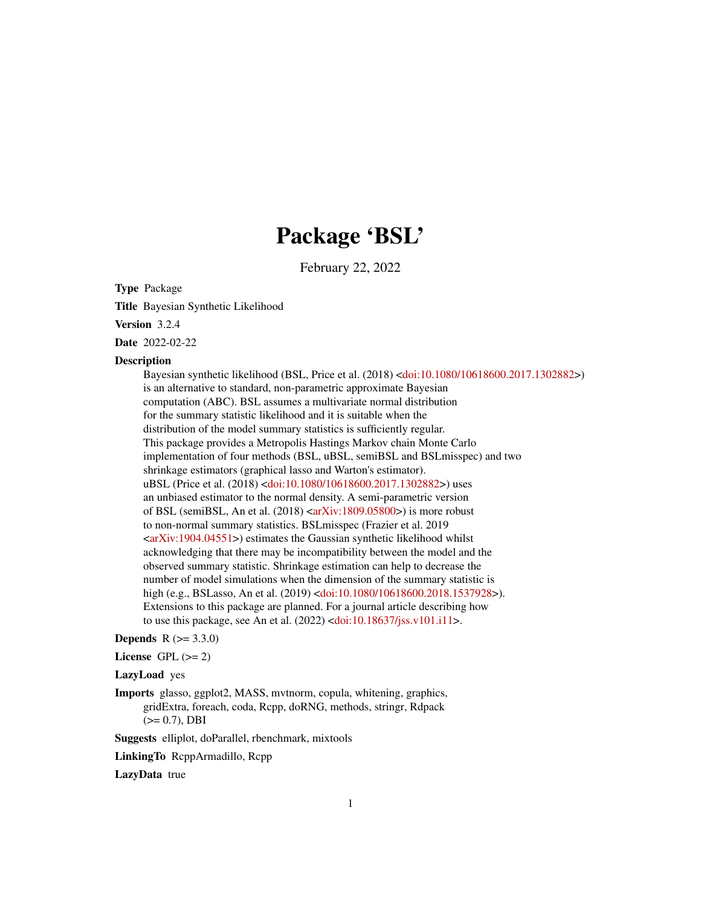# Package 'BSL'

February 22, 2022

**Type** Package

**Title** Bayesian Synthetic Likelihood

**Version** 3.2.4

**Date** 2022-02-22

**Description**
Bayesian synthetic likelihood (BSL, Price et al. (2018) <doi:10.1080/10618600.2017.1302882>) is an alternative to standard, non-parametric approximate Bayesian computation (ABC). BSL assumes a multivariate normal distribution for the summary statistic likelihood and it is suitable when the distribution of the model summary statistics is sufficiently regular. This package provides a Metropolis Hastings Markov chain Monte Carlo implementation of four methods (BSL, uBSL, semiBSL and BSLmisspec) and two shrinkage estimators (graphical lasso and Warton's estimator). uBSL (Price et al. (2018) <doi:10.1080/10618600.2017.1302882>) uses an unbiased estimator to the normal density. A semi-parametric version of BSL (semiBSL, An et al. (2018) <arXiv:1809.05800>) is more robust to non-normal summary statistics. BSLmisspec (Frazier et al. 2019 <arXiv:1904.04551>) estimates the Gaussian synthetic likelihood whilst acknowledging that there may be incompatibility between the model and the observed summary statistic. Shrinkage estimation can help to decrease the number of model simulations when the dimension of the summary statistic is high (e.g., BSLasso, An et al. (2019) <doi:10.1080/10618600.2018.1537928>). Extensions to this package are planned. For a journal article describing how to use this package, see An et al. (2022) <doi:10.18637/jss.v101.i11>.

**Depends** R (>= 3.3.0)

**License** GPL (>= 2)

**LazyLoad** yes

**Imports** glasso, ggplot2, MASS, mvtnorm, copula, whitening, graphics, gridExtra, foreach, coda, Rcpp, doRNG, methods, stringr, Rdpack (>= 0.7), DBI

**Suggests** elliplot, doParallel, rbenchmark, mixtools

**LinkingTo** RcppArmadillo, Rcpp

**LazyData** true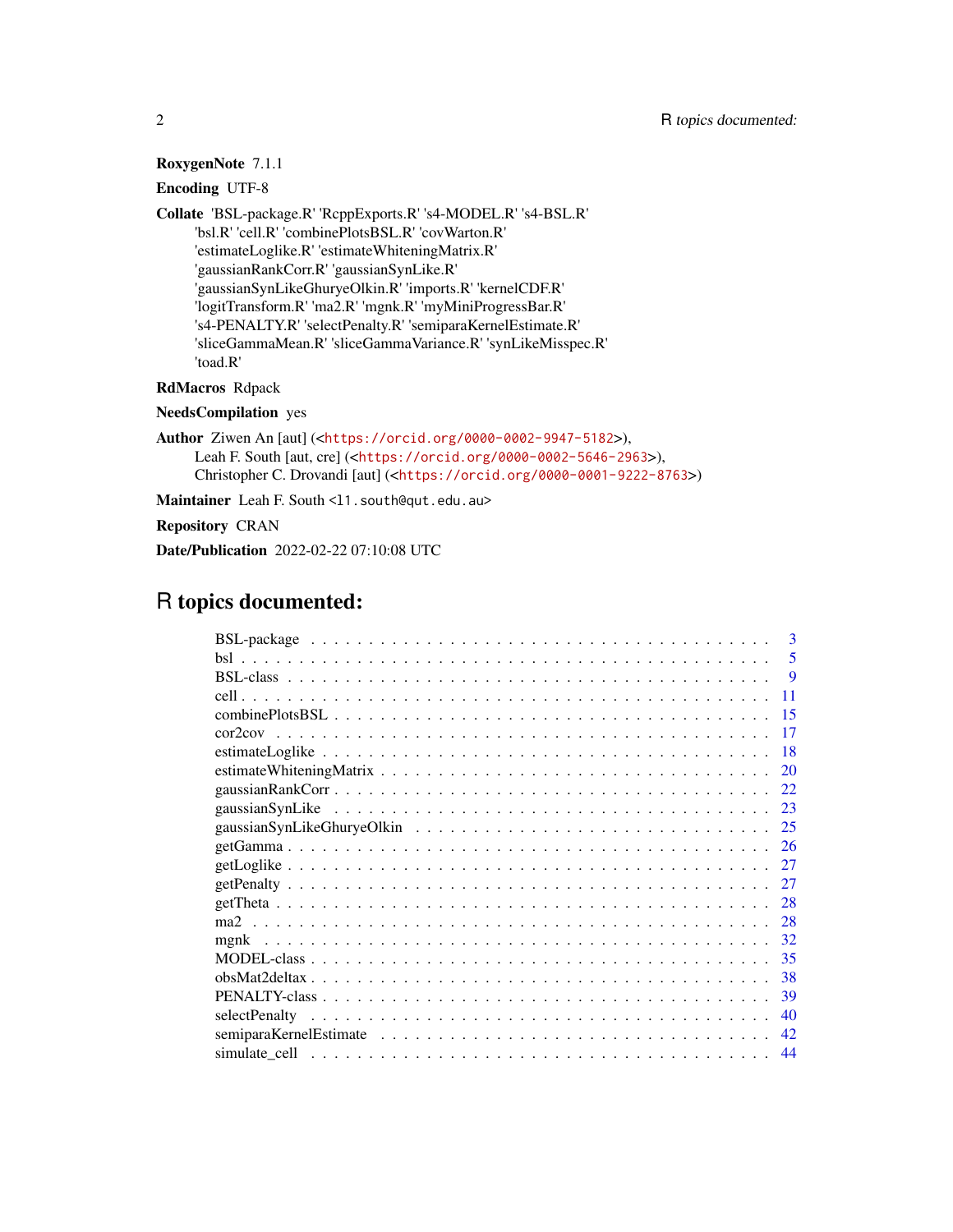**RoxygenNote** 7.1.1

**Encoding** UTF-8

**Collate** 'BSL-package.R' 'RcppExports.R' 's4-MODEL.R' 's4-BSL.R' 'bsl.R' 'cell.R' 'combinePlotsBSL.R' 'covWarton.R' 'estimateLoglike.R' 'estimateWhiteningMatrix.R' 'gaussianRankCorr.R' 'gaussianSynLike.R' 'gaussianSynLikeGhuryeOlkin.R' 'imports.R' 'kernelCDF.R' 'logitTransform.R' 'ma2.R' 'mgnk.R' 'myMiniProgressBar.R' 's4-PENALTY.R' 'selectPenalty.R' 'semiparaKernelEstimate.R' 'sliceGammaMean.R' 'sliceGammaVariance.R' 'synLikeMisspec.R' 'toad.R'

**RdMacros** Rdpack

**NeedsCompilation** yes

**Author** Ziwen An [aut] (<https://orcid.org/0000-0002-9947-5182>), Leah F. South [aut, cre] (<https://orcid.org/0000-0002-5646-2963>), Christopher C. Drovandi [aut] (<https://orcid.org/0000-0001-9222-8763>)

**Maintainer** Leah F. South <l1.south@qut.edu.au>

**Repository** CRAN

**Date/Publication** 2022-02-22 07:10:08 UTC

# R topics documented:

| Topic | Page |
|---|---|
| BSL-package | 3 |
| bsl | 5 |
| BSL-class | 9 |
| cell | 11 |
| combinePlotsBSL | 15 |
| cor2cov | 17 |
| estimateLoglike | 18 |
| estimateWhiteningMatrix | 20 |
| gaussianRankCorr | 22 |
| gaussianSynLike | 23 |
| gaussianSynLikeGhuryeOlkin | 25 |
| getGamma | 26 |
| getLoglike | 27 |
| getPenalty | 27 |
| getTheta | 28 |
| ma2 | 28 |
| mgnk | 32 |
| MODEL-class | 35 |
| obsMat2deltax | 38 |
| PENALTY-class | 39 |
| selectPenalty | 40 |
| semiparaKernelEstimate | 42 |
| simulate_cell | 44 |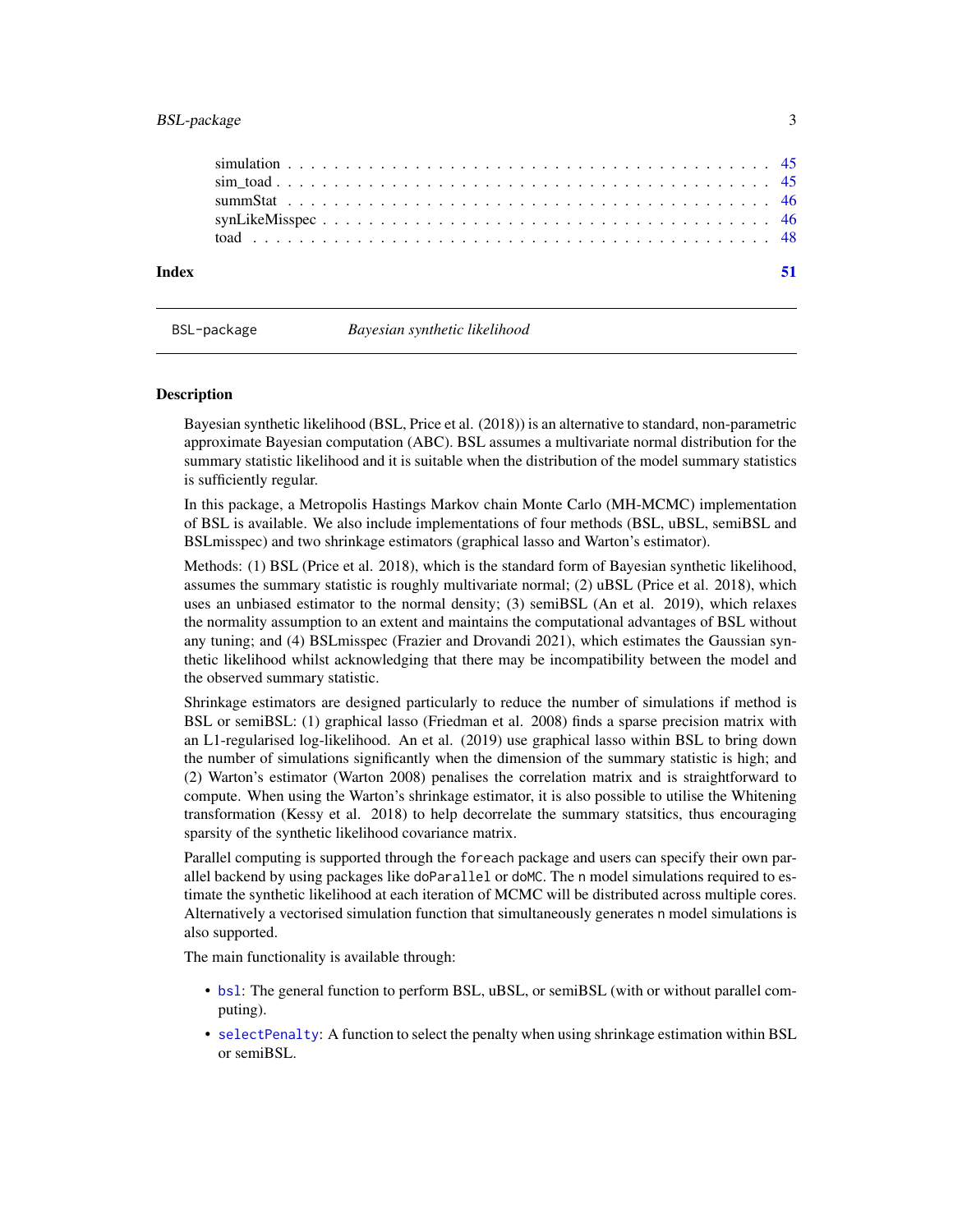| | |
|---|---|
| simulation | 45 |
| sim_toad | 45 |
| summStat | 46 |
| synLikeMisspec | 46 |
| toad | 48 |

**Index** **51**

---

`BSL-package` *Bayesian synthetic likelihood*

---

## Description

Bayesian synthetic likelihood (BSL, Price et al. (2018)) is an alternative to standard, non-parametric approximate Bayesian computation (ABC). BSL assumes a multivariate normal distribution for the summary statistic likelihood and it is suitable when the distribution of the model summary statistics is sufficiently regular.

In this package, a Metropolis Hastings Markov chain Monte Carlo (MH-MCMC) implementation of BSL is available. We also include implementations of four methods (BSL, uBSL, semiBSL and BSLmisspec) and two shrinkage estimators (graphical lasso and Warton's estimator).

Methods: (1) BSL (Price et al. 2018), which is the standard form of Bayesian synthetic likelihood, assumes the summary statistic is roughly multivariate normal; (2) uBSL (Price et al. 2018), which uses an unbiased estimator to the normal density; (3) semiBSL (An et al. 2019), which relaxes the normality assumption to an extent and maintains the computational advantages of BSL without any tuning; and (4) BSLmisspec (Frazier and Drovandi 2021), which estimates the Gaussian synthetic likelihood whilst acknowledging that there may be incompatibility between the model and the observed summary statistic.

Shrinkage estimators are designed particularly to reduce the number of simulations if method is BSL or semiBSL: (1) graphical lasso (Friedman et al. 2008) finds a sparse precision matrix with an L1-regularised log-likelihood. An et al. (2019) use graphical lasso within BSL to bring down the number of simulations significantly when the dimension of the summary statistic is high; and (2) Warton's estimator (Warton 2008) penalises the correlation matrix and is straightforward to compute. When using the Warton's shrinkage estimator, it is also possible to utilise the Whitening transformation (Kessy et al. 2018) to help decorrelate the summary statsitics, thus encouraging sparsity of the synthetic likelihood covariance matrix.

Parallel computing is supported through the `foreach` package and users can specify their own parallel backend by using packages like `doParallel` or `doMC`. The `n` model simulations required to estimate the synthetic likelihood at each iteration of MCMC will be distributed across multiple cores. Alternatively a vectorised simulation function that simultaneously generates `n` model simulations is also supported.

The main functionality is available through:

- `bsl`: The general function to perform BSL, uBSL, or semiBSL (with or without parallel computing).
- `selectPenalty`: A function to select the penalty when using shrinkage estimation within BSL or semiBSL.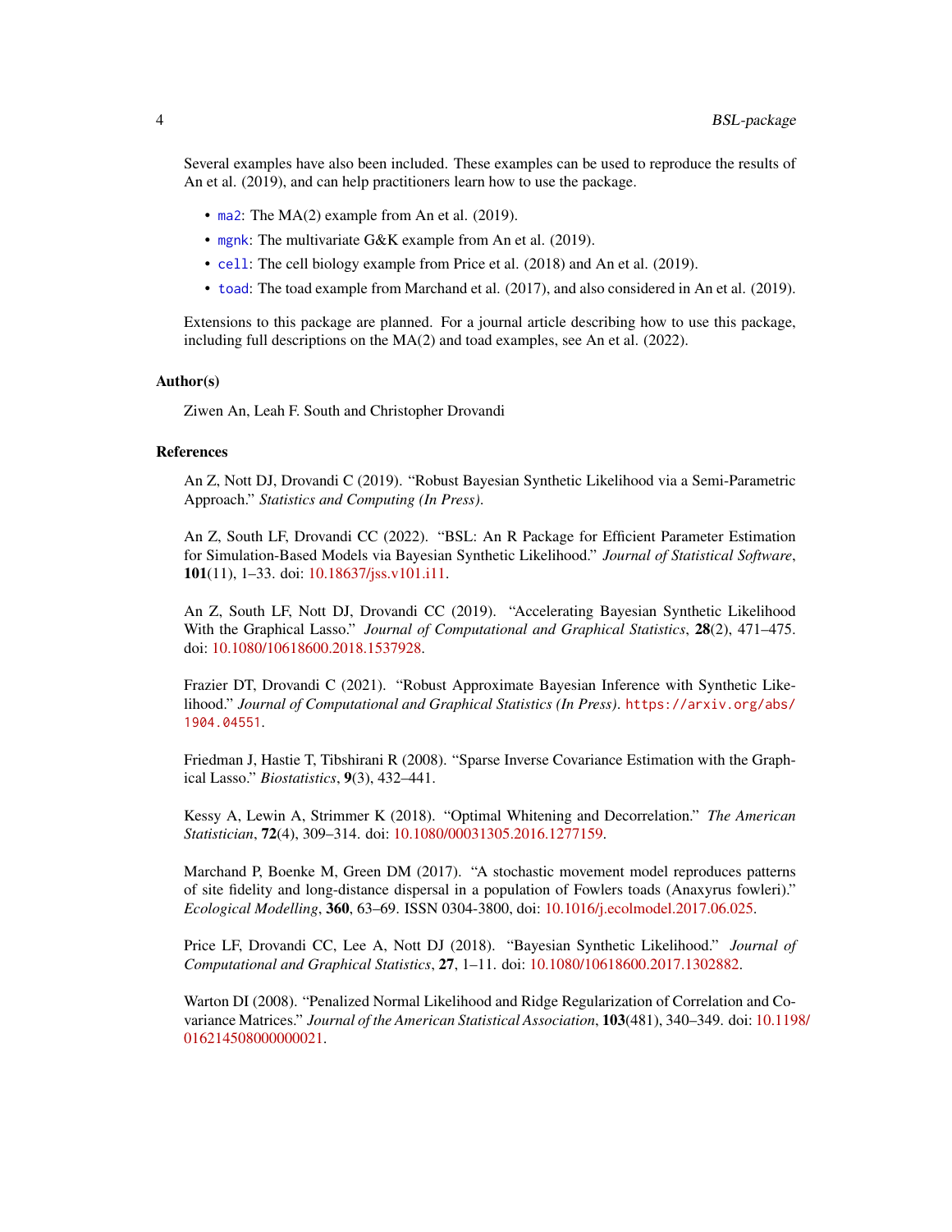Several examples have also been included. These examples can be used to reproduce the results of An et al. (2019), and can help practitioners learn how to use the package.

- `ma2`: The MA(2) example from An et al. (2019).
- `mgnk`: The multivariate G&K example from An et al. (2019).
- `cell`: The cell biology example from Price et al. (2018) and An et al. (2019).
- `toad`: The toad example from Marchand et al. (2017), and also considered in An et al. (2019).

Extensions to this package are planned. For a journal article describing how to use this package, including full descriptions on the MA(2) and toad examples, see An et al. (2022).

### Author(s)

Ziwen An, Leah F. South and Christopher Drovandi

### References

An Z, Nott DJ, Drovandi C (2019). "Robust Bayesian Synthetic Likelihood via a Semi-Parametric Approach." *Statistics and Computing (In Press)*.

An Z, South LF, Drovandi CC (2022). "BSL: An R Package for Efficient Parameter Estimation for Simulation-Based Models via Bayesian Synthetic Likelihood." *Journal of Statistical Software*, **101**(11), 1–33. doi: 10.18637/jss.v101.i11.

An Z, South LF, Nott DJ, Drovandi CC (2019). "Accelerating Bayesian Synthetic Likelihood With the Graphical Lasso." *Journal of Computational and Graphical Statistics*, **28**(2), 471–475. doi: 10.1080/10618600.2018.1537928.

Frazier DT, Drovandi C (2021). "Robust Approximate Bayesian Inference with Synthetic Likelihood." *Journal of Computational and Graphical Statistics (In Press)*. `https://arxiv.org/abs/1904.04551`.

Friedman J, Hastie T, Tibshirani R (2008). "Sparse Inverse Covariance Estimation with the Graphical Lasso." *Biostatistics*, **9**(3), 432–441.

Kessy A, Lewin A, Strimmer K (2018). "Optimal Whitening and Decorrelation." *The American Statistician*, **72**(4), 309–314. doi: 10.1080/00031305.2016.1277159.

Marchand P, Boenke M, Green DM (2017). "A stochastic movement model reproduces patterns of site fidelity and long-distance dispersal in a population of Fowlers toads (Anaxyrus fowleri)." *Ecological Modelling*, **360**, 63–69. ISSN 0304-3800, doi: 10.1016/j.ecolmodel.2017.06.025.

Price LF, Drovandi CC, Lee A, Nott DJ (2018). "Bayesian Synthetic Likelihood." *Journal of Computational and Graphical Statistics*, **27**, 1–11. doi: 10.1080/10618600.2017.1302882.

Warton DI (2008). "Penalized Normal Likelihood and Ridge Regularization of Correlation and Covariance Matrices." *Journal of the American Statistical Association*, **103**(481), 340–349. doi: 10.1198/016214508000000021.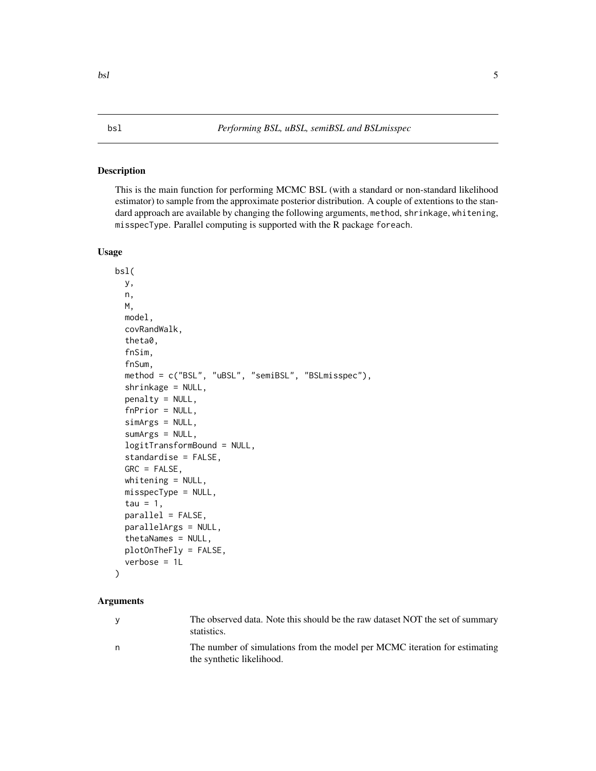bsl *Performing BSL, uBSL, semiBSL and BSLmisspec*

## Description

This is the main function for performing MCMC BSL (with a standard or non-standard likelihood estimator) to sample from the approximate posterior distribution. A couple of extentions to the standard approach are available by changing the following arguments, method, shrinkage, whitening, misspecType. Parallel computing is supported with the R package foreach.

## Usage

```
bsl(
  y,
  n,
  M,
  model,
  covRandWalk,
  theta0,
  fnSim,
  fnSum,
  method = c("BSL", "uBSL", "semiBSL", "BSLmisspec"),
  shrinkage = NULL,
  penalty = NULL,
  fnPrior = NULL,
  simArgs = NULL,
  sumArgs = NULL,
  logitTransformBound = NULL,
  standardise = FALSE,
  GRC = FALSE,
  whitening = NULL,
  misspecType = NULL,
  tau = 1,
  parallel = FALSE,
  parallelArgs = NULL,
  thetaNames = NULL,
  plotOnTheFly = FALSE,
  verbose = 1L
)
```

## Arguments

| | |
|---|---|
| y | The observed data. Note this should be the raw dataset NOT the set of summary statistics. |
| n | The number of simulations from the model per MCMC iteration for estimating the synthetic likelihood. |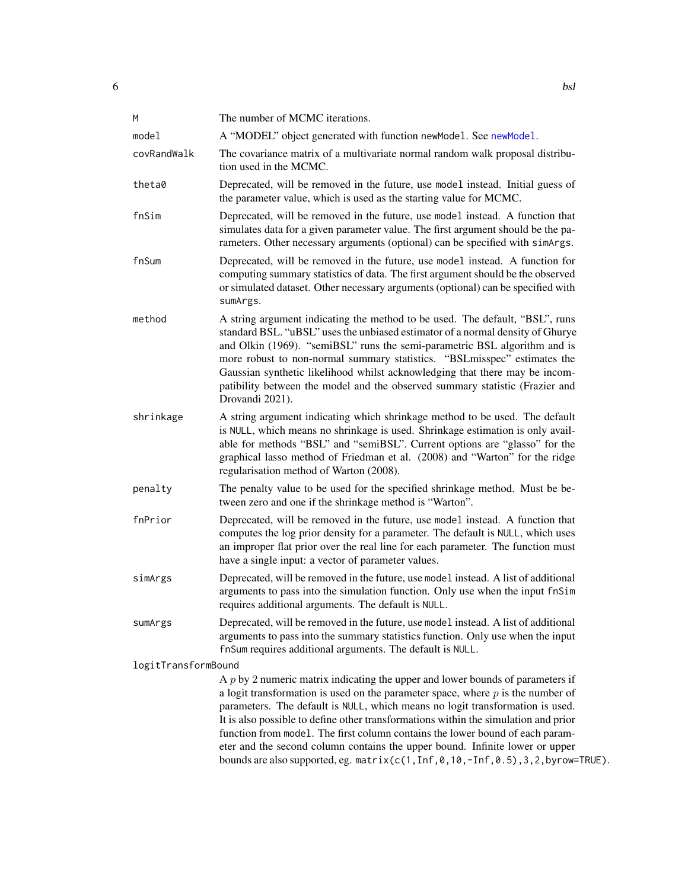| | |
|---|---|
| `M` | The number of MCMC iterations. |
| `model` | A "MODEL" object generated with function `newModel`. See `newModel`. |
| `covRandWalk` | The covariance matrix of a multivariate normal random walk proposal distribution used in the MCMC. |
| `theta0` | Deprecated, will be removed in the future, use `model` instead. Initial guess of the parameter value, which is used as the starting value for MCMC. |
| `fnSim` | Deprecated, will be removed in the future, use `model` instead. A function that simulates data for a given parameter value. The first argument should be the parameters. Other necessary arguments (optional) can be specified with `simArgs`. |
| `fnSum` | Deprecated, will be removed in the future, use `model` instead. A function for computing summary statistics of data. The first argument should be the observed or simulated dataset. Other necessary arguments (optional) can be specified with `sumArgs`. |
| `method` | A string argument indicating the method to be used. The default, "BSL", runs standard BSL. "uBSL" uses the unbiased estimator of a normal density of Ghurye and Olkin (1969). "semiBSL" runs the semi-parametric BSL algorithm and is more robust to non-normal summary statistics. "BSLmisspec" estimates the Gaussian synthetic likelihood whilst acknowledging that there may be incompatibility between the model and the observed summary statistic (Frazier and Drovandi 2021). |
| `shrinkage` | A string argument indicating which shrinkage method to be used. The default is `NULL`, which means no shrinkage is used. Shrinkage estimation is only available for methods "BSL" and "semiBSL". Current options are "glasso" for the graphical lasso method of Friedman et al. (2008) and "Warton" for the ridge regularisation method of Warton (2008). |
| `penalty` | The penalty value to be used for the specified shrinkage method. Must be between zero and one if the shrinkage method is "Warton". |
| `fnPrior` | Deprecated, will be removed in the future, use `model` instead. A function that computes the log prior density for a parameter. The default is `NULL`, which uses an improper flat prior over the real line for each parameter. The function must have a single input: a vector of parameter values. |
| `simArgs` | Deprecated, will be removed in the future, use `model` instead. A list of additional arguments to pass into the simulation function. Only use when the input `fnSim` requires additional arguments. The default is `NULL`. |
| `sumArgs` | Deprecated, will be removed in the future, use `model` instead. A list of additional arguments to pass into the summary statistics function. Only use when the input `fnSum` requires additional arguments. The default is `NULL`. |
| `logitTransformBound` | A $p$ by 2 numeric matrix indicating the upper and lower bounds of parameters if a logit transformation is used on the parameter space, where $p$ is the number of parameters. The default is `NULL`, which means no logit transformation is used. It is also possible to define other transformations within the simulation and prior function from `model`. The first column contains the lower bound of each parameter and the second column contains the upper bound. Infinite lower or upper bounds are also supported, eg. `matrix(c(1,Inf,0,10,-Inf,0.5),3,2,byrow=TRUE)`. |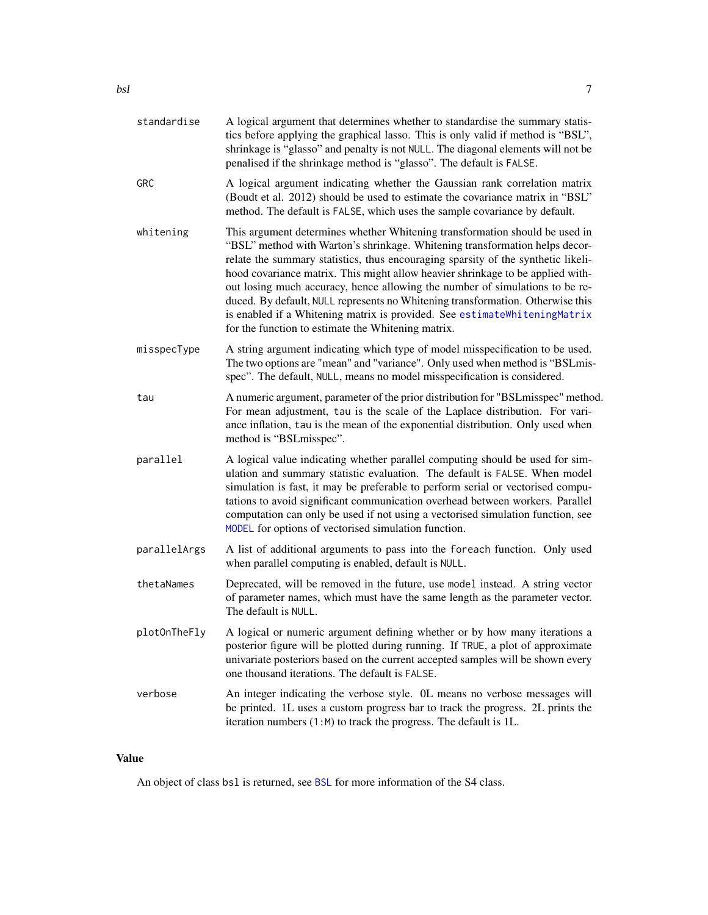| | |
|---|---|
| standardise | A logical argument that determines whether to standardise the summary statistics before applying the graphical lasso. This is only valid if method is "BSL", shrinkage is "glasso" and penalty is not NULL. The diagonal elements will not be penalised if the shrinkage method is "glasso". The default is FALSE. |
| GRC | A logical argument indicating whether the Gaussian rank correlation matrix (Boudt et al. 2012) should be used to estimate the covariance matrix in "BSL" method. The default is FALSE, which uses the sample covariance by default. |
| whitening | This argument determines whether Whitening transformation should be used in "BSL" method with Warton's shrinkage. Whitening transformation helps decorrelate the summary statistics, thus encouraging sparsity of the synthetic likelihood covariance matrix. This might allow heavier shrinkage to be applied without losing much accuracy, hence allowing the number of simulations to be reduced. By default, NULL represents no Whitening transformation. Otherwise this is enabled if a Whitening matrix is provided. See estimateWhiteningMatrix for the function to estimate the Whitening matrix. |
| misspecType | A string argument indicating which type of model misspecification to be used. The two options are "mean" and "variance". Only used when method is "BSLmisspec". The default, NULL, means no model misspecification is considered. |
| tau | A numeric argument, parameter of the prior distribution for "BSLmisspec" method. For mean adjustment, tau is the scale of the Laplace distribution. For variance inflation, tau is the mean of the exponential distribution. Only used when method is "BSLmisspec". |
| parallel | A logical value indicating whether parallel computing should be used for simulation and summary statistic evaluation. The default is FALSE. When model simulation is fast, it may be preferable to perform serial or vectorised computations to avoid significant communication overhead between workers. Parallel computation can only be used if not using a vectorised simulation function, see MODEL for options of vectorised simulation function. |
| parallelArgs | A list of additional arguments to pass into the foreach function. Only used when parallel computing is enabled, default is NULL. |
| thetaNames | Deprecated, will be removed in the future, use model instead. A string vector of parameter names, which must have the same length as the parameter vector. The default is NULL. |
| plotOnTheFly | A logical or numeric argument defining whether or by how many iterations a posterior figure will be plotted during running. If TRUE, a plot of approximate univariate posteriors based on the current accepted samples will be shown every one thousand iterations. The default is FALSE. |
| verbose | An integer indicating the verbose style. 0L means no verbose messages will be printed. 1L uses a custom progress bar to track the progress. 2L prints the iteration numbers (1:M) to track the progress. The default is 1L. |

## Value

An object of class bsl is returned, see BSL for more information of the S4 class.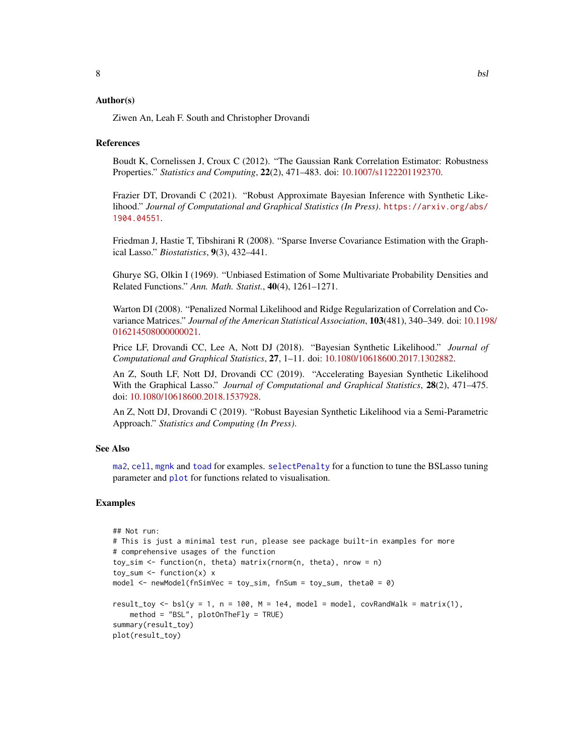## Author(s)

Ziwen An, Leah F. South and Christopher Drovandi

## References

Boudt K, Cornelissen J, Croux C (2012). "The Gaussian Rank Correlation Estimator: Robustness Properties." *Statistics and Computing*, **22**(2), 471–483. doi: 10.1007/s1122201192370.

Frazier DT, Drovandi C (2021). "Robust Approximate Bayesian Inference with Synthetic Likelihood." *Journal of Computational and Graphical Statistics (In Press)*. `https://arxiv.org/abs/1904.04551`.

Friedman J, Hastie T, Tibshirani R (2008). "Sparse Inverse Covariance Estimation with the Graphical Lasso." *Biostatistics*, **9**(3), 432–441.

Ghurye SG, Olkin I (1969). "Unbiased Estimation of Some Multivariate Probability Densities and Related Functions." *Ann. Math. Statist.*, **40**(4), 1261–1271.

Warton DI (2008). "Penalized Normal Likelihood and Ridge Regularization of Correlation and Covariance Matrices." *Journal of the American Statistical Association*, **103**(481), 340–349. doi: 10.1198/016214508000000021.

Price LF, Drovandi CC, Lee A, Nott DJ (2018). "Bayesian Synthetic Likelihood." *Journal of Computational and Graphical Statistics*, **27**, 1–11. doi: 10.1080/10618600.2017.1302882.

An Z, South LF, Nott DJ, Drovandi CC (2019). "Accelerating Bayesian Synthetic Likelihood With the Graphical Lasso." *Journal of Computational and Graphical Statistics*, **28**(2), 471–475. doi: 10.1080/10618600.2018.1537928.

An Z, Nott DJ, Drovandi C (2019). "Robust Bayesian Synthetic Likelihood via a Semi-Parametric Approach." *Statistics and Computing (In Press)*.

## See Also

`ma2`, `cell`, `mgnk` and `toad` for examples. `selectPenalty` for a function to tune the BSLasso tuning parameter and `plot` for functions related to visualisation.

## Examples

```
## Not run:
# This is just a minimal test run, please see package built-in examples for more
# comprehensive usages of the function
toy_sim <- function(n, theta) matrix(rnorm(n, theta), nrow = n)
toy_sum <- function(x) x
model <- newModel(fnSimVec = toy_sim, fnSum = toy_sum, theta0 = 0)

result_toy <- bsl(y = 1, n = 100, M = 1e4, model = model, covRandWalk = matrix(1),
    method = "BSL", plotOnTheFly = TRUE)
summary(result_toy)
plot(result_toy)
```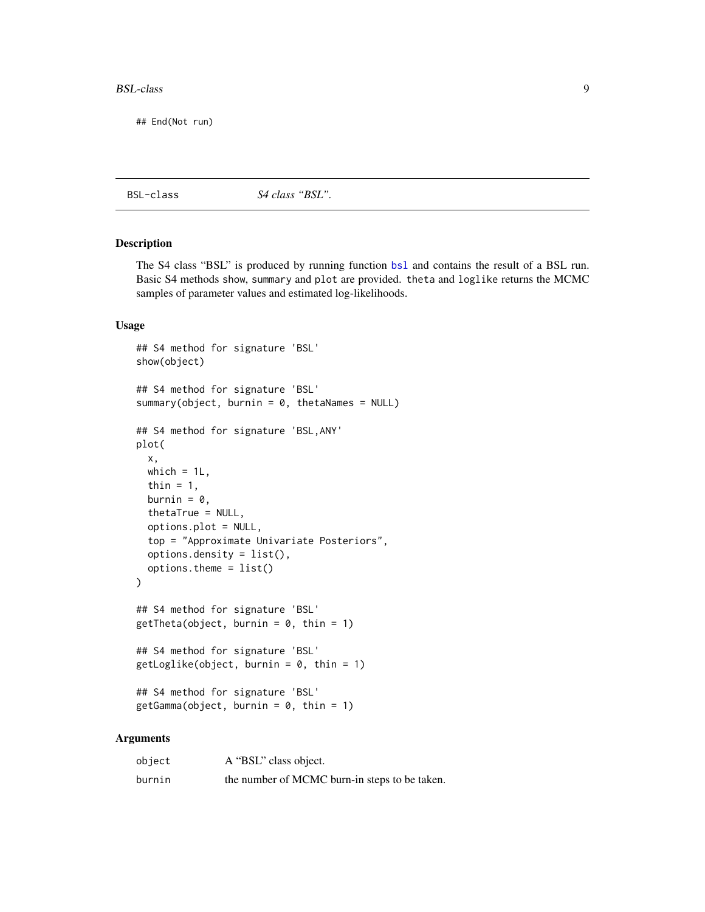```
## End(Not run)
```

---

BSL-class *S4 class "BSL".*

---

## Description

The S4 class "BSL" is produced by running function bsl and contains the result of a BSL run. Basic S4 methods show, summary and plot are provided. theta and loglike returns the MCMC samples of parameter values and estimated log-likelihoods.

## Usage

```
## S4 method for signature 'BSL'
show(object)

## S4 method for signature 'BSL'
summary(object, burnin = 0, thetaNames = NULL)

## S4 method for signature 'BSL,ANY'
plot(
  x,
  which = 1L,
  thin = 1,
  burnin = 0,
  thetaTrue = NULL,
  options.plot = NULL,
  top = "Approximate Univariate Posteriors",
  options.density = list(),
  options.theme = list()
)

## S4 method for signature 'BSL'
getTheta(object, burnin = 0, thin = 1)

## S4 method for signature 'BSL'
getLoglike(object, burnin = 0, thin = 1)

## S4 method for signature 'BSL'
getGamma(object, burnin = 0, thin = 1)
```

## Arguments

| | |
|---|---|
| object | A "BSL" class object. |
| burnin | the number of MCMC burn-in steps to be taken. |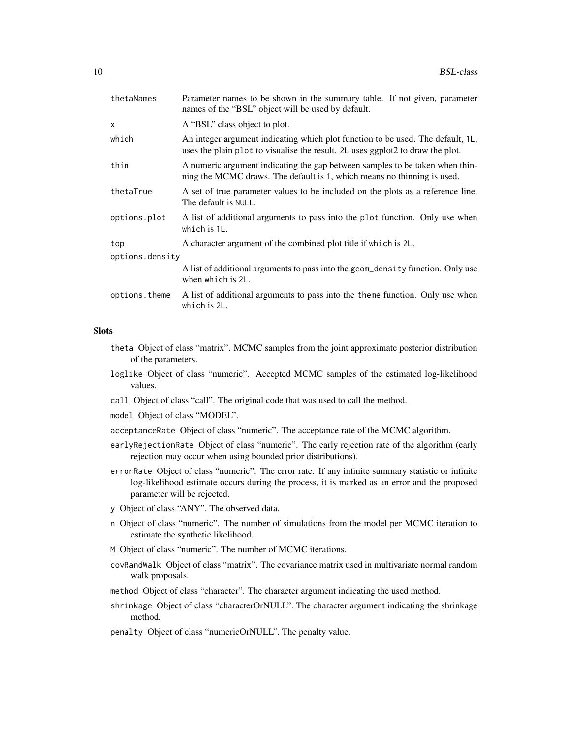| | |
|---|---|
| thetaNames | Parameter names to be shown in the summary table. If not given, parameter names of the "BSL" object will be used by default. |
| x | A "BSL" class object to plot. |
| which | An integer argument indicating which plot function to be used. The default, 1L, uses the plain plot to visualise the result. 2L uses ggplot2 to draw the plot. |
| thin | A numeric argument indicating the gap between samples to be taken when thinning the MCMC draws. The default is 1, which means no thinning is used. |
| thetaTrue | A set of true parameter values to be included on the plots as a reference line. The default is NULL. |
| options.plot | A list of additional arguments to pass into the plot function. Only use when which is 1L. |
| top | A character argument of the combined plot title if which is 2L. |
| options.density | A list of additional arguments to pass into the geom_density function. Only use when which is 2L. |
| options.theme | A list of additional arguments to pass into the theme function. Only use when which is 2L. |

## Slots

- `theta` Object of class "matrix". MCMC samples from the joint approximate posterior distribution of the parameters.
- `loglike` Object of class "numeric". Accepted MCMC samples of the estimated log-likelihood values.
- `call` Object of class "call". The original code that was used to call the method.
- `model` Object of class "MODEL".
- `acceptanceRate` Object of class "numeric". The acceptance rate of the MCMC algorithm.
- `earlyRejectionRate` Object of class "numeric". The early rejection rate of the algorithm (early rejection may occur when using bounded prior distributions).
- `errorRate` Object of class "numeric". The error rate. If any infinite summary statistic or infinite log-likelihood estimate occurs during the process, it is marked as an error and the proposed parameter will be rejected.
- `y` Object of class "ANY". The observed data.
- `n` Object of class "numeric". The number of simulations from the model per MCMC iteration to estimate the synthetic likelihood.
- `M` Object of class "numeric". The number of MCMC iterations.
- `covRandWalk` Object of class "matrix". The covariance matrix used in multivariate normal random walk proposals.
- `method` Object of class "character". The character argument indicating the used method.
- `shrinkage` Object of class "characterOrNULL". The character argument indicating the shrinkage method.
- `penalty` Object of class "numericOrNULL". The penalty value.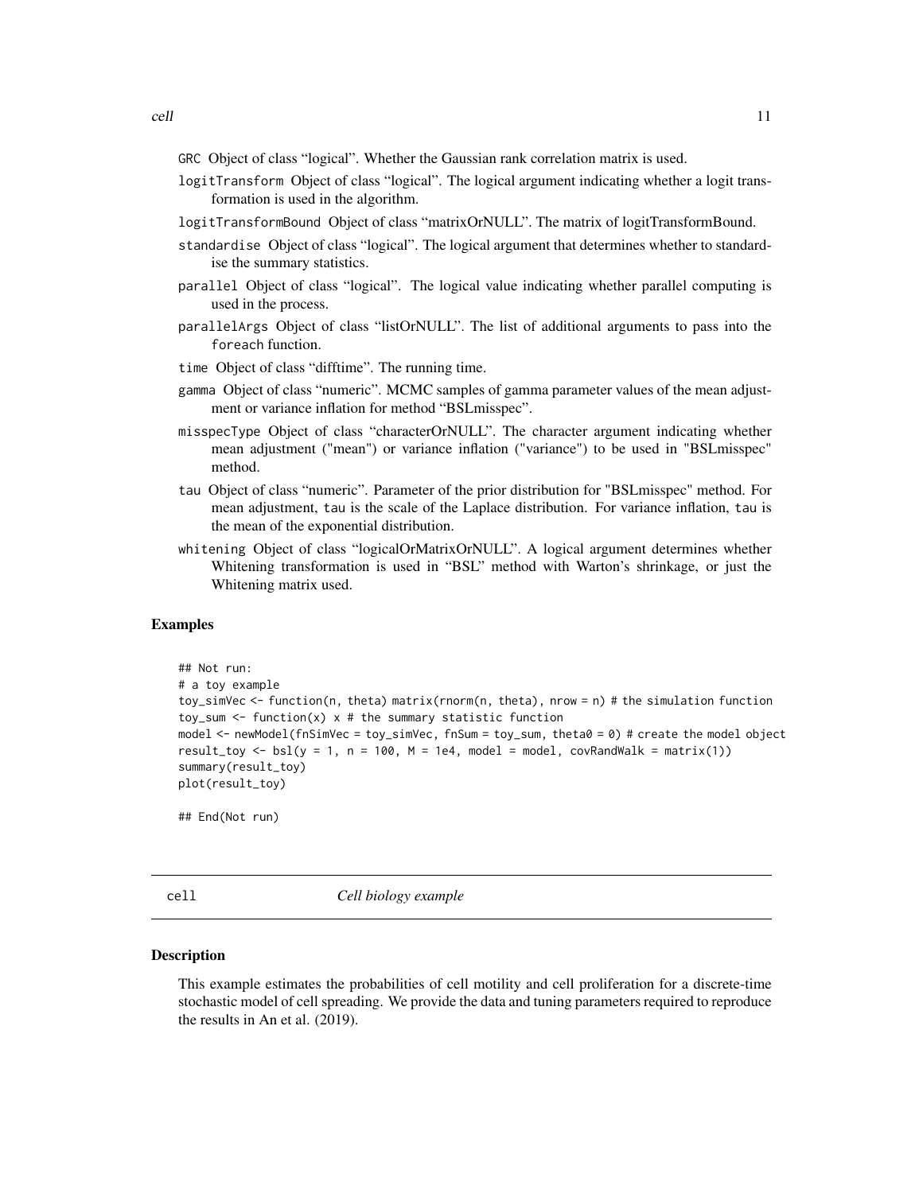GRC Object of class “logical”. Whether the Gaussian rank correlation matrix is used.

logitTransform Object of class “logical”. The logical argument indicating whether a logit transformation is used in the algorithm.

logitTransformBound Object of class “matrixOrNULL”. The matrix of logitTransformBound.

standardise Object of class “logical”. The logical argument that determines whether to standardise the summary statistics.

parallel Object of class “logical”. The logical value indicating whether parallel computing is used in the process.

parallelArgs Object of class “listOrNULL”. The list of additional arguments to pass into the foreach function.

time Object of class “difftime”. The running time.

gamma Object of class “numeric”. MCMC samples of gamma parameter values of the mean adjustment or variance inflation for method “BSLmisspec”.

misspecType Object of class “characterOrNULL”. The character argument indicating whether mean adjustment ("mean") or variance inflation ("variance") to be used in "BSLmisspec" method.

tau Object of class “numeric”. Parameter of the prior distribution for "BSLmisspec" method. For mean adjustment, tau is the scale of the Laplace distribution. For variance inflation, tau is the mean of the exponential distribution.

whitening Object of class “logicalOrMatrixOrNULL”. A logical argument determines whether Whitening transformation is used in “BSL” method with Warton’s shrinkage, or just the Whitening matrix used.

## Examples

```
## Not run:
# a toy example
toy_simVec <- function(n, theta) matrix(rnorm(n, theta), nrow = n) # the simulation function
toy_sum <- function(x) x # the summary statistic function
model <- newModel(fnSimVec = toy_simVec, fnSum = toy_sum, theta0 = 0) # create the model object
result_toy <- bsl(y = 1, n = 100, M = 1e4, model = model, covRandWalk = matrix(1))
summary(result_toy)
plot(result_toy)

## End(Not run)
```

---

# cell *Cell biology example*

## Description

This example estimates the probabilities of cell motility and cell proliferation for a discrete-time stochastic model of cell spreading. We provide the data and tuning parameters required to reproduce the results in An et al. (2019).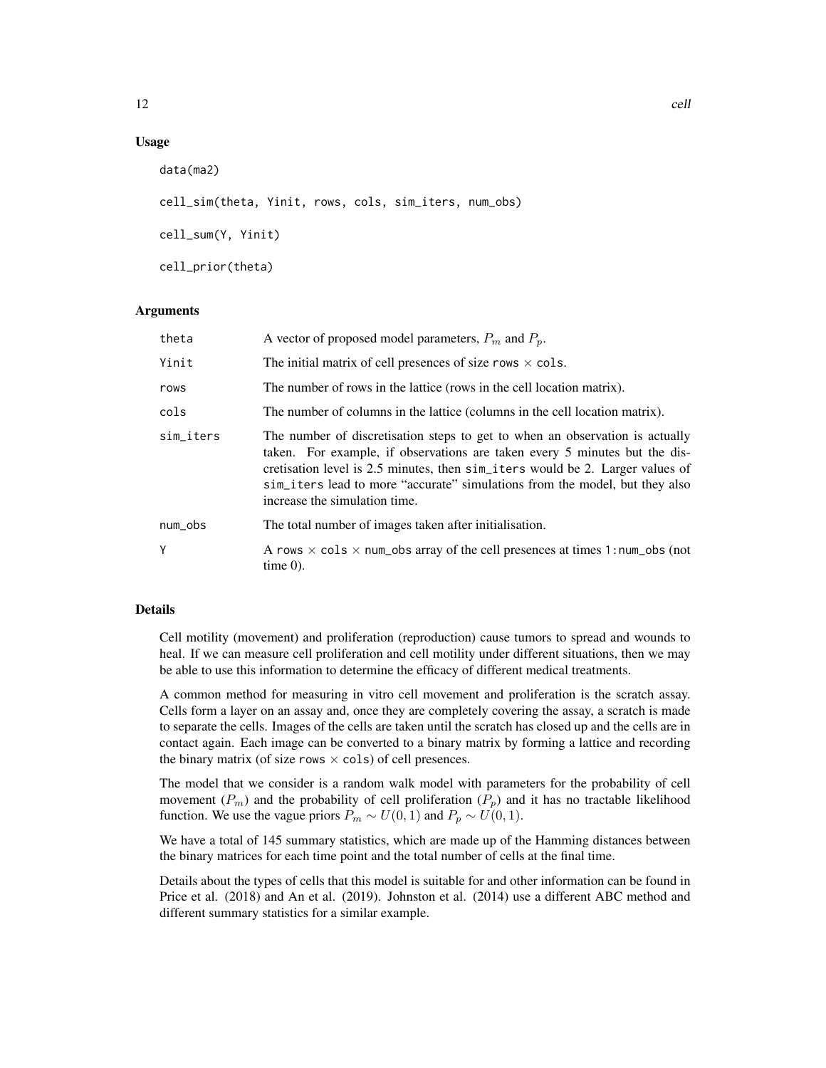## Usage

```
data(ma2)

cell_sim(theta, Yinit, rows, cols, sim_iters, num_obs)

cell_sum(Y, Yinit)

cell_prior(theta)
```

## Arguments

| | |
|---|---|
| theta | A vector of proposed model parameters, $P_m$ and $P_p$. |
| Yinit | The initial matrix of cell presences of size rows $\times$ cols. |
| rows | The number of rows in the lattice (rows in the cell location matrix). |
| cols | The number of columns in the lattice (columns in the cell location matrix). |
| sim_iters | The number of discretisation steps to get to when an observation is actually taken. For example, if observations are taken every 5 minutes but the discretisation level is 2.5 minutes, then sim_iters would be 2. Larger values of sim_iters lead to more "accurate" simulations from the model, but they also increase the simulation time. |
| num_obs | The total number of images taken after initialisation. |
| Y | A rows $\times$ cols $\times$ num_obs array of the cell presences at times 1:num_obs (not time 0). |

## Details

Cell motility (movement) and proliferation (reproduction) cause tumors to spread and wounds to heal. If we can measure cell proliferation and cell motility under different situations, then we may be able to use this information to determine the efficacy of different medical treatments.

A common method for measuring in vitro cell movement and proliferation is the scratch assay. Cells form a layer on an assay and, once they are completely covering the assay, a scratch is made to separate the cells. Images of the cells are taken until the scratch has closed up and the cells are in contact again. Each image can be converted to a binary matrix by forming a lattice and recording the binary matrix (of size rows $\times$ cols) of cell presences.

The model that we consider is a random walk model with parameters for the probability of cell movement ($P_m$) and the probability of cell proliferation ($P_p$) and it has no tractable likelihood function. We use the vague priors $P_m \sim U(0,1)$ and $P_p \sim U(0,1)$.

We have a total of 145 summary statistics, which are made up of the Hamming distances between the binary matrices for each time point and the total number of cells at the final time.

Details about the types of cells that this model is suitable for and other information can be found in Price et al. (2018) and An et al. (2019). Johnston et al. (2014) use a different ABC method and different summary statistics for a similar example.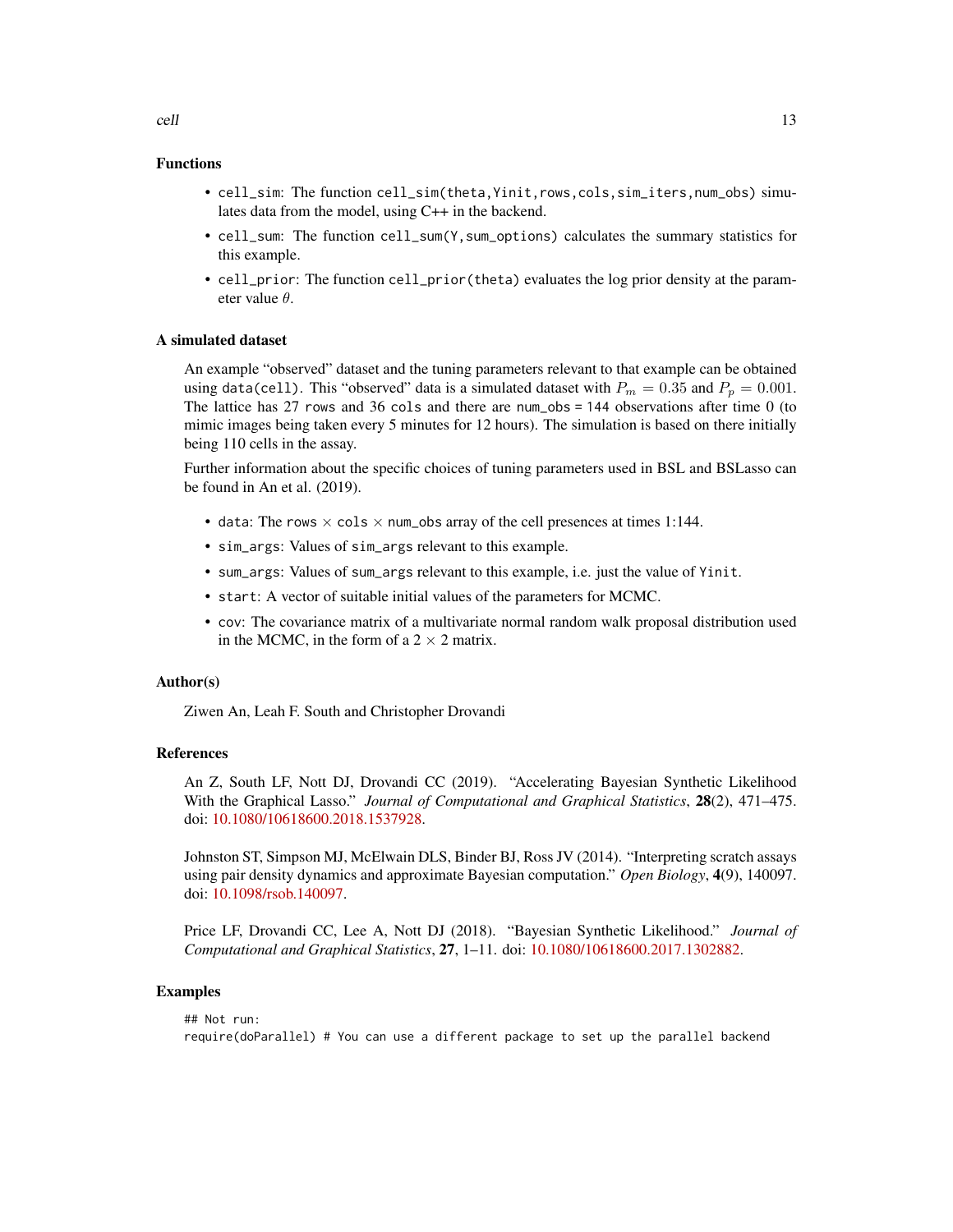### Functions

- `cell_sim`: The function `cell_sim(theta,Yinit,rows,cols,sim_iters,num_obs)` simulates data from the model, using C++ in the backend.
- `cell_sum`: The function `cell_sum(Y,sum_options)` calculates the summary statistics for this example.
- `cell_prior`: The function `cell_prior(theta)` evaluates the log prior density at the parameter value $\theta$.

### A simulated dataset

An example "observed" dataset and the tuning parameters relevant to that example can be obtained using `data(cell)`. This "observed" data is a simulated dataset with $P_m = 0.35$ and $P_p = 0.001$. The lattice has 27 `rows` and 36 `cols` and there are `num_obs = 144` observations after time 0 (to mimic images being taken every 5 minutes for 12 hours). The simulation is based on there initially being 110 cells in the assay.

Further information about the specific choices of tuning parameters used in BSL and BSLasso can be found in An et al. (2019).

- `data`: The `rows` $\times$ `cols` $\times$ `num_obs` array of the cell presences at times 1:144.
- `sim_args`: Values of `sim_args` relevant to this example.
- `sum_args`: Values of `sum_args` relevant to this example, i.e. just the value of `Yinit`.
- `start`: A vector of suitable initial values of the parameters for MCMC.
- `cov`: The covariance matrix of a multivariate normal random walk proposal distribution used in the MCMC, in the form of a $2 \times 2$ matrix.

### Author(s)

Ziwen An, Leah F. South and Christopher Drovandi

### References

An Z, South LF, Nott DJ, Drovandi CC (2019). "Accelerating Bayesian Synthetic Likelihood With the Graphical Lasso." *Journal of Computational and Graphical Statistics*, **28**(2), 471–475. doi: 10.1080/10618600.2018.1537928.

Johnston ST, Simpson MJ, McElwain DLS, Binder BJ, Ross JV (2014). "Interpreting scratch assays using pair density dynamics and approximate Bayesian computation." *Open Biology*, **4**(9), 140097. doi: 10.1098/rsob.140097.

Price LF, Drovandi CC, Lee A, Nott DJ (2018). "Bayesian Synthetic Likelihood." *Journal of Computational and Graphical Statistics*, **27**, 1–11. doi: 10.1080/10618600.2017.1302882.

### Examples

```
## Not run:
require(doParallel) # You can use a different package to set up the parallel backend
```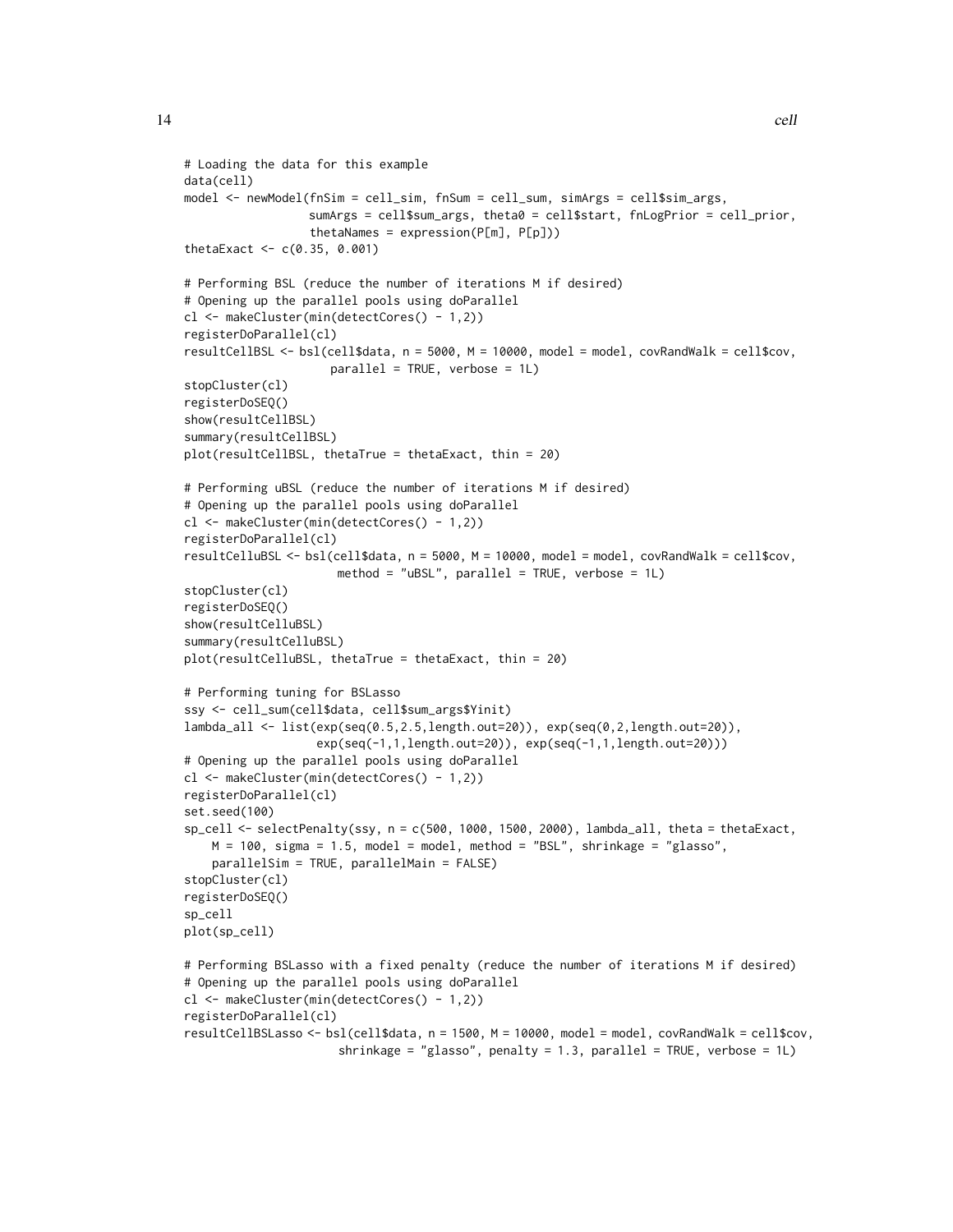```r
# Loading the data for this example
data(cell)
model <- newModel(fnSim = cell_sim, fnSum = cell_sum, simArgs = cell$sim_args,
                  sumArgs = cell$sum_args, theta0 = cell$start, fnLogPrior = cell_prior,
                  thetaNames = expression(P[m], P[p]))
thetaExact <- c(0.35, 0.001)

# Performing BSL (reduce the number of iterations M if desired)
# Opening up the parallel pools using doParallel
cl <- makeCluster(min(detectCores() - 1,2))
registerDoParallel(cl)
resultCellBSL <- bsl(cell$data, n = 5000, M = 10000, model = model, covRandWalk = cell$cov,
                     parallel = TRUE, verbose = 1L)
stopCluster(cl)
registerDoSEQ()
show(resultCellBSL)
summary(resultCellBSL)
plot(resultCellBSL, thetaTrue = thetaExact, thin = 20)

# Performing uBSL (reduce the number of iterations M if desired)
# Opening up the parallel pools using doParallel
cl <- makeCluster(min(detectCores() - 1,2))
registerDoParallel(cl)
resultCelluBSL <- bsl(cell$data, n = 5000, M = 10000, model = model, covRandWalk = cell$cov,
                      method = "uBSL", parallel = TRUE, verbose = 1L)
stopCluster(cl)
registerDoSEQ()
show(resultCelluBSL)
summary(resultCelluBSL)
plot(resultCelluBSL, thetaTrue = thetaExact, thin = 20)

# Performing tuning for BSLasso
ssy <- cell_sum(cell$data, cell$sum_args$Yinit)
lambda_all <- list(exp(seq(0.5,2.5,length.out=20)), exp(seq(0,2,length.out=20)),
                   exp(seq(-1,1,length.out=20)), exp(seq(-1,1,length.out=20)))
# Opening up the parallel pools using doParallel
cl <- makeCluster(min(detectCores() - 1,2))
registerDoParallel(cl)
set.seed(100)
sp_cell <- selectPenalty(ssy, n = c(500, 1000, 1500, 2000), lambda_all, theta = thetaExact,
    M = 100, sigma = 1.5, model = model, method = "BSL", shrinkage = "glasso",
    parallelSim = TRUE, parallelMain = FALSE)
stopCluster(cl)
registerDoSEQ()
sp_cell
plot(sp_cell)

# Performing BSLasso with a fixed penalty (reduce the number of iterations M if desired)
# Opening up the parallel pools using doParallel
cl <- makeCluster(min(detectCores() - 1,2))
registerDoParallel(cl)
resultCellBSLasso <- bsl(cell$data, n = 1500, M = 10000, model = model, covRandWalk = cell$cov,
                      shrinkage = "glasso", penalty = 1.3, parallel = TRUE, verbose = 1L)
```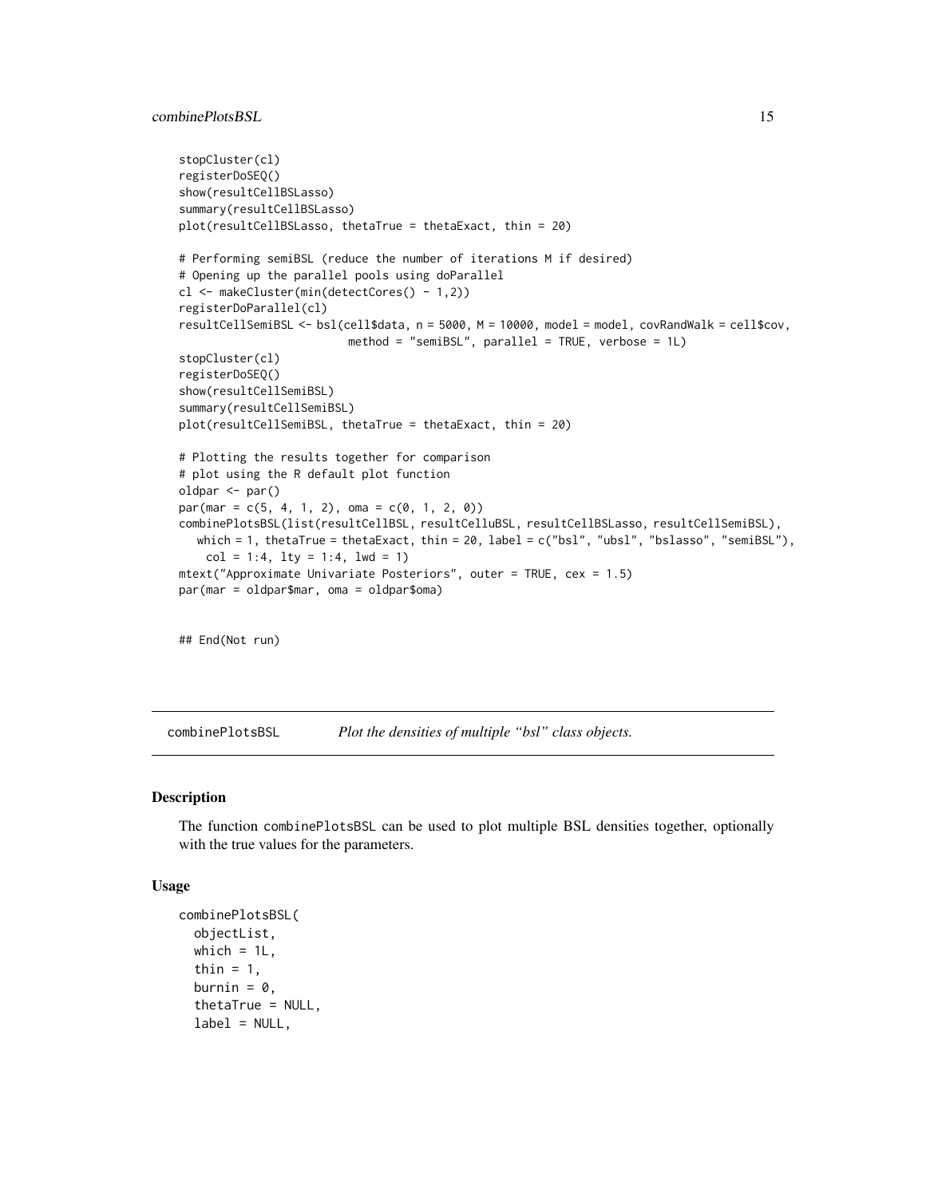```
stopCluster(cl)
registerDoSEQ()
show(resultCellBSLasso)
summary(resultCellBSLasso)
plot(resultCellBSLasso, thetaTrue = thetaExact, thin = 20)

# Performing semiBSL (reduce the number of iterations M if desired)
# Opening up the parallel pools using doParallel
cl <- makeCluster(min(detectCores() - 1,2))
registerDoParallel(cl)
resultCellSemiBSL <- bsl(cell$data, n = 5000, M = 10000, model = model, covRandWalk = cell$cov,
                         method = "semiBSL", parallel = TRUE, verbose = 1L)
stopCluster(cl)
registerDoSEQ()
show(resultCellSemiBSL)
summary(resultCellSemiBSL)
plot(resultCellSemiBSL, thetaTrue = thetaExact, thin = 20)

# Plotting the results together for comparison
# plot using the R default plot function
oldpar <- par()
par(mar = c(5, 4, 1, 2), oma = c(0, 1, 2, 0))
combinePlotsBSL(list(resultCellBSL, resultCelluBSL, resultCellBSLasso, resultCellSemiBSL),
   which = 1, thetaTrue = thetaExact, thin = 20, label = c("bsl", "ubsl", "bslasso", "semiBSL"),
    col = 1:4, lty = 1:4, lwd = 1)
mtext("Approximate Univariate Posteriors", outer = TRUE, cex = 1.5)
par(mar = oldpar$mar, oma = oldpar$oma)


## End(Not run)
```

## combinePlotsBSL — *Plot the densities of multiple "bsl" class objects.*

### Description

The function combinePlotsBSL can be used to plot multiple BSL densities together, optionally with the true values for the parameters.

### Usage

```
combinePlotsBSL(
  objectList,
  which = 1L,
  thin = 1,
  burnin = 0,
  thetaTrue = NULL,
  label = NULL,
```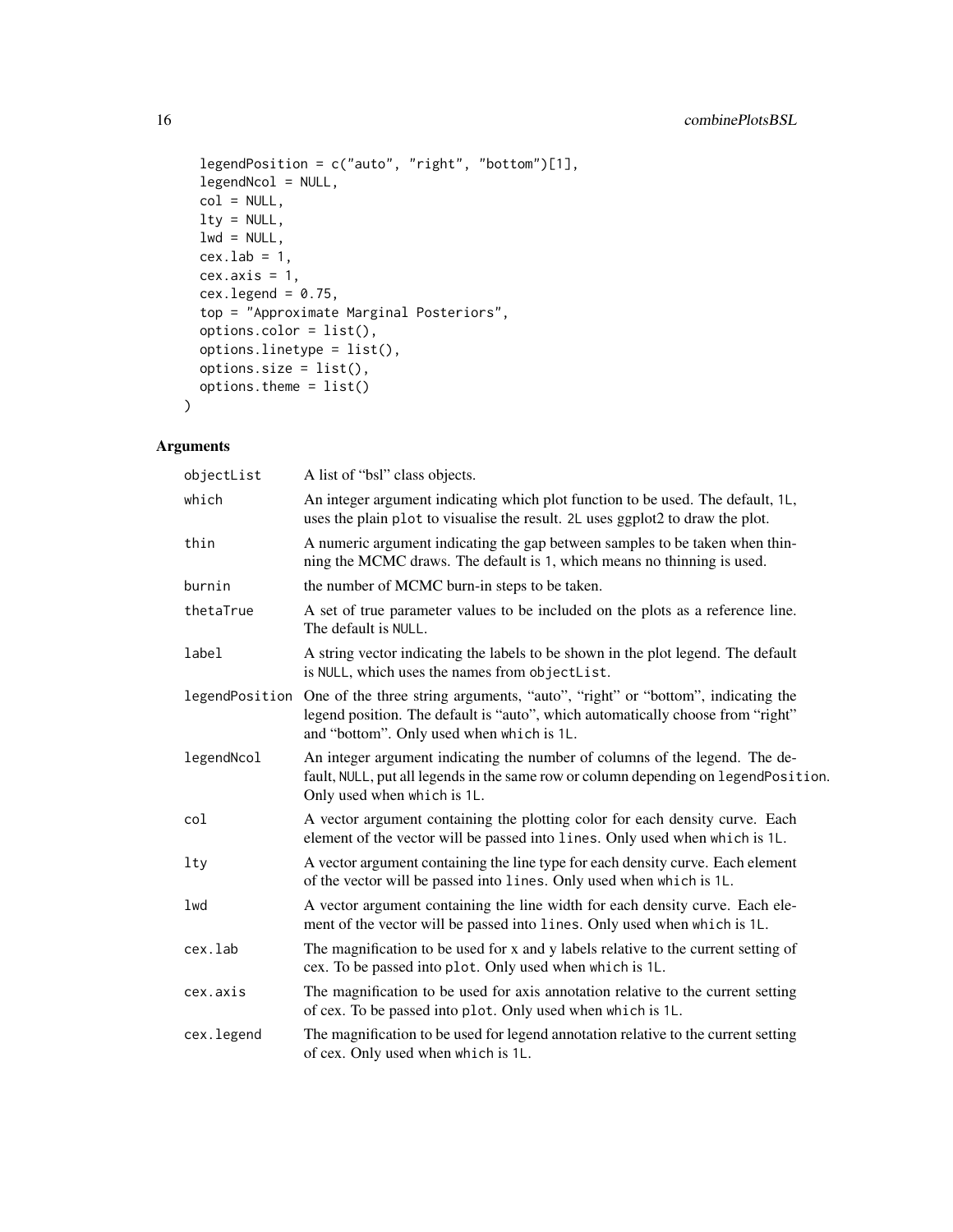```
  legendPosition = c("auto", "right", "bottom")[1],
  legendNcol = NULL,
  col = NULL,
  lty = NULL,
  lwd = NULL,
  cex.lab = 1,
  cex.axis = 1,
  cex.legend = 0.75,
  top = "Approximate Marginal Posteriors",
  options.color = list(),
  options.linetype = list(),
  options.size = list(),
  options.theme = list()
)
```

## Arguments

| | |
|---|---|
| objectList | A list of "bsl" class objects. |
| which | An integer argument indicating which plot function to be used. The default, 1L, uses the plain plot to visualise the result. 2L uses ggplot2 to draw the plot. |
| thin | A numeric argument indicating the gap between samples to be taken when thinning the MCMC draws. The default is 1, which means no thinning is used. |
| burnin | the number of MCMC burn-in steps to be taken. |
| thetaTrue | A set of true parameter values to be included on the plots as a reference line. The default is NULL. |
| label | A string vector indicating the labels to be shown in the plot legend. The default is NULL, which uses the names from objectList. |
| legendPosition | One of the three string arguments, "auto", "right" or "bottom", indicating the legend position. The default is "auto", which automatically choose from "right" and "bottom". Only used when which is 1L. |
| legendNcol | An integer argument indicating the number of columns of the legend. The default, NULL, put all legends in the same row or column depending on legendPosition. Only used when which is 1L. |
| col | A vector argument containing the plotting color for each density curve. Each element of the vector will be passed into lines. Only used when which is 1L. |
| lty | A vector argument containing the line type for each density curve. Each element of the vector will be passed into lines. Only used when which is 1L. |
| lwd | A vector argument containing the line width for each density curve. Each element of the vector will be passed into lines. Only used when which is 1L. |
| cex.lab | The magnification to be used for x and y labels relative to the current setting of cex. To be passed into plot. Only used when which is 1L. |
| cex.axis | The magnification to be used for axis annotation relative to the current setting of cex. To be passed into plot. Only used when which is 1L. |
| cex.legend | The magnification to be used for legend annotation relative to the current setting of cex. Only used when which is 1L. |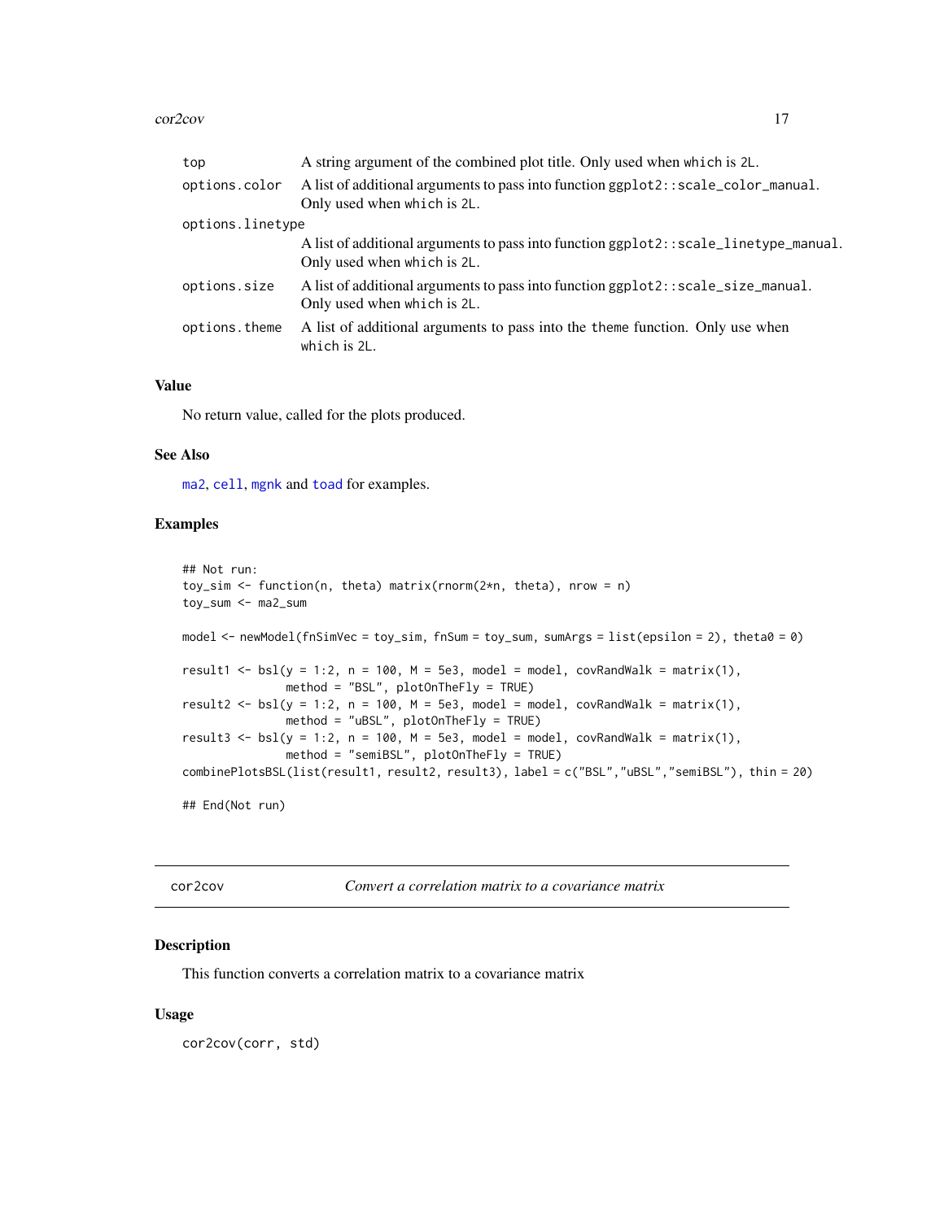| | |
|---|---|
| top | A string argument of the combined plot title. Only used when which is 2L. |
| options.color | A list of additional arguments to pass into function ggplot2::scale_color_manual. Only used when which is 2L. |
| options.linetype | A list of additional arguments to pass into function ggplot2::scale_linetype_manual. Only used when which is 2L. |
| options.size | A list of additional arguments to pass into function ggplot2::scale_size_manual. Only used when which is 2L. |
| options.theme | A list of additional arguments to pass into the theme function. Only use when which is 2L. |

### Value

No return value, called for the plots produced.

### See Also

ma2, cell, mgnk and toad for examples.

### Examples

```
## Not run:
toy_sim <- function(n, theta) matrix(rnorm(2*n, theta), nrow = n)
toy_sum <- ma2_sum

model <- newModel(fnSimVec = toy_sim, fnSum = toy_sum, sumArgs = list(epsilon = 2), theta0 = 0)

result1 <- bsl(y = 1:2, n = 100, M = 5e3, model = model, covRandWalk = matrix(1),
               method = "BSL", plotOnTheFly = TRUE)
result2 <- bsl(y = 1:2, n = 100, M = 5e3, model = model, covRandWalk = matrix(1),
               method = "uBSL", plotOnTheFly = TRUE)
result3 <- bsl(y = 1:2, n = 100, M = 5e3, model = model, covRandWalk = matrix(1),
               method = "semiBSL", plotOnTheFly = TRUE)
combinePlotsBSL(list(result1, result2, result3), label = c("BSL","uBSL","semiBSL"), thin = 20)

## End(Not run)
```

---

## cor2cov — *Convert a correlation matrix to a covariance matrix*

### Description

This function converts a correlation matrix to a covariance matrix

### Usage

```
cor2cov(corr, std)
```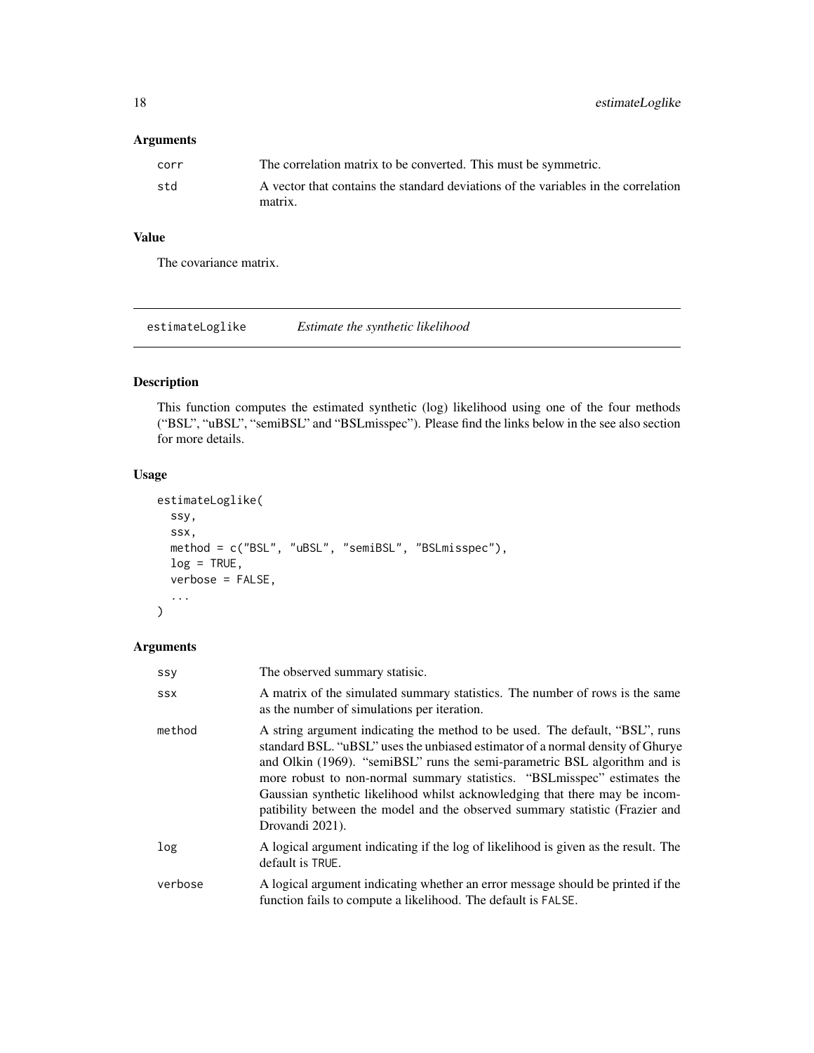### Arguments

| | |
|---|---|
| corr | The correlation matrix to be converted. This must be symmetric. |
| std | A vector that contains the standard deviations of the variables in the correlation matrix. |

### Value

The covariance matrix.

---

## estimateLoglike — *Estimate the synthetic likelihood*

### Description

This function computes the estimated synthetic (log) likelihood using one of the four methods ("BSL", "uBSL", "semiBSL" and "BSLmisspec"). Please find the links below in the see also section for more details.

### Usage

```
estimateLoglike(
  ssy,
  ssx,
  method = c("BSL", "uBSL", "semiBSL", "BSLmisspec"),
  log = TRUE,
  verbose = FALSE,
  ...
)
```

### Arguments

| | |
|---|---|
| ssy | The observed summary statisic. |
| ssx | A matrix of the simulated summary statistics. The number of rows is the same as the number of simulations per iteration. |
| method | A string argument indicating the method to be used. The default, "BSL", runs standard BSL. "uBSL" uses the unbiased estimator of a normal density of Ghurye and Olkin (1969). "semiBSL" runs the semi-parametric BSL algorithm and is more robust to non-normal summary statistics. "BSLmisspec" estimates the Gaussian synthetic likelihood whilst acknowledging that there may be incompatibility between the model and the observed summary statistic (Frazier and Drovandi 2021). |
| log | A logical argument indicating if the log of likelihood is given as the result. The default is TRUE. |
| verbose | A logical argument indicating whether an error message should be printed if the function fails to compute a likelihood. The default is FALSE. |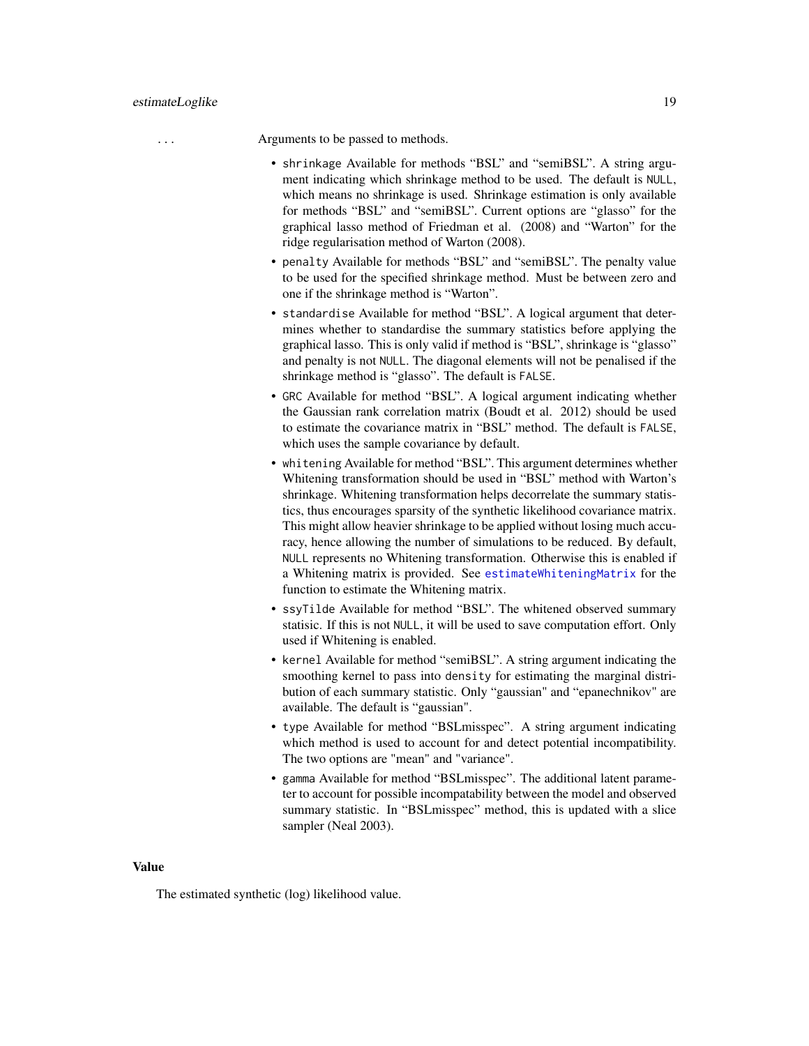... Arguments to be passed to methods.

- `shrinkage` Available for methods "BSL" and "semiBSL". A string argument indicating which shrinkage method to be used. The default is `NULL`, which means no shrinkage is used. Shrinkage estimation is only available for methods "BSL" and "semiBSL". Current options are "glasso" for the graphical lasso method of Friedman et al. (2008) and "Warton" for the ridge regularisation method of Warton (2008).
- `penalty` Available for methods "BSL" and "semiBSL". The penalty value to be used for the specified shrinkage method. Must be between zero and one if the shrinkage method is "Warton".
- `standardise` Available for method "BSL". A logical argument that determines whether to standardise the summary statistics before applying the graphical lasso. This is only valid if method is "BSL", shrinkage is "glasso" and penalty is not `NULL`. The diagonal elements will not be penalised if the shrinkage method is "glasso". The default is `FALSE`.
- `GRC` Available for method "BSL". A logical argument indicating whether the Gaussian rank correlation matrix (Boudt et al. 2012) should be used to estimate the covariance matrix in "BSL" method. The default is `FALSE`, which uses the sample covariance by default.
- `whitening` Available for method "BSL". This argument determines whether Whitening transformation should be used in "BSL" method with Warton's shrinkage. Whitening transformation helps decorrelate the summary statistics, thus encourages sparsity of the synthetic likelihood covariance matrix. This might allow heavier shrinkage to be applied without losing much accuracy, hence allowing the number of simulations to be reduced. By default, `NULL` represents no Whitening transformation. Otherwise this is enabled if a Whitening matrix is provided. See `estimateWhiteningMatrix` for the function to estimate the Whitening matrix.
- `ssyTilde` Available for method "BSL". The whitened observed summary statisic. If this is not `NULL`, it will be used to save computation effort. Only used if Whitening is enabled.
- `kernel` Available for method "semiBSL". A string argument indicating the smoothing kernel to pass into `density` for estimating the marginal distribution of each summary statistic. Only "gaussian" and "epanechnikov" are available. The default is "gaussian".
- `type` Available for method "BSLmisspec". A string argument indicating which method is used to account for and detect potential incompatibility. The two options are "mean" and "variance".
- `gamma` Available for method "BSLmisspec". The additional latent parameter to account for possible incompatability between the model and observed summary statistic. In "BSLmisspec" method, this is updated with a slice sampler (Neal 2003).

## Value

The estimated synthetic (log) likelihood value.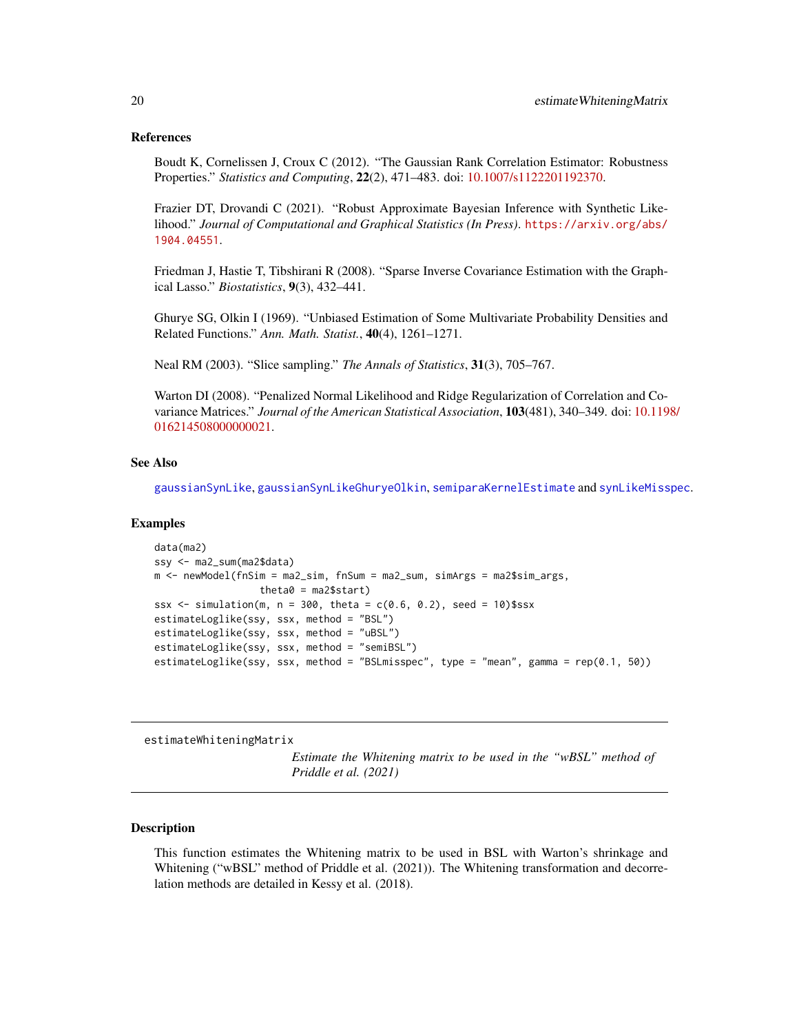### References

Boudt K, Cornelissen J, Croux C (2012). "The Gaussian Rank Correlation Estimator: Robustness Properties." *Statistics and Computing*, **22**(2), 471–483. doi: 10.1007/s1122201192370.

Frazier DT, Drovandi C (2021). "Robust Approximate Bayesian Inference with Synthetic Likelihood." *Journal of Computational and Graphical Statistics (In Press)*. https://arxiv.org/abs/1904.04551.

Friedman J, Hastie T, Tibshirani R (2008). "Sparse Inverse Covariance Estimation with the Graphical Lasso." *Biostatistics*, **9**(3), 432–441.

Ghurye SG, Olkin I (1969). "Unbiased Estimation of Some Multivariate Probability Densities and Related Functions." *Ann. Math. Statist.*, **40**(4), 1261–1271.

Neal RM (2003). "Slice sampling." *The Annals of Statistics*, **31**(3), 705–767.

Warton DI (2008). "Penalized Normal Likelihood and Ridge Regularization of Correlation and Covariance Matrices." *Journal of the American Statistical Association*, **103**(481), 340–349. doi: 10.1198/016214508000000021.

### See Also

gaussianSynLike, gaussianSynLikeGhuryeOlkin, semiparaKernelEstimate and synLikeMisspec.

### Examples

```
data(ma2)
ssy <- ma2_sum(ma2$data)
m <- newModel(fnSim = ma2_sim, fnSum = ma2_sum, simArgs = ma2$sim_args,
              theta0 = ma2$start)
ssx <- simulation(m, n = 300, theta = c(0.6, 0.2), seed = 10)$ssx
estimateLoglike(ssy, ssx, method = "BSL")
estimateLoglike(ssy, ssx, method = "uBSL")
estimateLoglike(ssy, ssx, method = "semiBSL")
estimateLoglike(ssy, ssx, method = "BSLmisspec", type = "mean", gamma = rep(0.1, 50))
```

---

## estimateWhiteningMatrix

*Estimate the Whitening matrix to be used in the "wBSL" method of Priddle et al. (2021)*

---

### Description

This function estimates the Whitening matrix to be used in BSL with Warton's shrinkage and Whitening ("wBSL" method of Priddle et al. (2021)). The Whitening transformation and decorrelation methods are detailed in Kessy et al. (2018).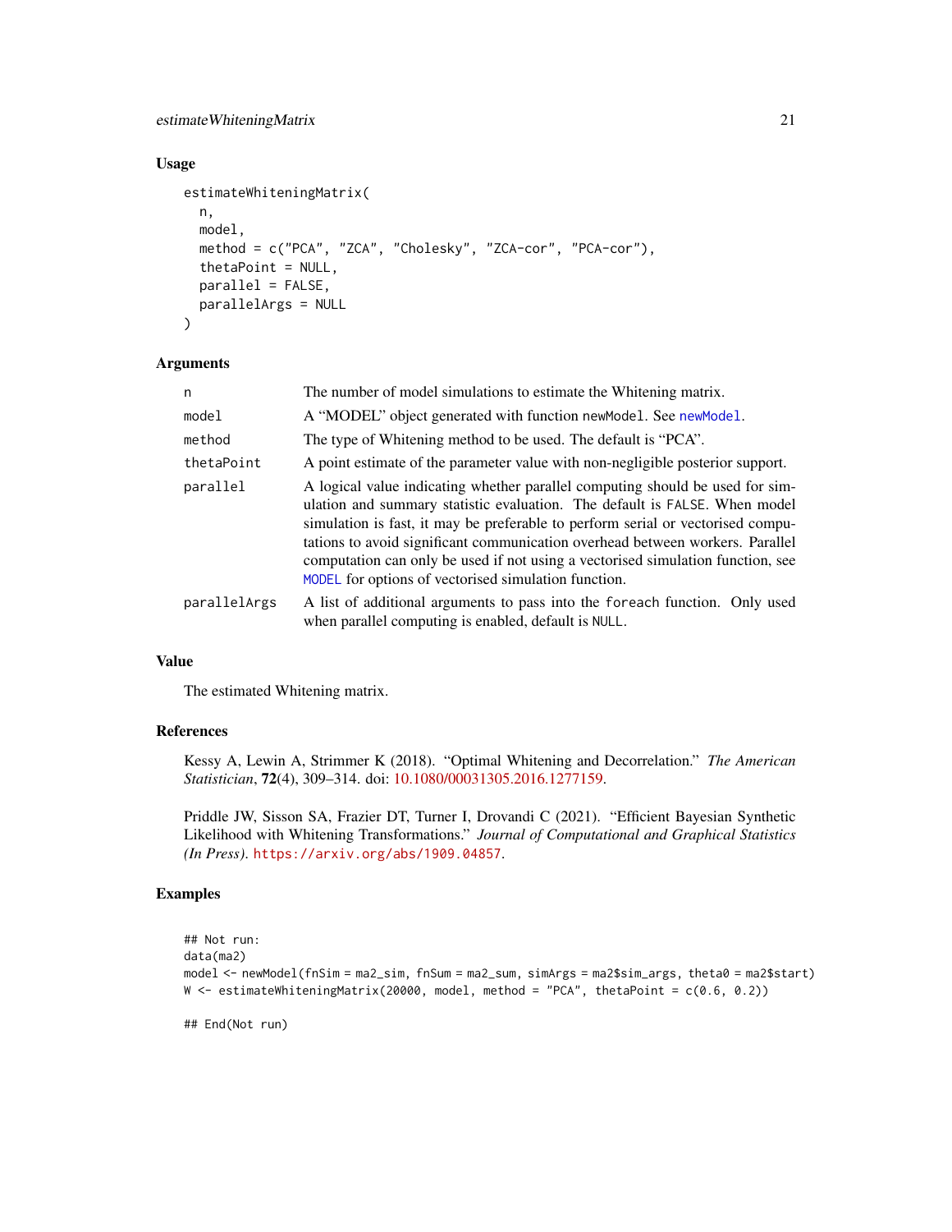### Usage

```
estimateWhiteningMatrix(
  n,
  model,
  method = c("PCA", "ZCA", "Cholesky", "ZCA-cor", "PCA-cor"),
  thetaPoint = NULL,
  parallel = FALSE,
  parallelArgs = NULL
)
```

### Arguments

| | |
|---|---|
| `n` | The number of model simulations to estimate the Whitening matrix. |
| `model` | A "MODEL" object generated with function `newModel`. See `newModel`. |
| `method` | The type of Whitening method to be used. The default is "PCA". |
| `thetaPoint` | A point estimate of the parameter value with non-negligible posterior support. |
| `parallel` | A logical value indicating whether parallel computing should be used for simulation and summary statistic evaluation. The default is `FALSE`. When model simulation is fast, it may be preferable to perform serial or vectorised computations to avoid significant communication overhead between workers. Parallel computation can only be used if not using a vectorised simulation function, see `MODEL` for options of vectorised simulation function. |
| `parallelArgs` | A list of additional arguments to pass into the `foreach` function. Only used when parallel computing is enabled, default is `NULL`. |

### Value

The estimated Whitening matrix.

### References

Kessy A, Lewin A, Strimmer K (2018). "Optimal Whitening and Decorrelation." *The American Statistician*, **72**(4), 309–314. doi: 10.1080/00031305.2016.1277159.

Priddle JW, Sisson SA, Frazier DT, Turner I, Drovandi C (2021). "Efficient Bayesian Synthetic Likelihood with Whitening Transformations." *Journal of Computational and Graphical Statistics (In Press)*. https://arxiv.org/abs/1909.04857.

### Examples

```
## Not run:
data(ma2)
model <- newModel(fnSim = ma2_sim, fnSum = ma2_sum, simArgs = ma2$sim_args, theta0 = ma2$start)
W <- estimateWhiteningMatrix(20000, model, method = "PCA", thetaPoint = c(0.6, 0.2))

## End(Not run)
```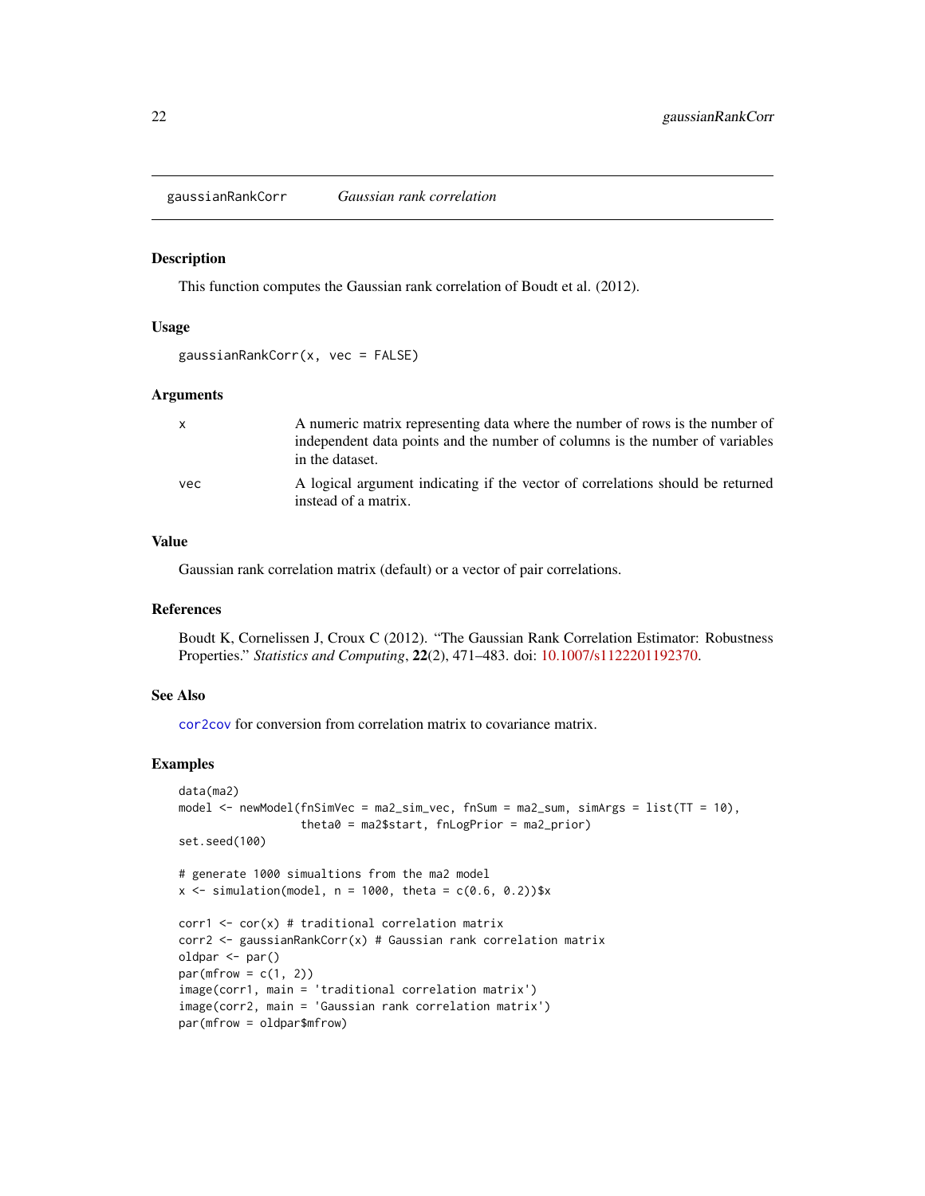# gaussianRankCorr — *Gaussian rank correlation*

## Description

This function computes the Gaussian rank correlation of Boudt et al. (2012).

## Usage

```
gaussianRankCorr(x, vec = FALSE)
```

## Arguments

| | |
|---|---|
| x | A numeric matrix representing data where the number of rows is the number of independent data points and the number of columns is the number of variables in the dataset. |
| vec | A logical argument indicating if the vector of correlations should be returned instead of a matrix. |

## Value

Gaussian rank correlation matrix (default) or a vector of pair correlations.

## References

Boudt K, Cornelissen J, Croux C (2012). "The Gaussian Rank Correlation Estimator: Robustness Properties." *Statistics and Computing*, **22**(2), 471–483. doi: 10.1007/s1122201192370.

## See Also

`cor2cov` for conversion from correlation matrix to covariance matrix.

## Examples

```
data(ma2)
model <- newModel(fnSimVec = ma2_sim_vec, fnSum = ma2_sum, simArgs = list(TT = 10),
                  theta0 = ma2$start, fnLogPrior = ma2_prior)
set.seed(100)

# generate 1000 simualtions from the ma2 model
x <- simulation(model, n = 1000, theta = c(0.6, 0.2))$x

corr1 <- cor(x) # traditional correlation matrix
corr2 <- gaussianRankCorr(x) # Gaussian rank correlation matrix
oldpar <- par()
par(mfrow = c(1, 2))
image(corr1, main = 'traditional correlation matrix')
image(corr2, main = 'Gaussian rank correlation matrix')
par(mfrow = oldpar$mfrow)
```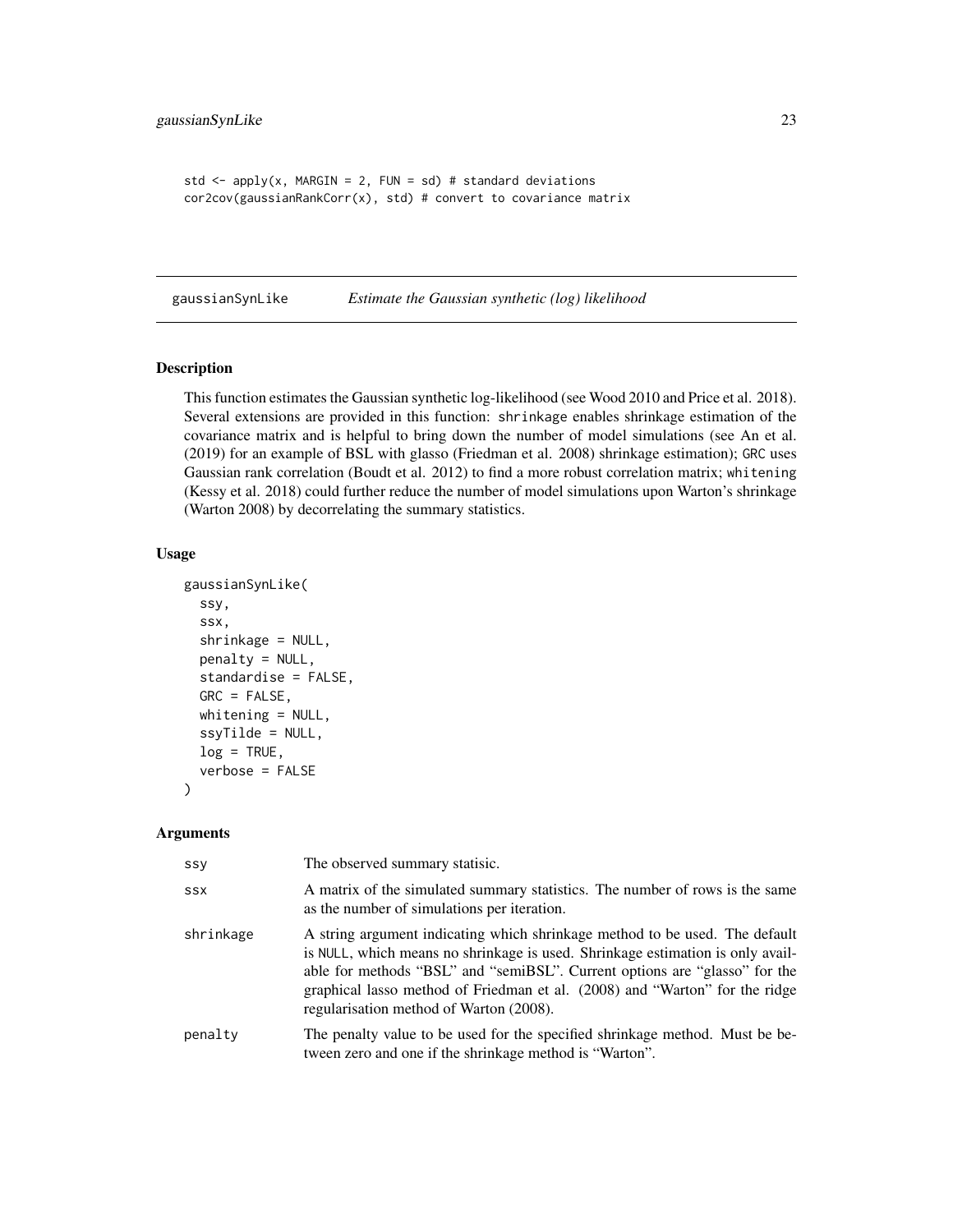```
std <- apply(x, MARGIN = 2, FUN = sd) # standard deviations
cor2cov(gaussianRankCorr(x), std) # convert to covariance matrix
```

## gaussianSynLike — *Estimate the Gaussian synthetic (log) likelihood*

### Description

This function estimates the Gaussian synthetic log-likelihood (see Wood 2010 and Price et al. 2018). Several extensions are provided in this function: `shrinkage` enables shrinkage estimation of the covariance matrix and is helpful to bring down the number of model simulations (see An et al. (2019) for an example of BSL with glasso (Friedman et al. 2008) shrinkage estimation); `GRC` uses Gaussian rank correlation (Boudt et al. 2012) to find a more robust correlation matrix; `whitening` (Kessy et al. 2018) could further reduce the number of model simulations upon Warton's shrinkage (Warton 2008) by decorrelating the summary statistics.

### Usage

```
gaussianSynLike(
  ssy,
  ssx,
  shrinkage = NULL,
  penalty = NULL,
  standardise = FALSE,
  GRC = FALSE,
  whitening = NULL,
  ssyTilde = NULL,
  log = TRUE,
  verbose = FALSE
)
```

### Arguments

| | |
|---|---|
| `ssy` | The observed summary statisic. |
| `ssx` | A matrix of the simulated summary statistics. The number of rows is the same as the number of simulations per iteration. |
| `shrinkage` | A string argument indicating which shrinkage method to be used. The default is `NULL`, which means no shrinkage is used. Shrinkage estimation is only available for methods "BSL" and "semiBSL". Current options are "glasso" for the graphical lasso method of Friedman et al. (2008) and "Warton" for the ridge regularisation method of Warton (2008). |
| `penalty` | The penalty value to be used for the specified shrinkage method. Must be between zero and one if the shrinkage method is "Warton". |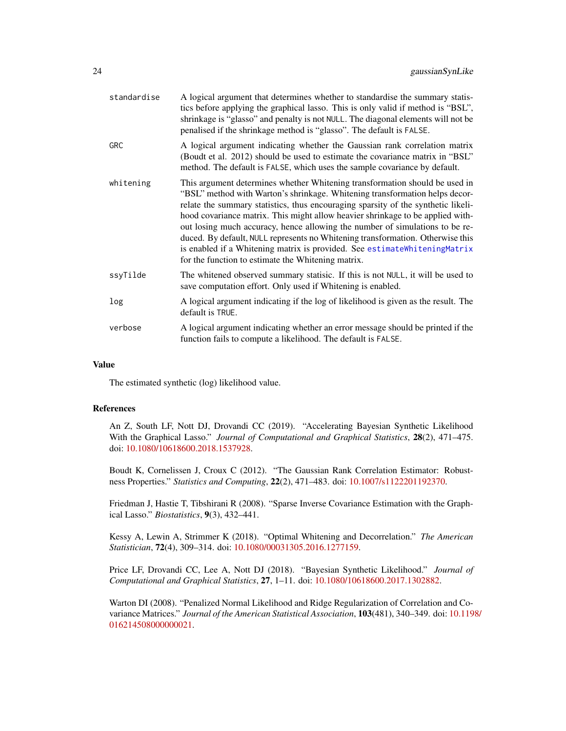| | |
|---|---|
| `standardise` | A logical argument that determines whether to standardise the summary statistics before applying the graphical lasso. This is only valid if method is "BSL", shrinkage is "glasso" and penalty is not `NULL`. The diagonal elements will not be penalised if the shrinkage method is "glasso". The default is `FALSE`. |
| `GRC` | A logical argument indicating whether the Gaussian rank correlation matrix (Boudt et al. 2012) should be used to estimate the covariance matrix in "BSL" method. The default is `FALSE`, which uses the sample covariance by default. |
| `whitening` | This argument determines whether Whitening transformation should be used in "BSL" method with Warton's shrinkage. Whitening transformation helps decorrelate the summary statistics, thus encouraging sparsity of the synthetic likelihood covariance matrix. This might allow heavier shrinkage to be applied without losing much accuracy, hence allowing the number of simulations to be reduced. By default, `NULL` represents no Whitening transformation. Otherwise this is enabled if a Whitening matrix is provided. See `estimateWhiteningMatrix` for the function to estimate the Whitening matrix. |
| `ssyTilde` | The whitened observed summary statisic. If this is not `NULL`, it will be used to save computation effort. Only used if Whitening is enabled. |
| `log` | A logical argument indicating if the log of likelihood is given as the result. The default is `TRUE`. |
| `verbose` | A logical argument indicating whether an error message should be printed if the function fails to compute a likelihood. The default is `FALSE`. |

## Value

The estimated synthetic (log) likelihood value.

## References

An Z, South LF, Nott DJ, Drovandi CC (2019). "Accelerating Bayesian Synthetic Likelihood With the Graphical Lasso." *Journal of Computational and Graphical Statistics*, **28**(2), 471–475. doi: 10.1080/10618600.2018.1537928.

Boudt K, Cornelissen J, Croux C (2012). "The Gaussian Rank Correlation Estimator: Robustness Properties." *Statistics and Computing*, **22**(2), 471–483. doi: 10.1007/s1122201192370.

Friedman J, Hastie T, Tibshirani R (2008). "Sparse Inverse Covariance Estimation with the Graphical Lasso." *Biostatistics*, **9**(3), 432–441.

Kessy A, Lewin A, Strimmer K (2018). "Optimal Whitening and Decorrelation." *The American Statistician*, **72**(4), 309–314. doi: 10.1080/00031305.2016.1277159.

Price LF, Drovandi CC, Lee A, Nott DJ (2018). "Bayesian Synthetic Likelihood." *Journal of Computational and Graphical Statistics*, **27**, 1–11. doi: 10.1080/10618600.2017.1302882.

Warton DI (2008). "Penalized Normal Likelihood and Ridge Regularization of Correlation and Covariance Matrices." *Journal of the American Statistical Association*, **103**(481), 340–349. doi: 10.1198/016214508000000021.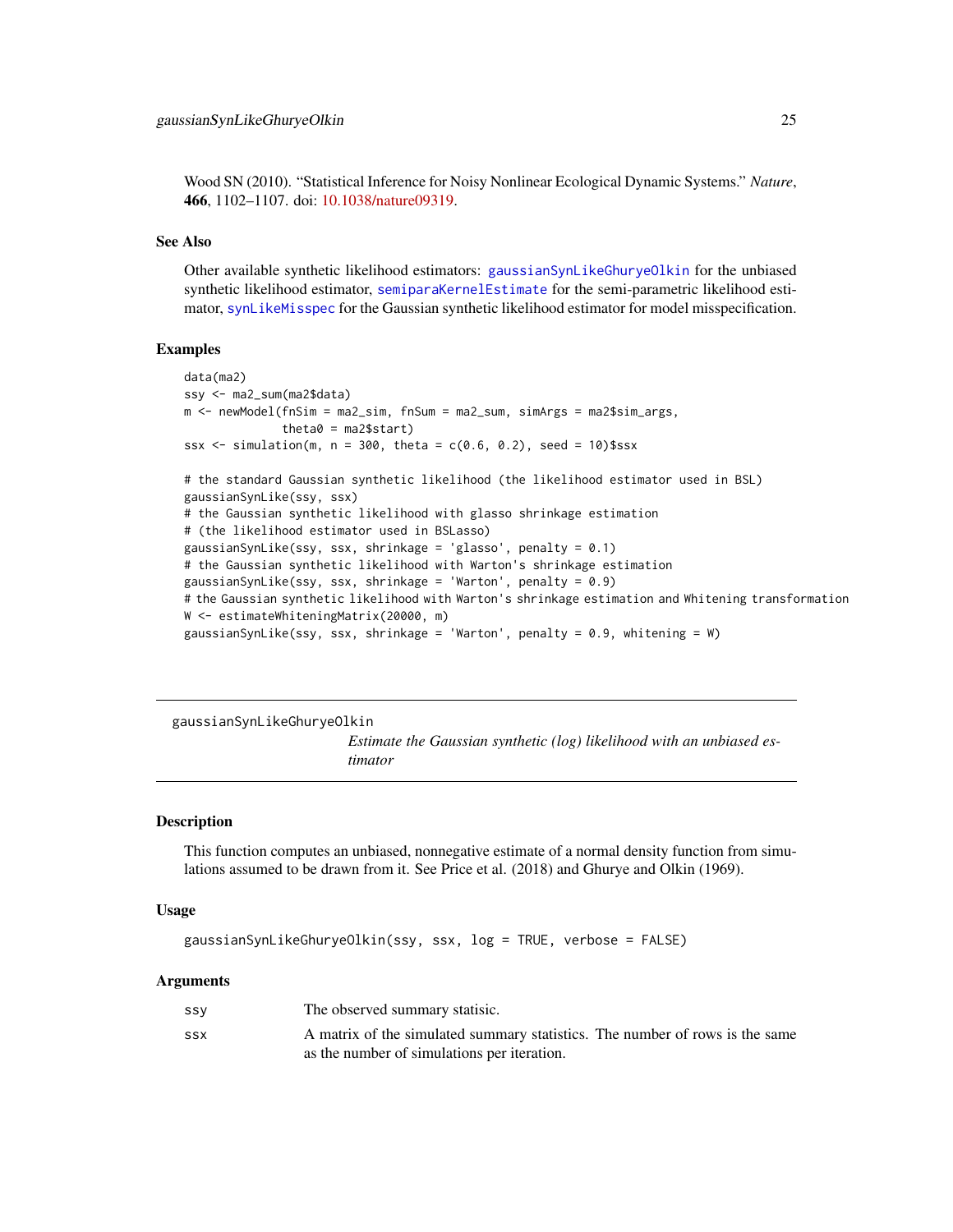Wood SN (2010). “Statistical Inference for Noisy Nonlinear Ecological Dynamic Systems.” *Nature*, **466**, 1102–1107. doi: 10.1038/nature09319.

### See Also

Other available synthetic likelihood estimators: `gaussianSynLikeGhuryeOlkin` for the unbiased synthetic likelihood estimator, `semiparaKernelEstimate` for the semi-parametric likelihood estimator, `synLikeMisspec` for the Gaussian synthetic likelihood estimator for model misspecification.

### Examples

```
data(ma2)
ssy <- ma2_sum(ma2$data)
m <- newModel(fnSim = ma2_sim, fnSum = ma2_sum, simArgs = ma2$sim_args,
              theta0 = ma2$start)
ssx <- simulation(m, n = 300, theta = c(0.6, 0.2), seed = 10)$ssx

# the standard Gaussian synthetic likelihood (the likelihood estimator used in BSL)
gaussianSynLike(ssy, ssx)
# the Gaussian synthetic likelihood with glasso shrinkage estimation
# (the likelihood estimator used in BSLasso)
gaussianSynLike(ssy, ssx, shrinkage = 'glasso', penalty = 0.1)
# the Gaussian synthetic likelihood with Warton's shrinkage estimation
gaussianSynLike(ssy, ssx, shrinkage = 'Warton', penalty = 0.9)
# the Gaussian synthetic likelihood with Warton's shrinkage estimation and Whitening transformation
W <- estimateWhiteningMatrix(20000, m)
gaussianSynLike(ssy, ssx, shrinkage = 'Warton', penalty = 0.9, whitening = W)
```

---

## gaussianSynLikeGhuryeOlkin

*Estimate the Gaussian synthetic (log) likelihood with an unbiased estimator*

---

### Description

This function computes an unbiased, nonnegative estimate of a normal density function from simulations assumed to be drawn from it. See Price et al. (2018) and Ghurye and Olkin (1969).

### Usage

```
gaussianSynLikeGhuryeOlkin(ssy, ssx, log = TRUE, verbose = FALSE)
```

### Arguments

| | |
|---|---|
| `ssy` | The observed summary statisic. |
| `ssx` | A matrix of the simulated summary statistics. The number of rows is the same as the number of simulations per iteration. |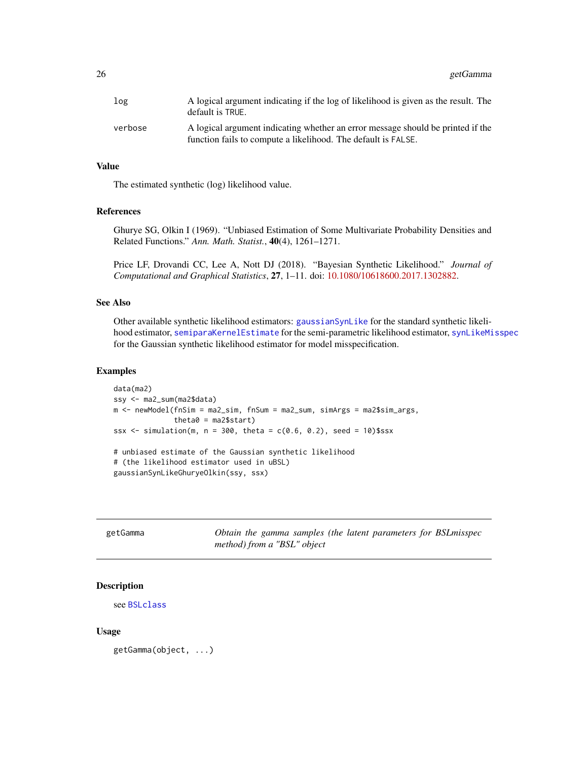| | |
|---|---|
| `log` | A logical argument indicating if the log of likelihood is given as the result. The default is `TRUE`. |
| `verbose` | A logical argument indicating whether an error message should be printed if the function fails to compute a likelihood. The default is `FALSE`. |

### Value

The estimated synthetic (log) likelihood value.

### References

Ghurye SG, Olkin I (1969). "Unbiased Estimation of Some Multivariate Probability Densities and Related Functions." *Ann. Math. Statist.*, **40**(4), 1261–1271.

Price LF, Drovandi CC, Lee A, Nott DJ (2018). "Bayesian Synthetic Likelihood." *Journal of Computational and Graphical Statistics*, **27**, 1–11. doi: 10.1080/10618600.2017.1302882.

### See Also

Other available synthetic likelihood estimators: `gaussianSynLike` for the standard synthetic likelihood estimator, `semiparaKernelEstimate` for the semi-parametric likelihood estimator, `synLikeMisspec` for the Gaussian synthetic likelihood estimator for model misspecification.

### Examples

```
data(ma2)
ssy <- ma2_sum(ma2$data)
m <- newModel(fnSim = ma2_sim, fnSum = ma2_sum, simArgs = ma2$sim_args,
              theta0 = ma2$start)
ssx <- simulation(m, n = 300, theta = c(0.6, 0.2), seed = 10)$ssx

# unbiased estimate of the Gaussian synthetic likelihood
# (the likelihood estimator used in uBSL)
gaussianSynLikeGhuryeOlkin(ssy, ssx)
```

---

## getGamma — *Obtain the gamma samples (the latent parameters for BSLmisspec method) from a "BSL" object*

### Description

see `BSLclass`

### Usage

```
getGamma(object, ...)
```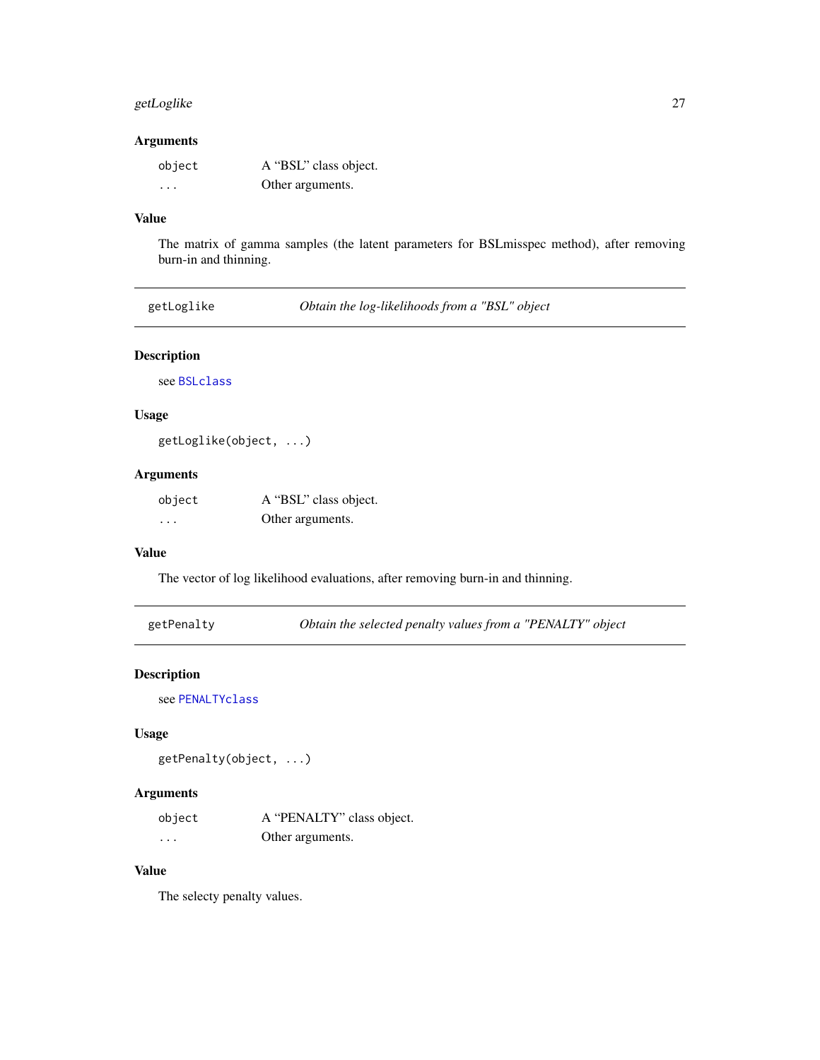### Arguments

| | |
|---|---|
| `object` | A "BSL" class object. |
| `...` | Other arguments. |

### Value

The matrix of gamma samples (the latent parameters for BSLmisspec method), after removing burn-in and thinning.

---

## getLoglike — *Obtain the log-likelihoods from a "BSL" object*

### Description

see BSLclass

### Usage

```
getLoglike(object, ...)
```

### Arguments

| | |
|---|---|
| `object` | A "BSL" class object. |
| `...` | Other arguments. |

### Value

The vector of log likelihood evaluations, after removing burn-in and thinning.

---

## getPenalty — *Obtain the selected penalty values from a "PENALTY" object*

### Description

see PENALTYclass

### Usage

```
getPenalty(object, ...)
```

### Arguments

| | |
|---|---|
| `object` | A "PENALTY" class object. |
| `...` | Other arguments. |

### Value

The selecty penalty values.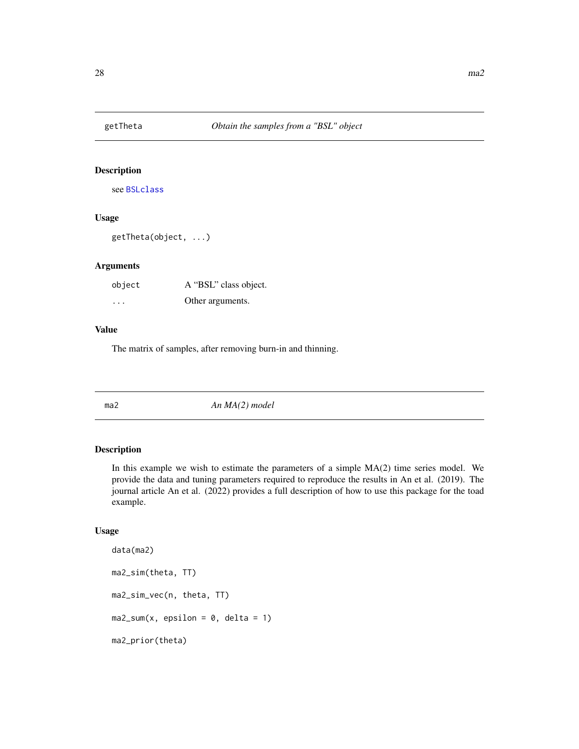## getTheta — *Obtain the samples from a "BSL" object*

### Description

see BSLclass

### Usage

```
getTheta(object, ...)
```

### Arguments

| | |
|---|---|
| object | A "BSL" class object. |
| ... | Other arguments. |

### Value

The matrix of samples, after removing burn-in and thinning.

## ma2 — *An MA(2) model*

### Description

In this example we wish to estimate the parameters of a simple MA(2) time series model. We provide the data and tuning parameters required to reproduce the results in An et al. (2019). The journal article An et al. (2022) provides a full description of how to use this package for the toad example.

### Usage

```
data(ma2)

ma2_sim(theta, TT)

ma2_sim_vec(n, theta, TT)

ma2_sum(x, epsilon = 0, delta = 1)

ma2_prior(theta)
```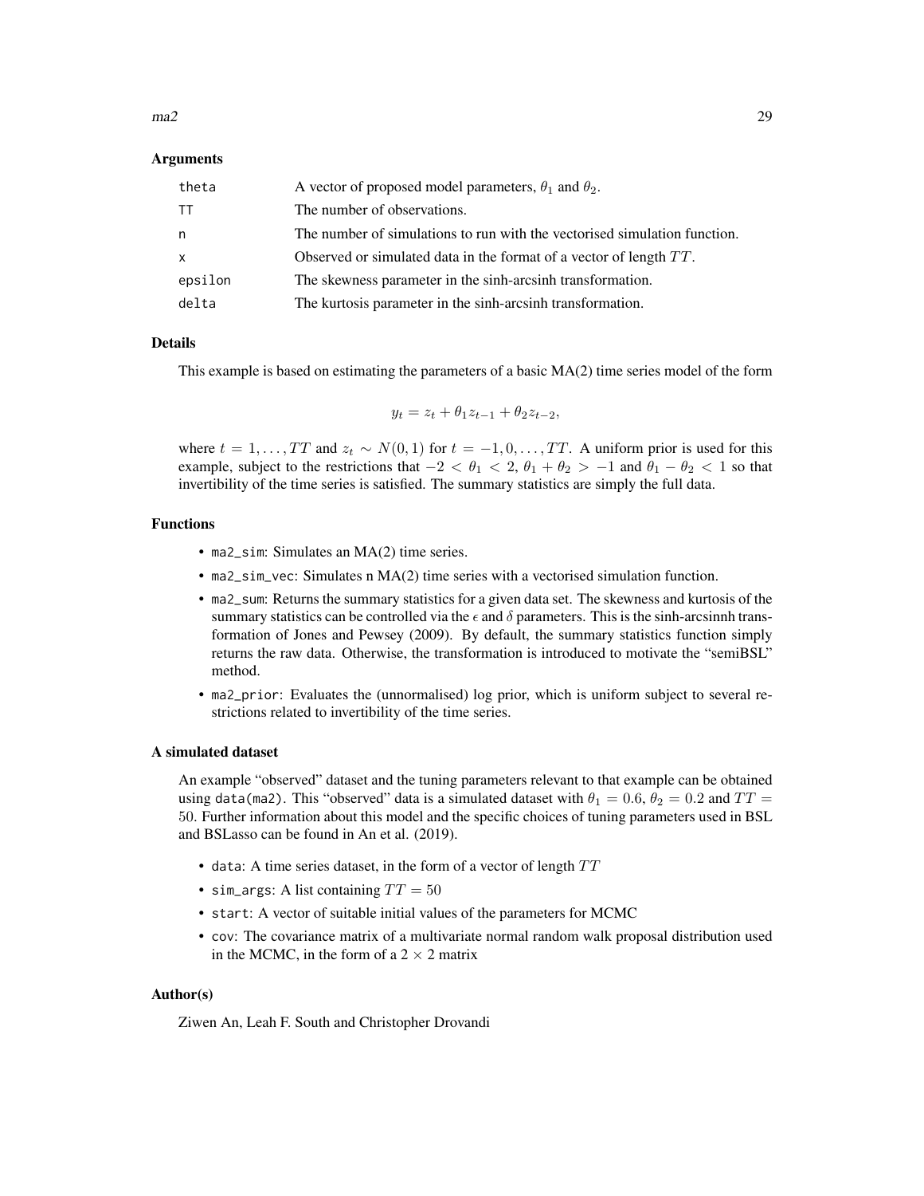### Arguments

| | |
|---|---|
| theta | A vector of proposed model parameters, $\theta_1$ and $\theta_2$. |
| TT | The number of observations. |
| n | The number of simulations to run with the vectorised simulation function. |
| x | Observed or simulated data in the format of a vector of length $TT$. |
| epsilon | The skewness parameter in the sinh-arcsinh transformation. |
| delta | The kurtosis parameter in the sinh-arcsinh transformation. |

### Details

This example is based on estimating the parameters of a basic MA(2) time series model of the form

$$y_t = z_t + \theta_1 z_{t-1} + \theta_2 z_{t-2},$$

where $t = 1, \ldots, TT$ and $z_t \sim N(0, 1)$ for $t = -1, 0, \ldots, TT$. A uniform prior is used for this example, subject to the restrictions that $-2 < \theta_1 < 2$, $\theta_1 + \theta_2 > -1$ and $\theta_1 - \theta_2 < 1$ so that invertibility of the time series is satisfied. The summary statistics are simply the full data.

### Functions

- `ma2_sim`: Simulates an MA(2) time series.
- `ma2_sim_vec`: Simulates n MA(2) time series with a vectorised simulation function.
- `ma2_sum`: Returns the summary statistics for a given data set. The skewness and kurtosis of the summary statistics can be controlled via the $\epsilon$ and $\delta$ parameters. This is the sinh-arcsinnh transformation of Jones and Pewsey (2009). By default, the summary statistics function simply returns the raw data. Otherwise, the transformation is introduced to motivate the "semiBSL" method.
- `ma2_prior`: Evaluates the (unnormalised) log prior, which is uniform subject to several restrictions related to invertibility of the time series.

### A simulated dataset

An example "observed" dataset and the tuning parameters relevant to that example can be obtained using `data(ma2)`. This "observed" data is a simulated dataset with $\theta_1 = 0.6$, $\theta_2 = 0.2$ and $TT = 50$. Further information about this model and the specific choices of tuning parameters used in BSL and BSLasso can be found in An et al. (2019).

- `data`: A time series dataset, in the form of a vector of length $TT$
- `sim_args`: A list containing $TT = 50$
- `start`: A vector of suitable initial values of the parameters for MCMC
- `cov`: The covariance matrix of a multivariate normal random walk proposal distribution used in the MCMC, in the form of a $2 \times 2$ matrix

### Author(s)

Ziwen An, Leah F. South and Christopher Drovandi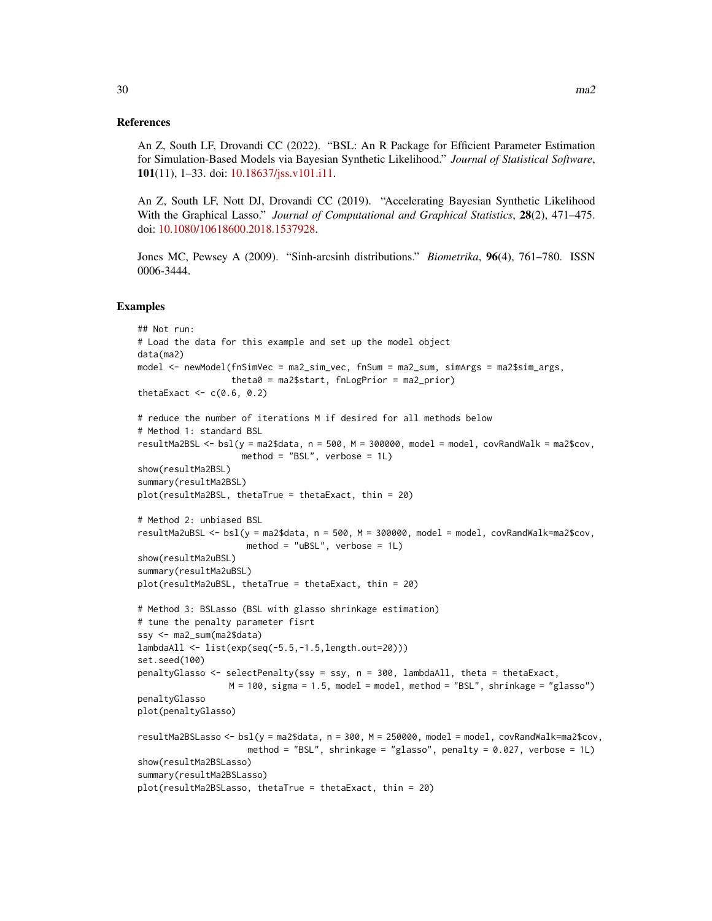### References

An Z, South LF, Drovandi CC (2022). "BSL: An R Package for Efficient Parameter Estimation for Simulation-Based Models via Bayesian Synthetic Likelihood." *Journal of Statistical Software*, **101**(11), 1–33. doi: 10.18637/jss.v101.i11.

An Z, South LF, Nott DJ, Drovandi CC (2019). "Accelerating Bayesian Synthetic Likelihood With the Graphical Lasso." *Journal of Computational and Graphical Statistics*, **28**(2), 471–475. doi: 10.1080/10618600.2018.1537928.

Jones MC, Pewsey A (2009). "Sinh-arcsinh distributions." *Biometrika*, **96**(4), 761–780. ISSN 0006-3444.

### Examples

```
## Not run:
# Load the data for this example and set up the model object
data(ma2)
model <- newModel(fnSimVec = ma2_sim_vec, fnSum = ma2_sum, simArgs = ma2$sim_args,
                  theta0 = ma2$start, fnLogPrior = ma2_prior)
thetaExact <- c(0.6, 0.2)

# reduce the number of iterations M if desired for all methods below
# Method 1: standard BSL
resultMa2BSL <- bsl(y = ma2$data, n = 500, M = 300000, model = model, covRandWalk = ma2$cov,
                    method = "BSL", verbose = 1L)
show(resultMa2BSL)
summary(resultMa2BSL)
plot(resultMa2BSL, thetaTrue = thetaExact, thin = 20)

# Method 2: unbiased BSL
resultMa2uBSL <- bsl(y = ma2$data, n = 500, M = 300000, model = model, covRandWalk=ma2$cov,
                     method = "uBSL", verbose = 1L)
show(resultMa2uBSL)
summary(resultMa2uBSL)
plot(resultMa2uBSL, thetaTrue = thetaExact, thin = 20)

# Method 3: BSLasso (BSL with glasso shrinkage estimation)
# tune the penalty parameter fisrt
ssy <- ma2_sum(ma2$data)
lambdaAll <- list(exp(seq(-5.5,-1.5,length.out=20)))
set.seed(100)
penaltyGlasso <- selectPenalty(ssy = ssy, n = 300, lambdaAll, theta = thetaExact,
                  M = 100, sigma = 1.5, model = model, method = "BSL", shrinkage = "glasso")
penaltyGlasso
plot(penaltyGlasso)

resultMa2BSLasso <- bsl(y = ma2$data, n = 300, M = 250000, model = model, covRandWalk=ma2$cov,
                     method = "BSL", shrinkage = "glasso", penalty = 0.027, verbose = 1L)
show(resultMa2BSLasso)
summary(resultMa2BSLasso)
plot(resultMa2BSLasso, thetaTrue = thetaExact, thin = 20)
```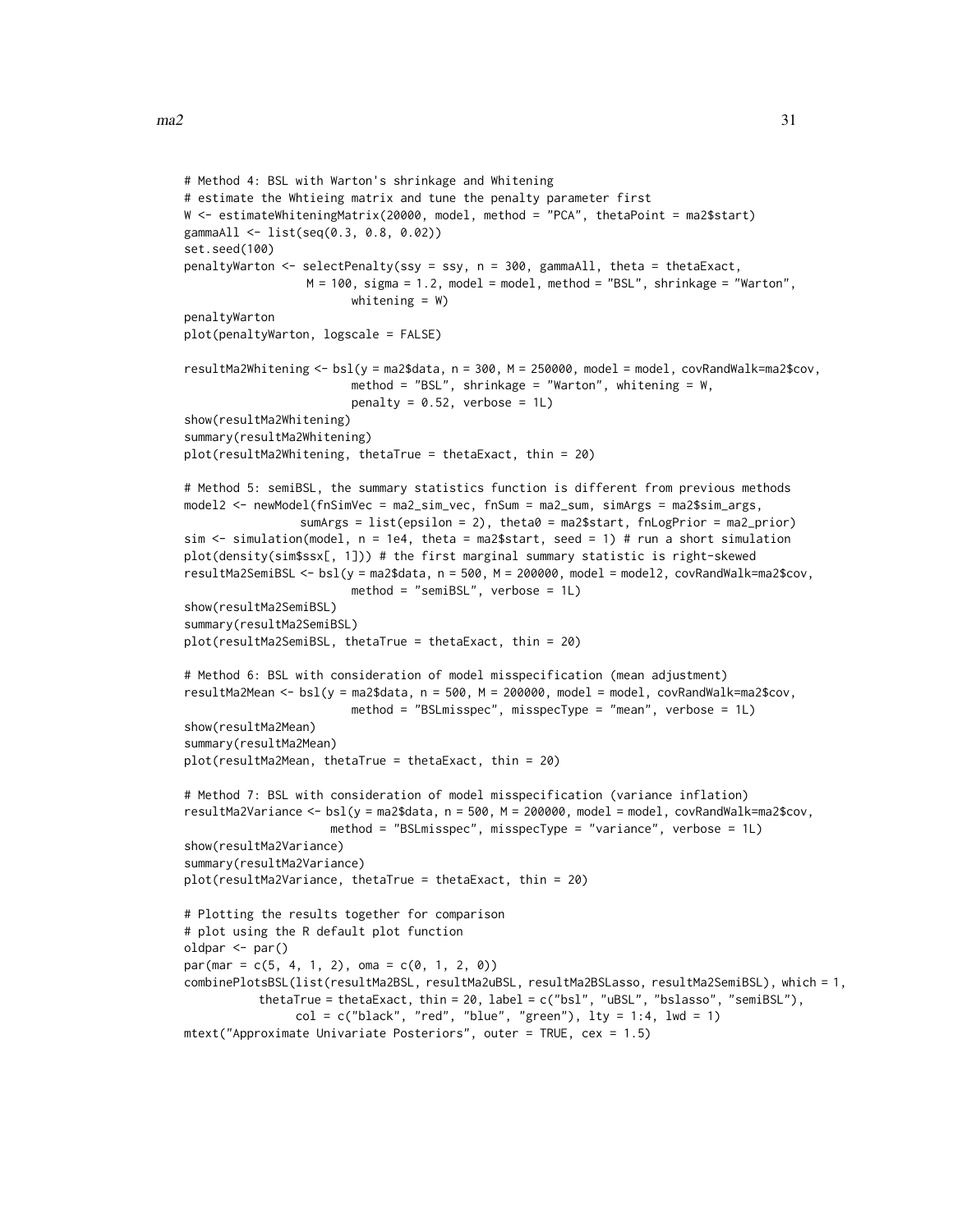```
# Method 4: BSL with Warton's shrinkage and Whitening
# estimate the Whtieing matrix and tune the penalty parameter first
W <- estimateWhiteningMatrix(20000, model, method = "PCA", thetaPoint = ma2$start)
gammaAll <- list(seq(0.3, 0.8, 0.02))
set.seed(100)
penaltyWarton <- selectPenalty(ssy = ssy, n = 300, gammaAll, theta = thetaExact,
                  M = 100, sigma = 1.2, model = model, method = "BSL", shrinkage = "Warton",
                         whitening = W)
penaltyWarton
plot(penaltyWarton, logscale = FALSE)

resultMa2Whitening <- bsl(y = ma2$data, n = 300, M = 250000, model = model, covRandWalk=ma2$cov,
                         method = "BSL", shrinkage = "Warton", whitening = W,
                         penalty = 0.52, verbose = 1L)
show(resultMa2Whitening)
summary(resultMa2Whitening)
plot(resultMa2Whitening, thetaTrue = thetaExact, thin = 20)

# Method 5: semiBSL, the summary statistics function is different from previous methods
model2 <- newModel(fnSimVec = ma2_sim_vec, fnSum = ma2_sum, simArgs = ma2$sim_args,
                sumArgs = list(epsilon = 2), theta0 = ma2$start, fnLogPrior = ma2_prior)
sim <- simulation(model, n = 1e4, theta = ma2$start, seed = 1) # run a short simulation
plot(density(sim$ssx[, 1])) # the first marginal summary statistic is right-skewed
resultMa2SemiBSL <- bsl(y = ma2$data, n = 500, M = 200000, model = model2, covRandWalk=ma2$cov,
                         method = "semiBSL", verbose = 1L)
show(resultMa2SemiBSL)
summary(resultMa2SemiBSL)
plot(resultMa2SemiBSL, thetaTrue = thetaExact, thin = 20)

# Method 6: BSL with consideration of model misspecification (mean adjustment)
resultMa2Mean <- bsl(y = ma2$data, n = 500, M = 200000, model = model, covRandWalk=ma2$cov,
                         method = "BSLmisspec", misspecType = "mean", verbose = 1L)
show(resultMa2Mean)
summary(resultMa2Mean)
plot(resultMa2Mean, thetaTrue = thetaExact, thin = 20)

# Method 7: BSL with consideration of model misspecification (variance inflation)
resultMa2Variance <- bsl(y = ma2$data, n = 500, M = 200000, model = model, covRandWalk=ma2$cov,
                      method = "BSLmisspec", misspecType = "variance", verbose = 1L)
show(resultMa2Variance)
summary(resultMa2Variance)
plot(resultMa2Variance, thetaTrue = thetaExact, thin = 20)

# Plotting the results together for comparison
# plot using the R default plot function
oldpar <- par()
par(mar = c(5, 4, 1, 2), oma = c(0, 1, 2, 0))
combinePlotsBSL(list(resultMa2BSL, resultMa2uBSL, resultMa2BSLasso, resultMa2SemiBSL), which = 1,
          thetaTrue = thetaExact, thin = 20, label = c("bsl", "uBSL", "bslasso", "semiBSL"),
                col = c("black", "red", "blue", "green"), lty = 1:4, lwd = 1)
mtext("Approximate Univariate Posteriors", outer = TRUE, cex = 1.5)
```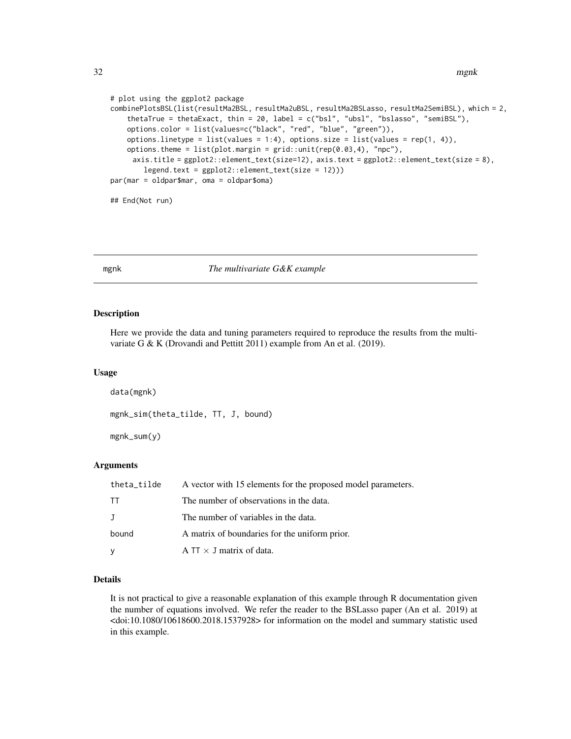```
# plot using the ggplot2 package
combinePlotsBSL(list(resultMa2BSL, resultMa2uBSL, resultMa2BSLasso, resultMa2SemiBSL), which = 2,
    thetaTrue = thetaExact, thin = 20, label = c("bsl", "ubsl", "bslasso", "semiBSL"),
    options.color = list(values=c("black", "red", "blue", "green")),
    options.linetype = list(values = 1:4), options.size = list(values = rep(1, 4)),
    options.theme = list(plot.margin = grid::unit(rep(0.03,4), "npc"),
     axis.title = ggplot2::element_text(size=12), axis.text = ggplot2::element_text(size = 8),
        legend.text = ggplot2::element_text(size = 12)))
par(mar = oldpar$mar, oma = oldpar$oma)

## End(Not run)
```

## mgnk — *The multivariate G&K example*

### Description

Here we provide the data and tuning parameters required to reproduce the results from the multivariate G & K (Drovandi and Pettitt 2011) example from An et al. (2019).

### Usage

```
data(mgnk)

mgnk_sim(theta_tilde, TT, J, bound)

mgnk_sum(y)
```

### Arguments

| | |
|---|---|
| `theta_tilde` | A vector with 15 elements for the proposed model parameters. |
| `TT` | The number of observations in the data. |
| `J` | The number of variables in the data. |
| `bound` | A matrix of boundaries for the uniform prior. |
| `y` | A `TT` $\times$ `J` matrix of data. |

### Details

It is not practical to give a reasonable explanation of this example through R documentation given the number of equations involved. We refer the reader to the BSLasso paper (An et al. 2019) at <doi:10.1080/10618600.2018.1537928> for information on the model and summary statistic used in this example.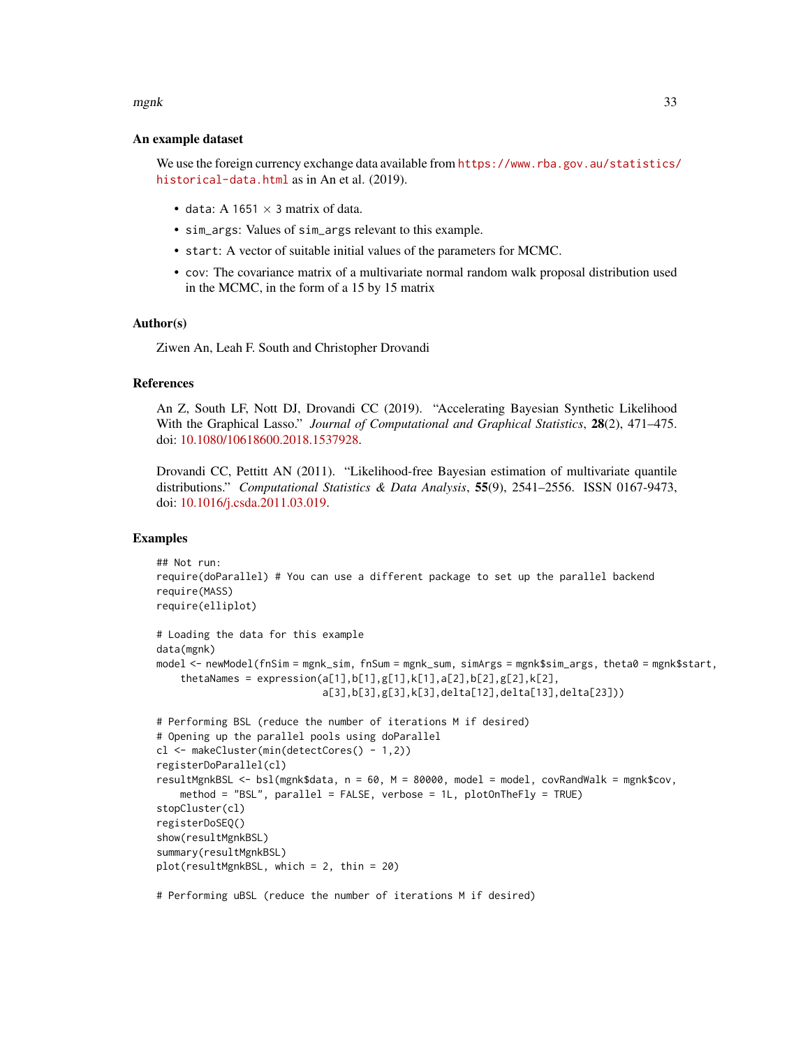### An example dataset

We use the foreign currency exchange data available from https://www.rba.gov.au/statistics/historical-data.html as in An et al. (2019).

- `data`: A 1651 $\times$ 3 matrix of data.
- `sim_args`: Values of `sim_args` relevant to this example.
- `start`: A vector of suitable initial values of the parameters for MCMC.
- `cov`: The covariance matrix of a multivariate normal random walk proposal distribution used in the MCMC, in the form of a 15 by 15 matrix

### Author(s)

Ziwen An, Leah F. South and Christopher Drovandi

### References

An Z, South LF, Nott DJ, Drovandi CC (2019). "Accelerating Bayesian Synthetic Likelihood With the Graphical Lasso." *Journal of Computational and Graphical Statistics*, **28**(2), 471–475. doi: 10.1080/10618600.2018.1537928.

Drovandi CC, Pettitt AN (2011). "Likelihood-free Bayesian estimation of multivariate quantile distributions." *Computational Statistics & Data Analysis*, **55**(9), 2541–2556. ISSN 0167-9473, doi: 10.1016/j.csda.2011.03.019.

### Examples

```
## Not run:
require(doParallel) # You can use a different package to set up the parallel backend
require(MASS)
require(elliplot)

# Loading the data for this example
data(mgnk)
model <- newModel(fnSim = mgnk_sim, fnSum = mgnk_sum, simArgs = mgnk$sim_args, theta0 = mgnk$start,
    thetaNames = expression(a[1],b[1],g[1],k[1],a[2],b[2],g[2],k[2],
                            a[3],b[3],g[3],k[3],delta[12],delta[13],delta[23]))

# Performing BSL (reduce the number of iterations M if desired)
# Opening up the parallel pools using doParallel
cl <- makeCluster(min(detectCores() - 1,2))
registerDoParallel(cl)
resultMgnkBSL <- bsl(mgnk$data, n = 60, M = 80000, model = model, covRandWalk = mgnk$cov,
    method = "BSL", parallel = FALSE, verbose = 1L, plotOnTheFly = TRUE)
stopCluster(cl)
registerDoSEQ()
show(resultMgnkBSL)
summary(resultMgnkBSL)
plot(resultMgnkBSL, which = 2, thin = 20)

# Performing uBSL (reduce the number of iterations M if desired)
```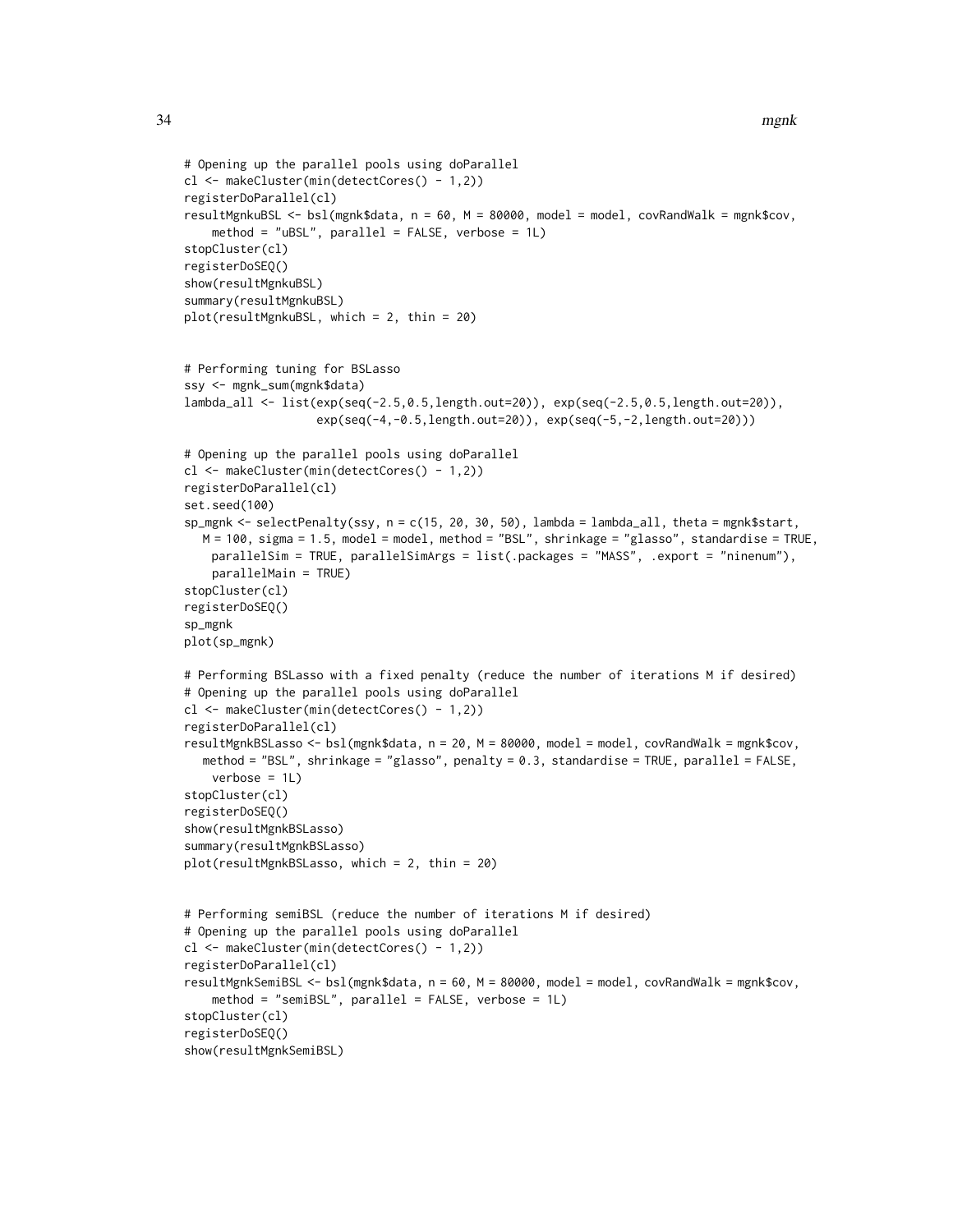```
# Opening up the parallel pools using doParallel
cl <- makeCluster(min(detectCores() - 1,2))
registerDoParallel(cl)
resultMgnkuBSL <- bsl(mgnk$data, n = 60, M = 80000, model = model, covRandWalk = mgnk$cov,
    method = "uBSL", parallel = FALSE, verbose = 1L)
stopCluster(cl)
registerDoSEQ()
show(resultMgnkuBSL)
summary(resultMgnkuBSL)
plot(resultMgnkuBSL, which = 2, thin = 20)


# Performing tuning for BSLasso
ssy <- mgnk_sum(mgnk$data)
lambda_all <- list(exp(seq(-2.5,0.5,length.out=20)), exp(seq(-2.5,0.5,length.out=20)),
                   exp(seq(-4,-0.5,length.out=20)), exp(seq(-5,-2,length.out=20)))

# Opening up the parallel pools using doParallel
cl <- makeCluster(min(detectCores() - 1,2))
registerDoParallel(cl)
set.seed(100)
sp_mgnk <- selectPenalty(ssy, n = c(15, 20, 30, 50), lambda = lambda_all, theta = mgnk$start,
   M = 100, sigma = 1.5, model = model, method = "BSL", shrinkage = "glasso", standardise = TRUE,
    parallelSim = TRUE, parallelSimArgs = list(.packages = "MASS", .export = "ninenum"),
    parallelMain = TRUE)
stopCluster(cl)
registerDoSEQ()
sp_mgnk
plot(sp_mgnk)

# Performing BSLasso with a fixed penalty (reduce the number of iterations M if desired)
# Opening up the parallel pools using doParallel
cl <- makeCluster(min(detectCores() - 1,2))
registerDoParallel(cl)
resultMgnkBSLasso <- bsl(mgnk$data, n = 20, M = 80000, model = model, covRandWalk = mgnk$cov,
   method = "BSL", shrinkage = "glasso", penalty = 0.3, standardise = TRUE, parallel = FALSE,
    verbose = 1L)
stopCluster(cl)
registerDoSEQ()
show(resultMgnkBSLasso)
summary(resultMgnkBSLasso)
plot(resultMgnkBSLasso, which = 2, thin = 20)


# Performing semiBSL (reduce the number of iterations M if desired)
# Opening up the parallel pools using doParallel
cl <- makeCluster(min(detectCores() - 1,2))
registerDoParallel(cl)
resultMgnkSemiBSL <- bsl(mgnk$data, n = 60, M = 80000, model = model, covRandWalk = mgnk$cov,
    method = "semiBSL", parallel = FALSE, verbose = 1L)
stopCluster(cl)
registerDoSEQ()
show(resultMgnkSemiBSL)
```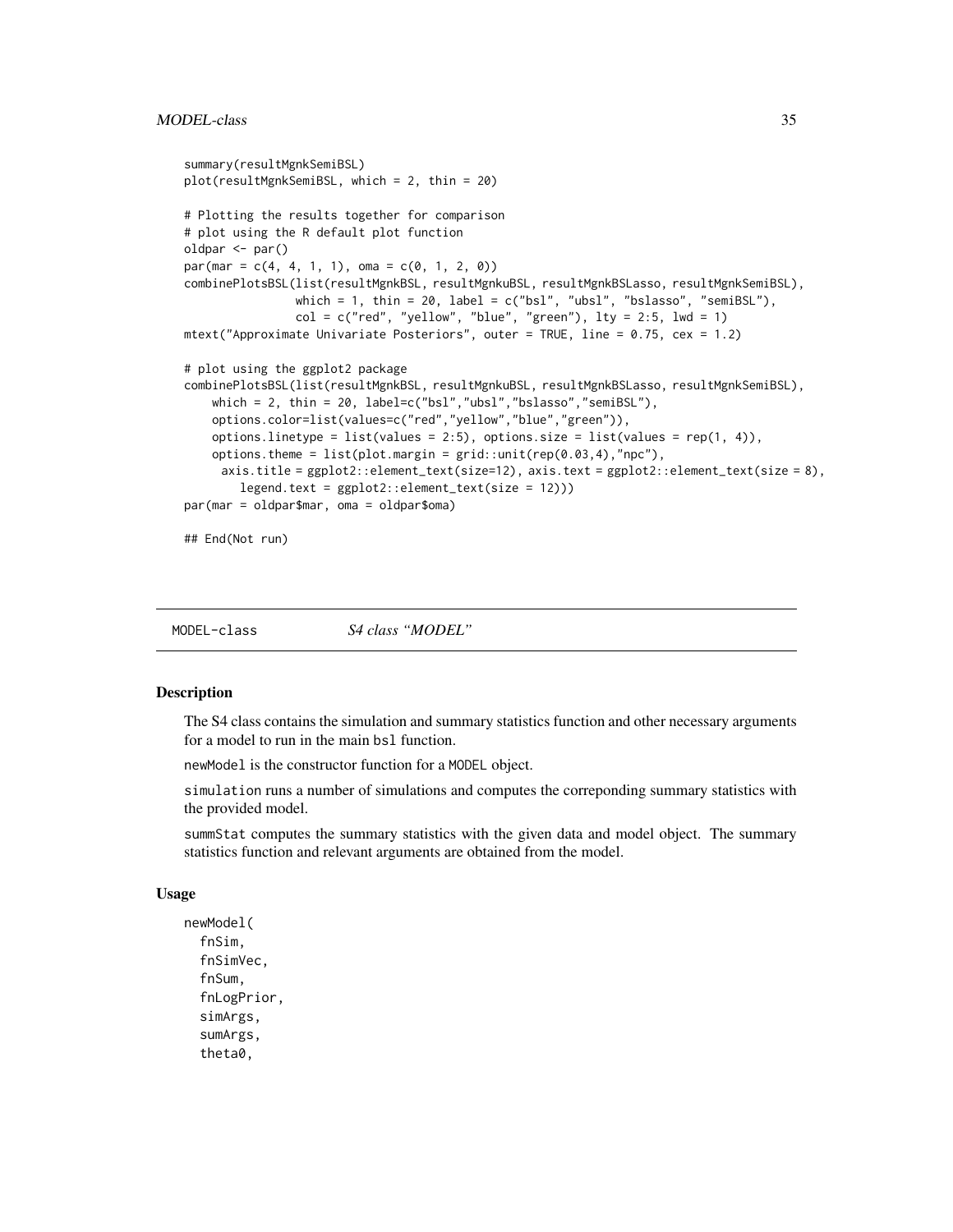```
summary(resultMgnkSemiBSL)
plot(resultMgnkSemiBSL, which = 2, thin = 20)

# Plotting the results together for comparison
# plot using the R default plot function
oldpar <- par()
par(mar = c(4, 4, 1, 1), oma = c(0, 1, 2, 0))
combinePlotsBSL(list(resultMgnkBSL, resultMgnkuBSL, resultMgnkBSLasso, resultMgnkSemiBSL),
                which = 1, thin = 20, label = c("bsl", "ubsl", "bslasso", "semiBSL"),
                col = c("red", "yellow", "blue", "green"), lty = 2:5, lwd = 1)
mtext("Approximate Univariate Posteriors", outer = TRUE, line = 0.75, cex = 1.2)

# plot using the ggplot2 package
combinePlotsBSL(list(resultMgnkBSL, resultMgnkuBSL, resultMgnkBSLasso, resultMgnkSemiBSL),
    which = 2, thin = 20, label=c("bsl","ubsl","bslasso","semiBSL"),
    options.color=list(values=c("red","yellow","blue","green")),
    options.linetype = list(values = 2:5), options.size = list(values = rep(1, 4)),
    options.theme = list(plot.margin = grid::unit(rep(0.03,4),"npc"),
     axis.title = ggplot2::element_text(size=12), axis.text = ggplot2::element_text(size = 8),
        legend.text = ggplot2::element_text(size = 12)))
par(mar = oldpar$mar, oma = oldpar$oma)

## End(Not run)
```

---

MODEL-class    *S4 class "MODEL"*

---

### Description

The S4 class contains the simulation and summary statistics function and other necessary arguments for a model to run in the main `bsl` function.

`newModel` is the constructor function for a `MODEL` object.

`simulation` runs a number of simulations and computes the correponding summary statistics with the provided model.

`summStat` computes the summary statistics with the given data and model object. The summary statistics function and relevant arguments are obtained from the model.

### Usage

```
newModel(
  fnSim,
  fnSimVec,
  fnSum,
  fnLogPrior,
  simArgs,
  sumArgs,
  theta0,
```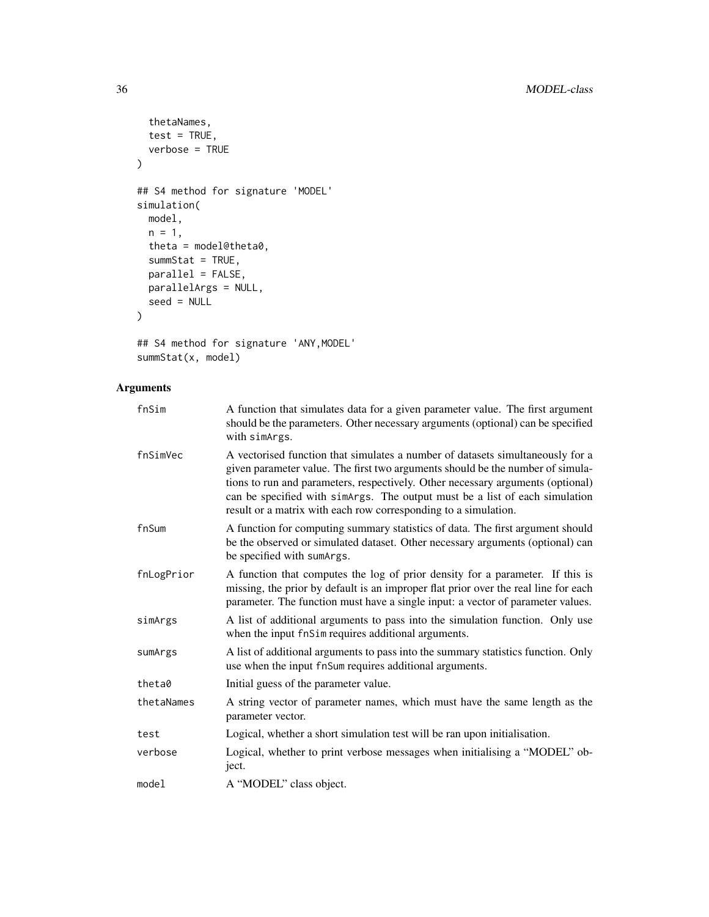```
  thetaNames,
  test = TRUE,
  verbose = TRUE
)

## S4 method for signature 'MODEL'
simulation(
  model,
  n = 1,
  theta = model@theta0,
  summStat = TRUE,
  parallel = FALSE,
  parallelArgs = NULL,
  seed = NULL
)

## S4 method for signature 'ANY,MODEL'
summStat(x, model)
```

## Arguments

| | |
|---|---|
| fnSim | A function that simulates data for a given parameter value. The first argument should be the parameters. Other necessary arguments (optional) can be specified with simArgs. |
| fnSimVec | A vectorised function that simulates a number of datasets simultaneously for a given parameter value. The first two arguments should be the number of simulations to run and parameters, respectively. Other necessary arguments (optional) can be specified with simArgs. The output must be a list of each simulation result or a matrix with each row corresponding to a simulation. |
| fnSum | A function for computing summary statistics of data. The first argument should be the observed or simulated dataset. Other necessary arguments (optional) can be specified with sumArgs. |
| fnLogPrior | A function that computes the log of prior density for a parameter. If this is missing, the prior by default is an improper flat prior over the real line for each parameter. The function must have a single input: a vector of parameter values. |
| simArgs | A list of additional arguments to pass into the simulation function. Only use when the input fnSim requires additional arguments. |
| sumArgs | A list of additional arguments to pass into the summary statistics function. Only use when the input fnSum requires additional arguments. |
| theta0 | Initial guess of the parameter value. |
| thetaNames | A string vector of parameter names, which must have the same length as the parameter vector. |
| test | Logical, whether a short simulation test will be ran upon initialisation. |
| verbose | Logical, whether to print verbose messages when initialising a "MODEL" object. |
| model | A "MODEL" class object. |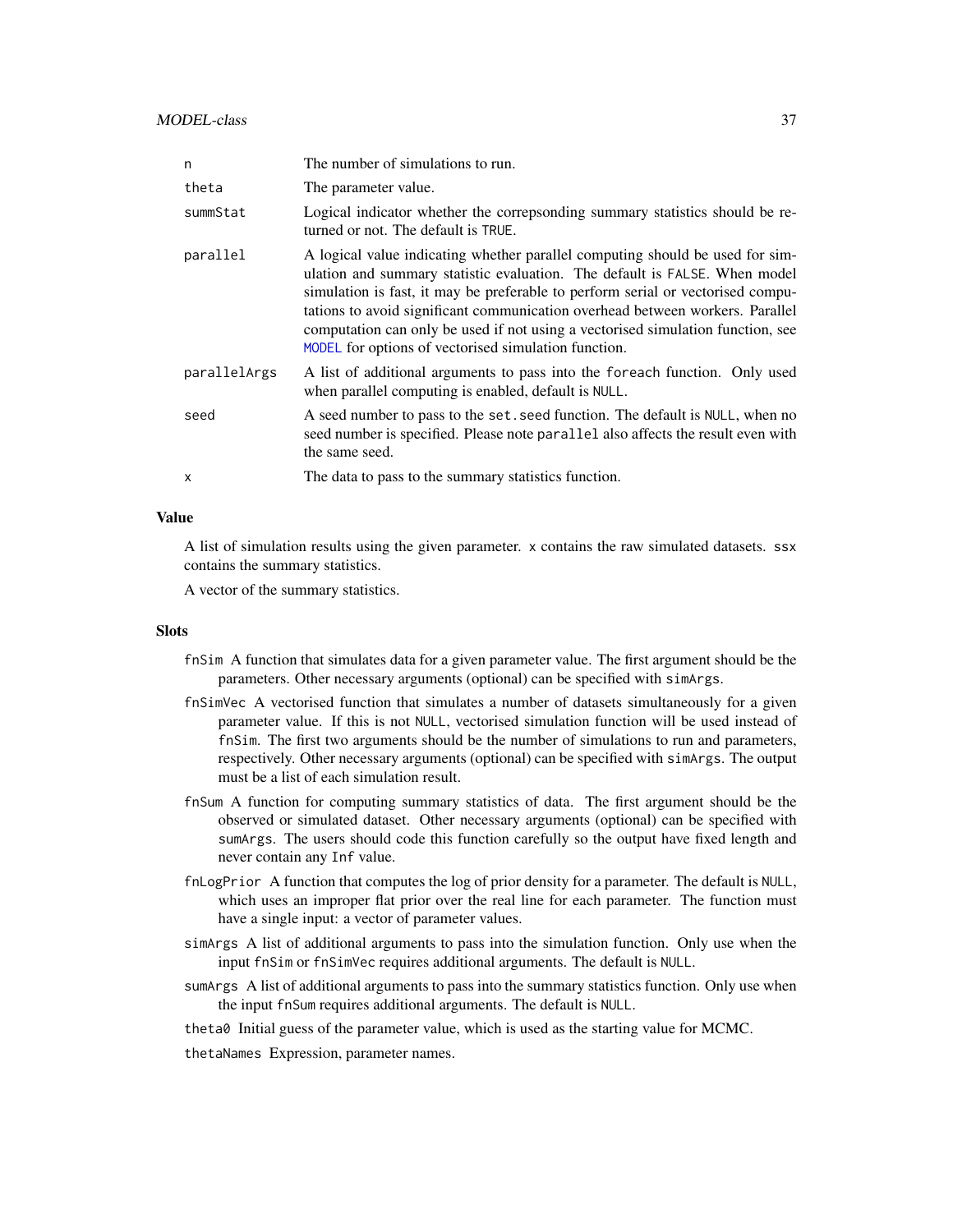| | |
|---|---|
| n | The number of simulations to run. |
| theta | The parameter value. |
| summStat | Logical indicator whether the correpsonding summary statistics should be returned or not. The default is TRUE. |
| parallel | A logical value indicating whether parallel computing should be used for simulation and summary statistic evaluation. The default is FALSE. When model simulation is fast, it may be preferable to perform serial or vectorised computations to avoid significant communication overhead between workers. Parallel computation can only be used if not using a vectorised simulation function, see MODEL for options of vectorised simulation function. |
| parallelArgs | A list of additional arguments to pass into the foreach function. Only used when parallel computing is enabled, default is NULL. |
| seed | A seed number to pass to the set.seed function. The default is NULL, when no seed number is specified. Please note parallel also affects the result even with the same seed. |
| x | The data to pass to the summary statistics function. |

### Value

A list of simulation results using the given parameter. x contains the raw simulated datasets. ssx contains the summary statistics.

A vector of the summary statistics.

### Slots

- fnSim A function that simulates data for a given parameter value. The first argument should be the parameters. Other necessary arguments (optional) can be specified with simArgs.
- fnSimVec A vectorised function that simulates a number of datasets simultaneously for a given parameter value. If this is not NULL, vectorised simulation function will be used instead of fnSim. The first two arguments should be the number of simulations to run and parameters, respectively. Other necessary arguments (optional) can be specified with simArgs. The output must be a list of each simulation result.
- fnSum A function for computing summary statistics of data. The first argument should be the observed or simulated dataset. Other necessary arguments (optional) can be specified with sumArgs. The users should code this function carefully so the output have fixed length and never contain any Inf value.
- fnLogPrior A function that computes the log of prior density for a parameter. The default is NULL, which uses an improper flat prior over the real line for each parameter. The function must have a single input: a vector of parameter values.
- simArgs A list of additional arguments to pass into the simulation function. Only use when the input fnSim or fnSimVec requires additional arguments. The default is NULL.
- sumArgs A list of additional arguments to pass into the summary statistics function. Only use when the input fnSum requires additional arguments. The default is NULL.
- theta0 Initial guess of the parameter value, which is used as the starting value for MCMC.
- thetaNames Expression, parameter names.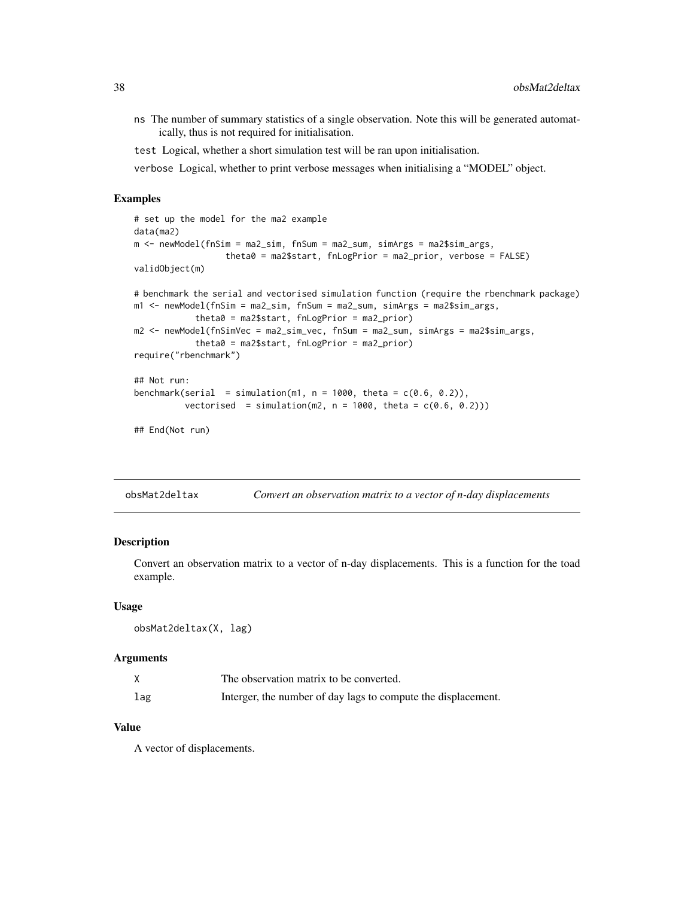ns The number of summary statistics of a single observation. Note this will be generated automatically, thus is not required for initialisation.

test Logical, whether a short simulation test will be ran upon initialisation.

verbose Logical, whether to print verbose messages when initialising a "MODEL" object.

### Examples

```
# set up the model for the ma2 example
data(ma2)
m <- newModel(fnSim = ma2_sim, fnSum = ma2_sum, simArgs = ma2$sim_args,
                  theta0 = ma2$start, fnLogPrior = ma2_prior, verbose = FALSE)
validObject(m)

# benchmark the serial and vectorised simulation function (require the rbenchmark package)
m1 <- newModel(fnSim = ma2_sim, fnSum = ma2_sum, simArgs = ma2$sim_args,
           theta0 = ma2$start, fnLogPrior = ma2_prior)
m2 <- newModel(fnSimVec = ma2_sim_vec, fnSum = ma2_sum, simArgs = ma2$sim_args,
           theta0 = ma2$start, fnLogPrior = ma2_prior)
require("rbenchmark")

## Not run:
benchmark(serial  = simulation(m1, n = 1000, theta = c(0.6, 0.2)),
          vectorised  = simulation(m2, n = 1000, theta = c(0.6, 0.2)))

## End(Not run)
```

---

## obsMat2deltax — *Convert an observation matrix to a vector of n-day displacements*

### Description

Convert an observation matrix to a vector of n-day displacements. This is a function for the toad example.

### Usage

```
obsMat2deltax(X, lag)
```

### Arguments

| | |
|---|---|
| X | The observation matrix to be converted. |
| lag | Interger, the number of day lags to compute the displacement. |

### Value

A vector of displacements.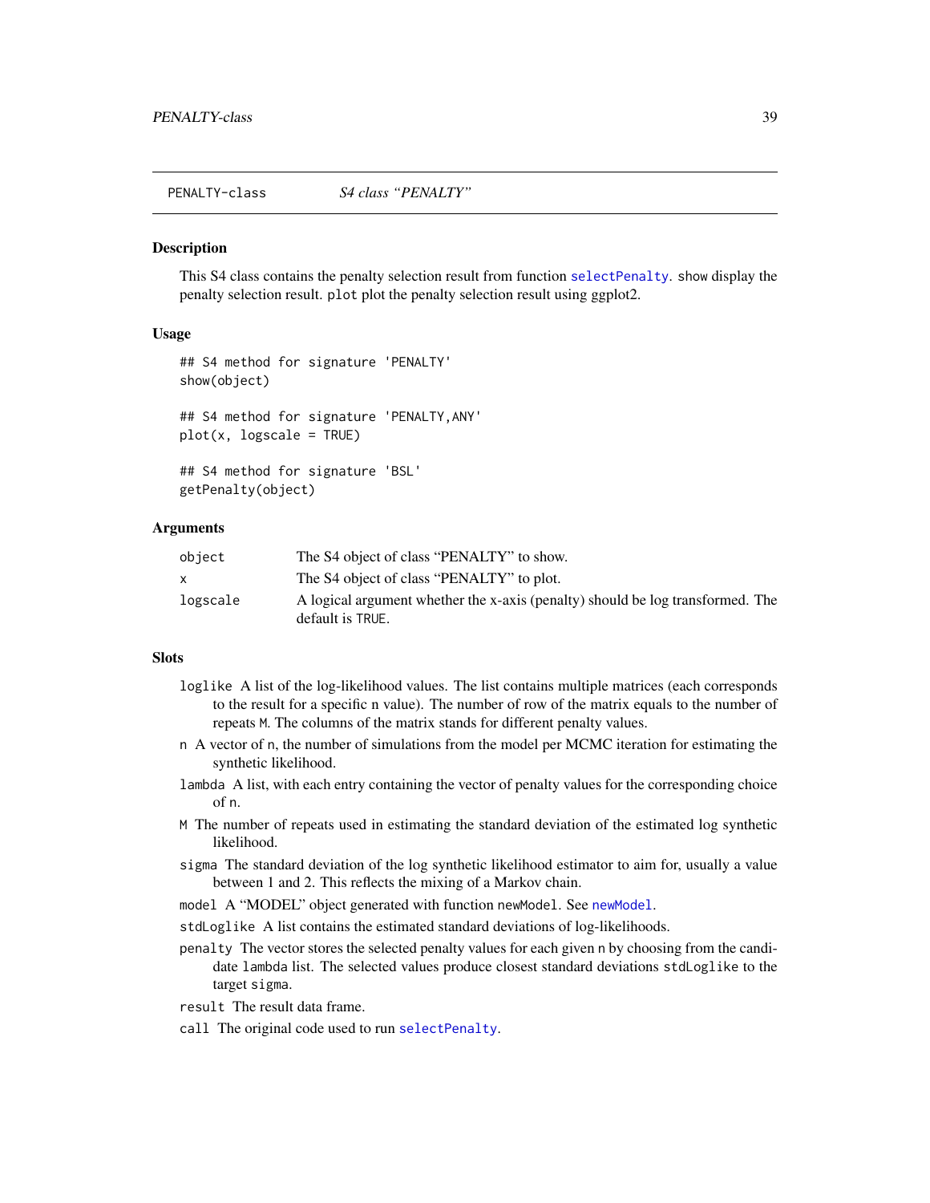## PENALTY-class    *S4 class "PENALTY"*

### Description

This S4 class contains the penalty selection result from function selectPenalty. show display the penalty selection result. plot plot the penalty selection result using ggplot2.

### Usage

```
## S4 method for signature 'PENALTY'
show(object)

## S4 method for signature 'PENALTY,ANY'
plot(x, logscale = TRUE)

## S4 method for signature 'BSL'
getPenalty(object)
```

### Arguments

| | |
|---|---|
| `object` | The S4 object of class "PENALTY" to show. |
| `x` | The S4 object of class "PENALTY" to plot. |
| `logscale` | A logical argument whether the x-axis (penalty) should be log transformed. The default is `TRUE`. |

### Slots

- `loglike` A list of the log-likelihood values. The list contains multiple matrices (each corresponds to the result for a specific n value). The number of row of the matrix equals to the number of repeats `M`. The columns of the matrix stands for different penalty values.
- `n` A vector of `n`, the number of simulations from the model per MCMC iteration for estimating the synthetic likelihood.
- `lambda` A list, with each entry containing the vector of penalty values for the corresponding choice of `n`.
- `M` The number of repeats used in estimating the standard deviation of the estimated log synthetic likelihood.
- `sigma` The standard deviation of the log synthetic likelihood estimator to aim for, usually a value between 1 and 2. This reflects the mixing of a Markov chain.
- `model` A "MODEL" object generated with function `newModel`. See newModel.
- `stdLoglike` A list contains the estimated standard deviations of log-likelihoods.
- `penalty` The vector stores the selected penalty values for each given `n` by choosing from the candidate `lambda` list. The selected values produce closest standard deviations `stdLoglike` to the target `sigma`.
- `result` The result data frame.
- `call` The original code used to run selectPenalty.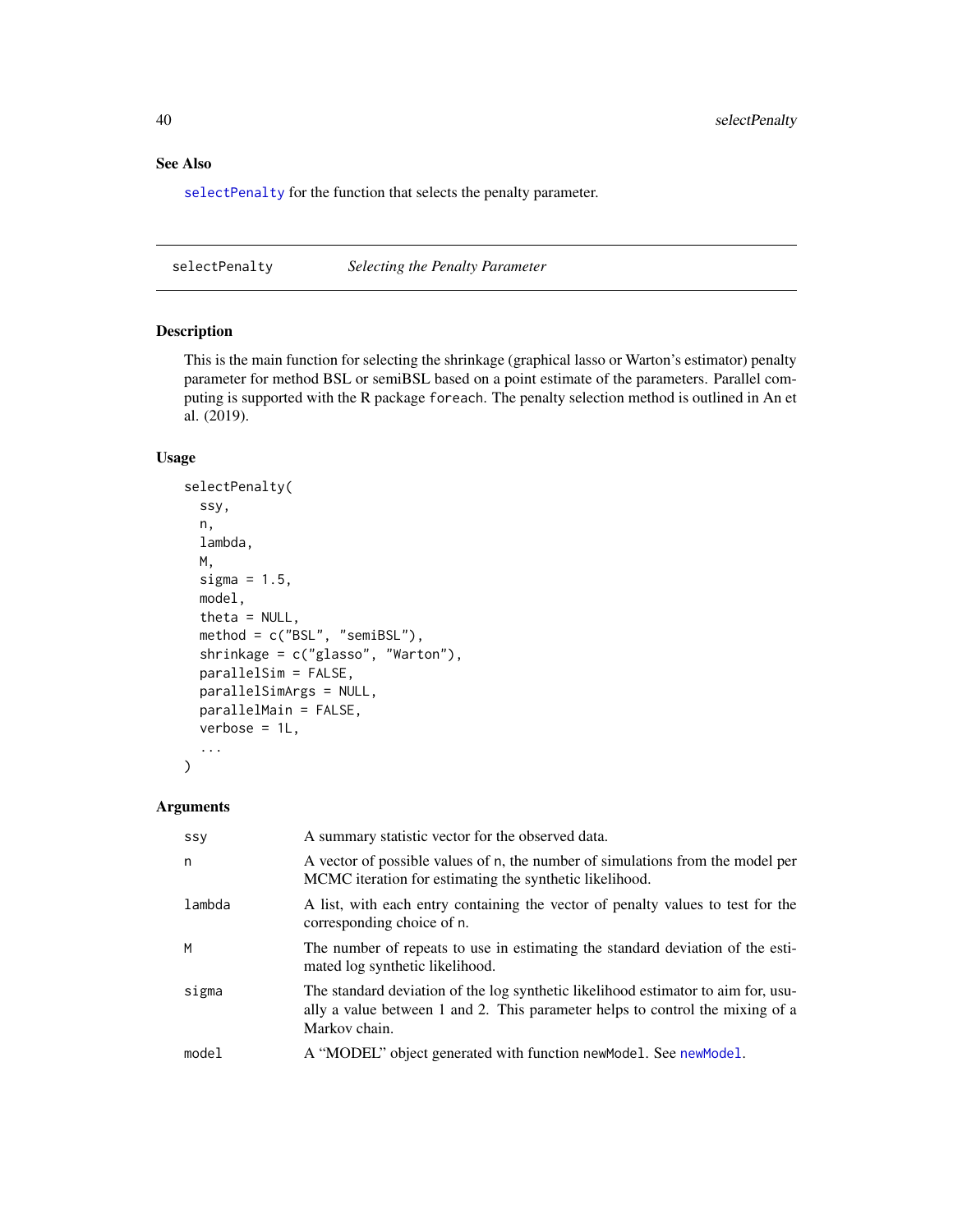## See Also

selectPenalty for the function that selects the penalty parameter.

---

# selectPenalty — *Selecting the Penalty Parameter*

## Description

This is the main function for selecting the shrinkage (graphical lasso or Warton's estimator) penalty parameter for method BSL or semiBSL based on a point estimate of the parameters. Parallel computing is supported with the R package `foreach`. The penalty selection method is outlined in An et al. (2019).

## Usage

```
selectPenalty(
  ssy,
  n,
  lambda,
  M,
  sigma = 1.5,
  model,
  theta = NULL,
  method = c("BSL", "semiBSL"),
  shrinkage = c("glasso", "Warton"),
  parallelSim = FALSE,
  parallelSimArgs = NULL,
  parallelMain = FALSE,
  verbose = 1L,
  ...
)
```

## Arguments

| | |
|---|---|
| `ssy` | A summary statistic vector for the observed data. |
| `n` | A vector of possible values of `n`, the number of simulations from the model per MCMC iteration for estimating the synthetic likelihood. |
| `lambda` | A list, with each entry containing the vector of penalty values to test for the corresponding choice of `n`. |
| `M` | The number of repeats to use in estimating the standard deviation of the estimated log synthetic likelihood. |
| `sigma` | The standard deviation of the log synthetic likelihood estimator to aim for, usually a value between 1 and 2. This parameter helps to control the mixing of a Markov chain. |
| `model` | A "MODEL" object generated with function `newModel`. See newModel. |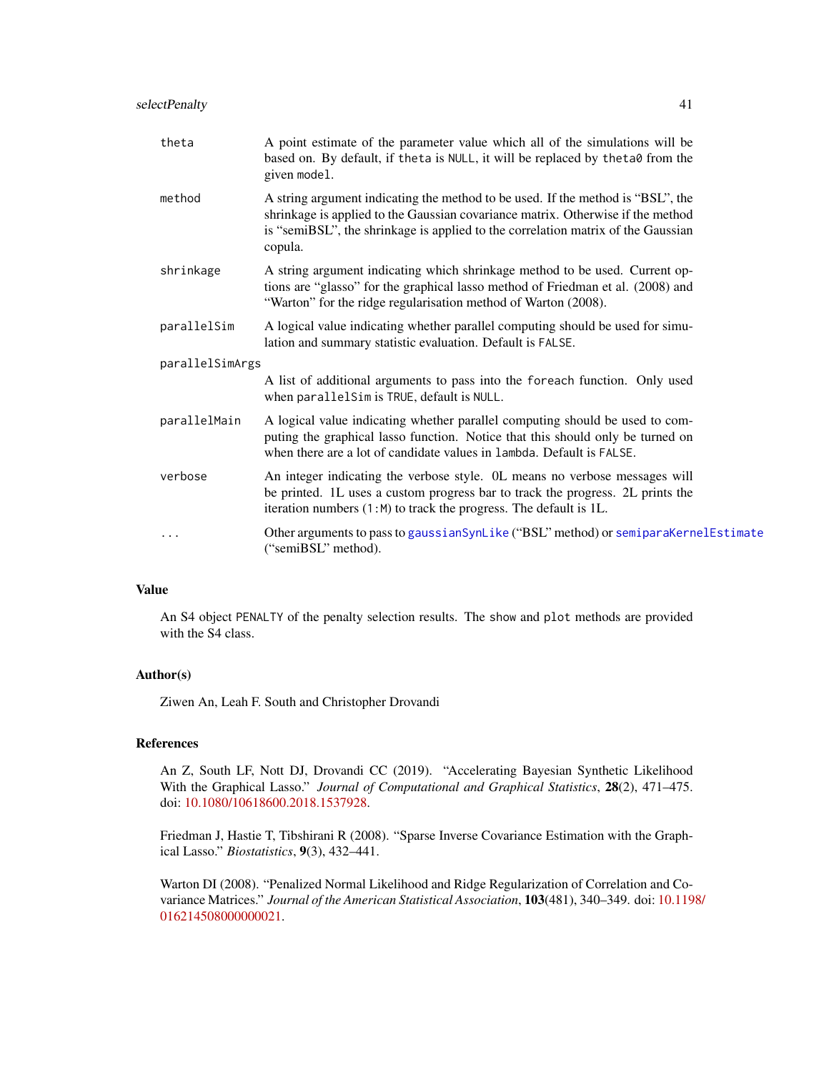| | |
|---|---|
| `theta` | A point estimate of the parameter value which all of the simulations will be based on. By default, if `theta` is `NULL`, it will be replaced by `theta0` from the given `model`. |
| `method` | A string argument indicating the method to be used. If the method is "BSL", the shrinkage is applied to the Gaussian covariance matrix. Otherwise if the method is "semiBSL", the shrinkage is applied to the correlation matrix of the Gaussian copula. |
| `shrinkage` | A string argument indicating which shrinkage method to be used. Current options are "glasso" for the graphical lasso method of Friedman et al. (2008) and "Warton" for the ridge regularisation method of Warton (2008). |
| `parallelSim` | A logical value indicating whether parallel computing should be used for simulation and summary statistic evaluation. Default is `FALSE`. |
| `parallelSimArgs` | A list of additional arguments to pass into the `foreach` function. Only used when `parallelSim` is `TRUE`, default is `NULL`. |
| `parallelMain` | A logical value indicating whether parallel computing should be used to computing the graphical lasso function. Notice that this should only be turned on when there are a lot of candidate values in `lambda`. Default is `FALSE`. |
| `verbose` | An integer indicating the verbose style. 0L means no verbose messages will be printed. 1L uses a custom progress bar to track the progress. 2L prints the iteration numbers (`1:M`) to track the progress. The default is 1L. |
| `...` | Other arguments to pass to `gaussianSynLike` ("BSL" method) or `semiparaKernelEstimate` ("semiBSL" method). |

## Value

An S4 object `PENALTY` of the penalty selection results. The `show` and `plot` methods are provided with the S4 class.

## Author(s)

Ziwen An, Leah F. South and Christopher Drovandi

## References

An Z, South LF, Nott DJ, Drovandi CC (2019). "Accelerating Bayesian Synthetic Likelihood With the Graphical Lasso." *Journal of Computational and Graphical Statistics*, **28**(2), 471–475. doi: 10.1080/10618600.2018.1537928.

Friedman J, Hastie T, Tibshirani R (2008). "Sparse Inverse Covariance Estimation with the Graphical Lasso." *Biostatistics*, **9**(3), 432–441.

Warton DI (2008). "Penalized Normal Likelihood and Ridge Regularization of Correlation and Covariance Matrices." *Journal of the American Statistical Association*, **103**(481), 340–349. doi: 10.1198/016214508000000021.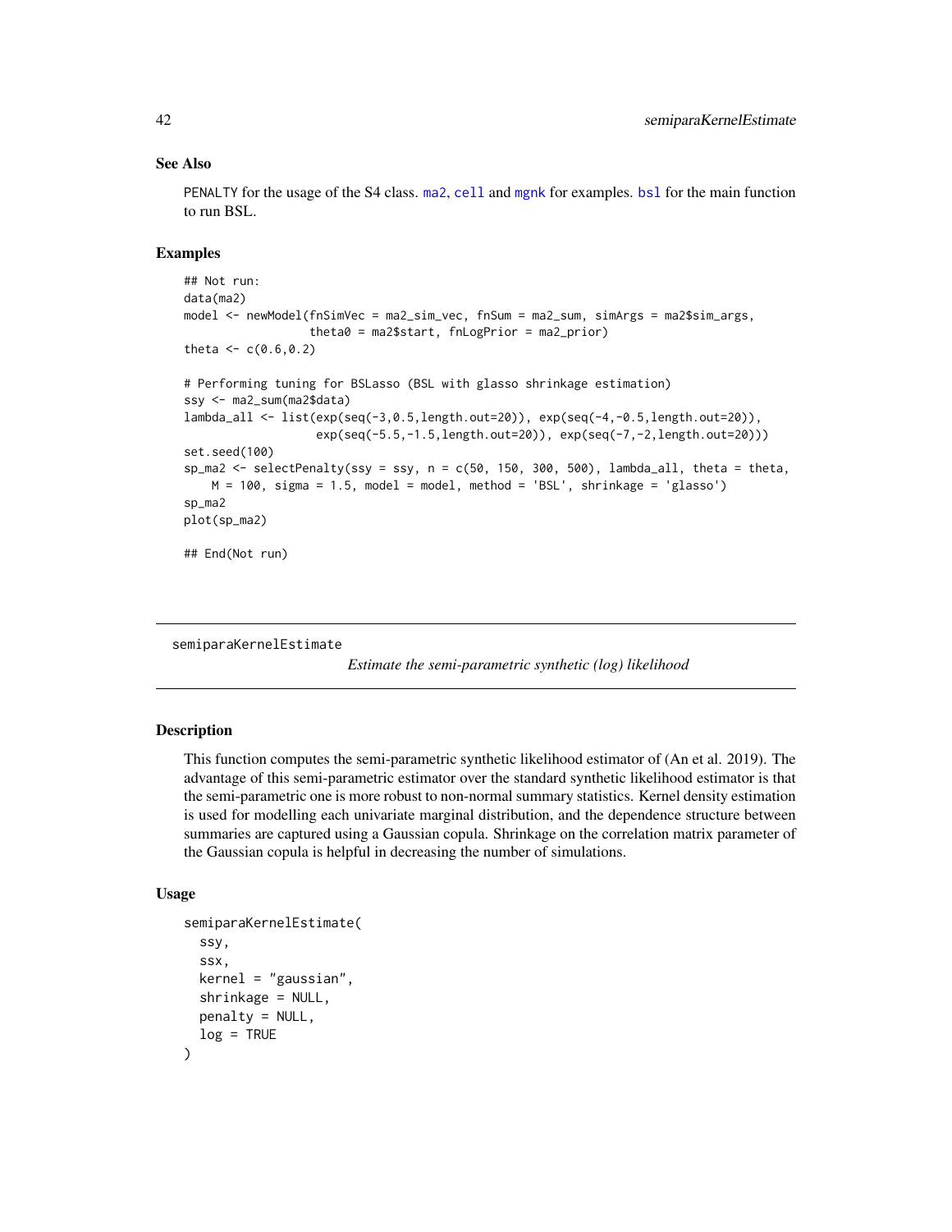## See Also

PENALTY for the usage of the S4 class. ma2, cell and mgnk for examples. bsl for the main function to run BSL.

## Examples

```
## Not run:
data(ma2)
model <- newModel(fnSimVec = ma2_sim_vec, fnSum = ma2_sum, simArgs = ma2$sim_args,
                  theta0 = ma2$start, fnLogPrior = ma2_prior)
theta <- c(0.6,0.2)

# Performing tuning for BSLasso (BSL with glasso shrinkage estimation)
ssy <- ma2_sum(ma2$data)
lambda_all <- list(exp(seq(-3,0.5,length.out=20)), exp(seq(-4,-0.5,length.out=20)),
                   exp(seq(-5.5,-1.5,length.out=20)), exp(seq(-7,-2,length.out=20)))
set.seed(100)
sp_ma2 <- selectPenalty(ssy = ssy, n = c(50, 150, 300, 500), lambda_all, theta = theta,
    M = 100, sigma = 1.5, model = model, method = 'BSL', shrinkage = 'glasso')
sp_ma2
plot(sp_ma2)

## End(Not run)
```

---

# semiparaKernelEstimate

*Estimate the semi-parametric synthetic (log) likelihood*

---

## Description

This function computes the semi-parametric synthetic likelihood estimator of (An et al. 2019). The advantage of this semi-parametric estimator over the standard synthetic likelihood estimator is that the semi-parametric one is more robust to non-normal summary statistics. Kernel density estimation is used for modelling each univariate marginal distribution, and the dependence structure between summaries are captured using a Gaussian copula. Shrinkage on the correlation matrix parameter of the Gaussian copula is helpful in decreasing the number of simulations.

## Usage

```
semiparaKernelEstimate(
  ssy,
  ssx,
  kernel = "gaussian",
  shrinkage = NULL,
  penalty = NULL,
  log = TRUE
)
```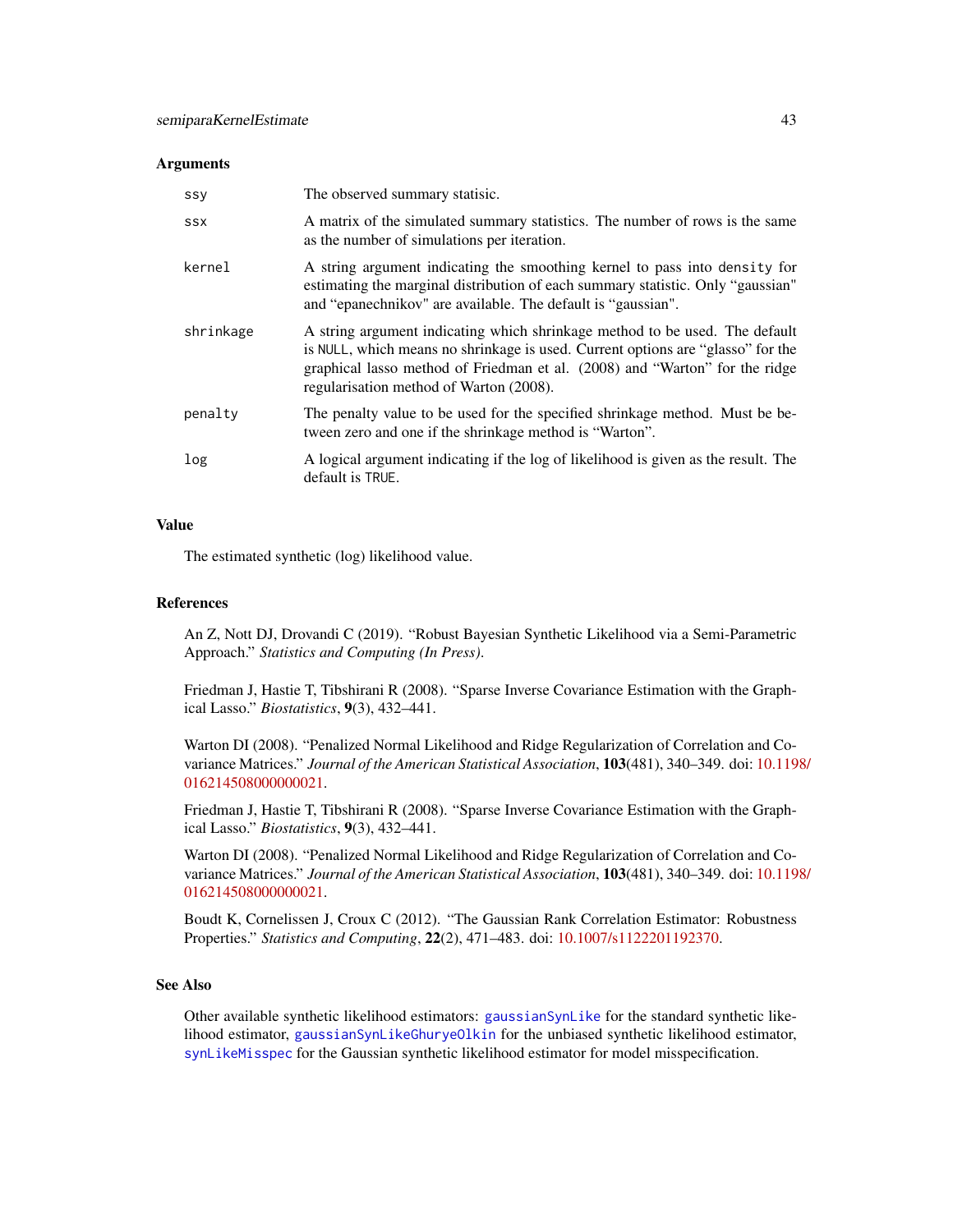## Arguments

| | |
|---|---|
| `ssy` | The observed summary statisic. |
| `ssx` | A matrix of the simulated summary statistics. The number of rows is the same as the number of simulations per iteration. |
| `kernel` | A string argument indicating the smoothing kernel to pass into `density` for estimating the marginal distribution of each summary statistic. Only "gaussian" and "epanechnikov" are available. The default is "gaussian". |
| `shrinkage` | A string argument indicating which shrinkage method to be used. The default is `NULL`, which means no shrinkage is used. Current options are "glasso" for the graphical lasso method of Friedman et al. (2008) and "Warton" for the ridge regularisation method of Warton (2008). |
| `penalty` | The penalty value to be used for the specified shrinkage method. Must be between zero and one if the shrinkage method is "Warton". |
| `log` | A logical argument indicating if the log of likelihood is given as the result. The default is `TRUE`. |

## Value

The estimated synthetic (log) likelihood value.

## References

An Z, Nott DJ, Drovandi C (2019). "Robust Bayesian Synthetic Likelihood via a Semi-Parametric Approach." *Statistics and Computing (In Press)*.

Friedman J, Hastie T, Tibshirani R (2008). "Sparse Inverse Covariance Estimation with the Graphical Lasso." *Biostatistics*, **9**(3), 432–441.

Warton DI (2008). "Penalized Normal Likelihood and Ridge Regularization of Correlation and Covariance Matrices." *Journal of the American Statistical Association*, **103**(481), 340–349. doi: 10.1198/016214508000000021.

Friedman J, Hastie T, Tibshirani R (2008). "Sparse Inverse Covariance Estimation with the Graphical Lasso." *Biostatistics*, **9**(3), 432–441.

Warton DI (2008). "Penalized Normal Likelihood and Ridge Regularization of Correlation and Covariance Matrices." *Journal of the American Statistical Association*, **103**(481), 340–349. doi: 10.1198/016214508000000021.

Boudt K, Cornelissen J, Croux C (2012). "The Gaussian Rank Correlation Estimator: Robustness Properties." *Statistics and Computing*, **22**(2), 471–483. doi: 10.1007/s1122201192370.

## See Also

Other available synthetic likelihood estimators: `gaussianSynLike` for the standard synthetic likelihood estimator, `gaussianSynLikeGhuryeOlkin` for the unbiased synthetic likelihood estimator, `synLikeMisspec` for the Gaussian synthetic likelihood estimator for model misspecification.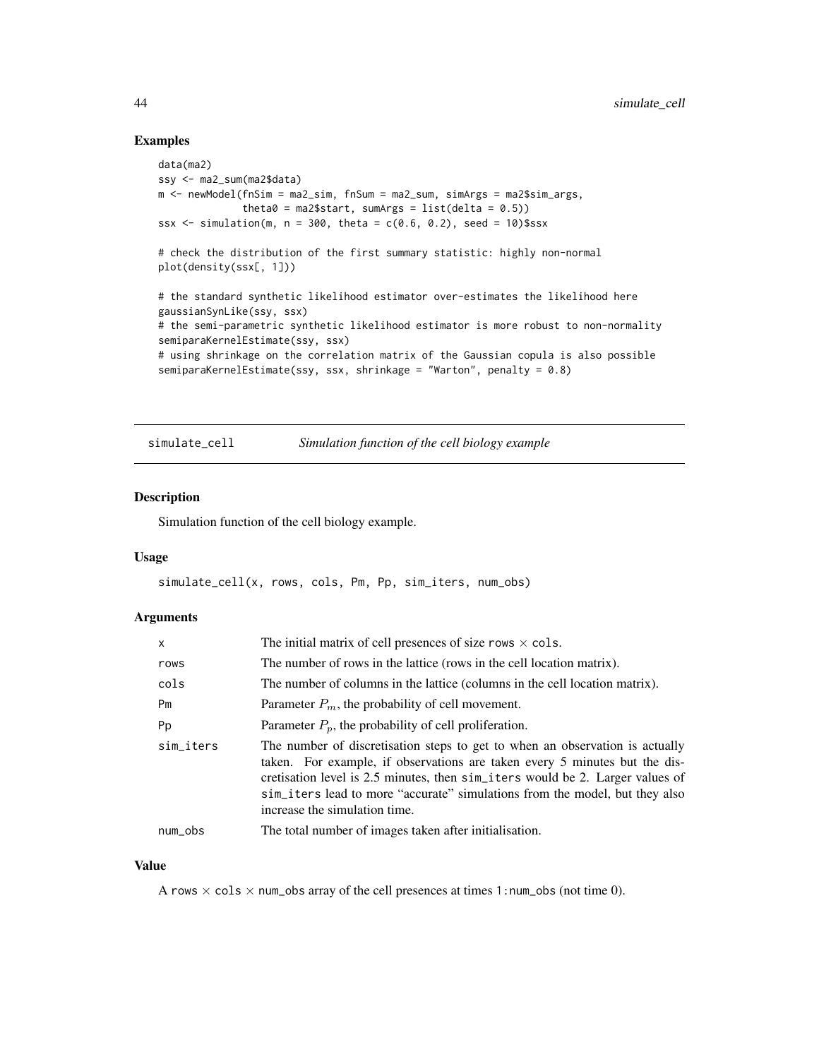## Examples

```
data(ma2)
ssy <- ma2_sum(ma2$data)
m <- newModel(fnSim = ma2_sim, fnSum = ma2_sum, simArgs = ma2$sim_args,
              theta0 = ma2$start, sumArgs = list(delta = 0.5))
ssx <- simulation(m, n = 300, theta = c(0.6, 0.2), seed = 10)$ssx

# check the distribution of the first summary statistic: highly non-normal
plot(density(ssx[, 1]))

# the standard synthetic likelihood estimator over-estimates the likelihood here
gaussianSynLike(ssy, ssx)
# the semi-parametric synthetic likelihood estimator is more robust to non-normality
semiparaKernelEstimate(ssy, ssx)
# using shrinkage on the correlation matrix of the Gaussian copula is also possible
semiparaKernelEstimate(ssy, ssx, shrinkage = "Warton", penalty = 0.8)
```

---

# simulate_cell — *Simulation function of the cell biology example*

---

## Description

Simulation function of the cell biology example.

## Usage

```
simulate_cell(x, rows, cols, Pm, Pp, sim_iters, num_obs)
```

## Arguments

| | |
|---|---|
| x | The initial matrix of cell presences of size rows $\times$ cols. |
| rows | The number of rows in the lattice (rows in the cell location matrix). |
| cols | The number of columns in the lattice (columns in the cell location matrix). |
| Pm | Parameter $P_m$, the probability of cell movement. |
| Pp | Parameter $P_p$, the probability of cell proliferation. |
| sim_iters | The number of discretisation steps to get to when an observation is actually taken. For example, if observations are taken every 5 minutes but the discretisation level is 2.5 minutes, then sim_iters would be 2. Larger values of sim_iters lead to more "accurate" simulations from the model, but they also increase the simulation time. |
| num_obs | The total number of images taken after initialisation. |

## Value

A rows $\times$ cols $\times$ num_obs array of the cell presences at times 1:num_obs (not time 0).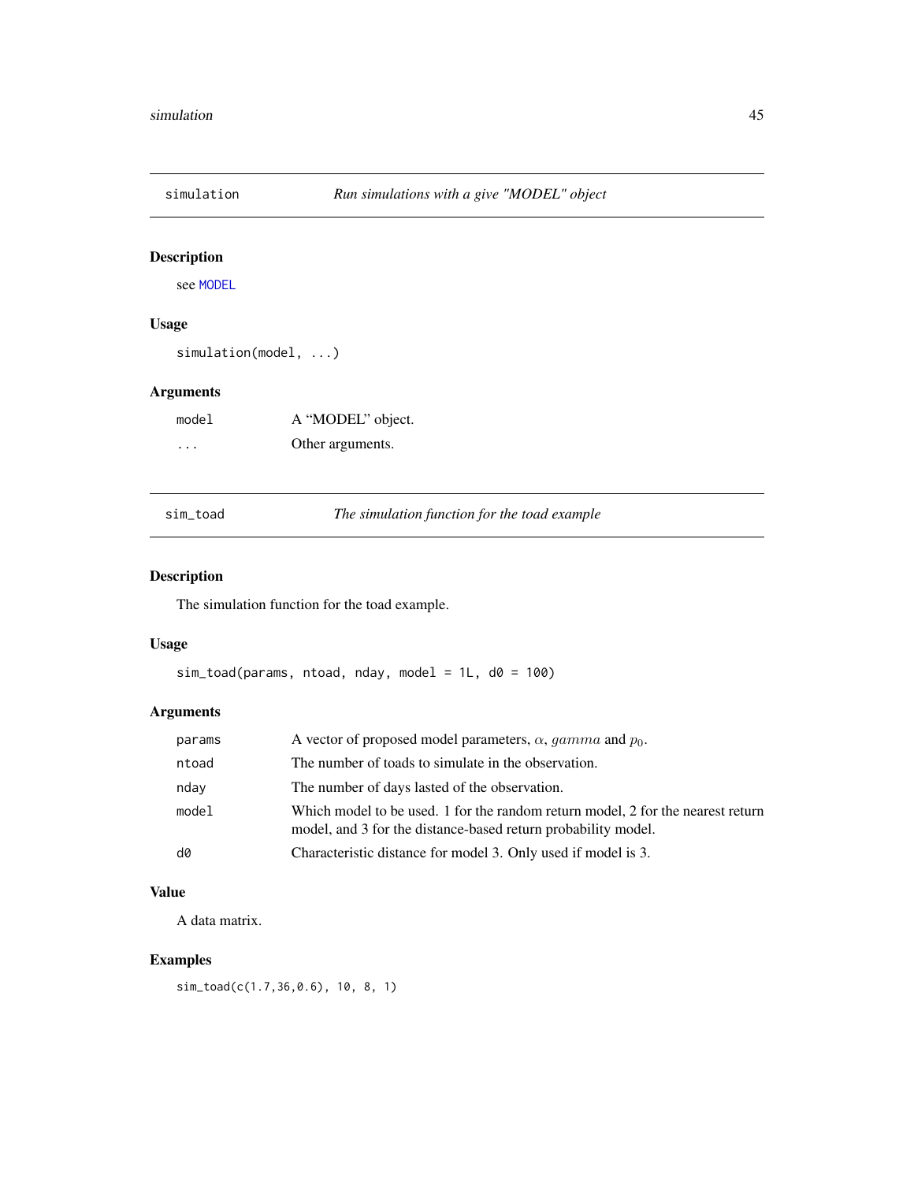## simulation — *Run simulations with a give "MODEL" object*

### Description

see MODEL

### Usage

```
simulation(model, ...)
```

### Arguments

| | |
|---|---|
| model | A "MODEL" object. |
| ... | Other arguments. |

## sim_toad — *The simulation function for the toad example*

### Description

The simulation function for the toad example.

### Usage

```
sim_toad(params, ntoad, nday, model = 1L, d0 = 100)
```

### Arguments

| | |
|---|---|
| params | A vector of proposed model parameters, $\alpha$, $gamma$ and $p_0$. |
| ntoad | The number of toads to simulate in the observation. |
| nday | The number of days lasted of the observation. |
| model | Which model to be used. 1 for the random return model, 2 for the nearest return model, and 3 for the distance-based return probability model. |
| d0 | Characteristic distance for model 3. Only used if model is 3. |

### Value

A data matrix.

### Examples

```
sim_toad(c(1.7,36,0.6), 10, 8, 1)
```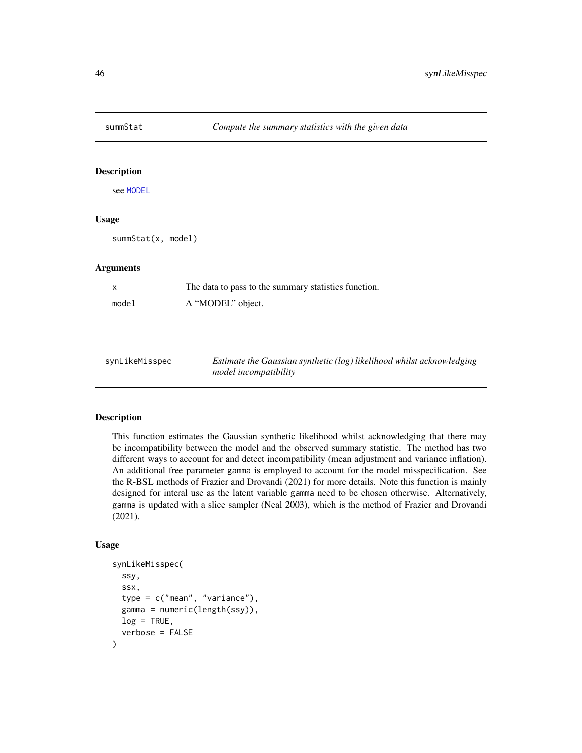## summStat — *Compute the summary statistics with the given data*

### Description

see MODEL

### Usage

```
summStat(x, model)
```

### Arguments

| | |
|---|---|
| x | The data to pass to the summary statistics function. |
| model | A "MODEL" object. |

## synLikeMisspec — *Estimate the Gaussian synthetic (log) likelihood whilst acknowledging model incompatibility*

### Description

This function estimates the Gaussian synthetic likelihood whilst acknowledging that there may be incompatibility between the model and the observed summary statistic. The method has two different ways to account for and detect incompatibility (mean adjustment and variance inflation). An additional free parameter gamma is employed to account for the model misspecification. See the R-BSL methods of Frazier and Drovandi (2021) for more details. Note this function is mainly designed for interal use as the latent variable gamma need to be chosen otherwise. Alternatively, gamma is updated with a slice sampler (Neal 2003), which is the method of Frazier and Drovandi (2021).

### Usage

```
synLikeMisspec(
  ssy,
  ssx,
  type = c("mean", "variance"),
  gamma = numeric(length(ssy)),
  log = TRUE,
  verbose = FALSE
)
```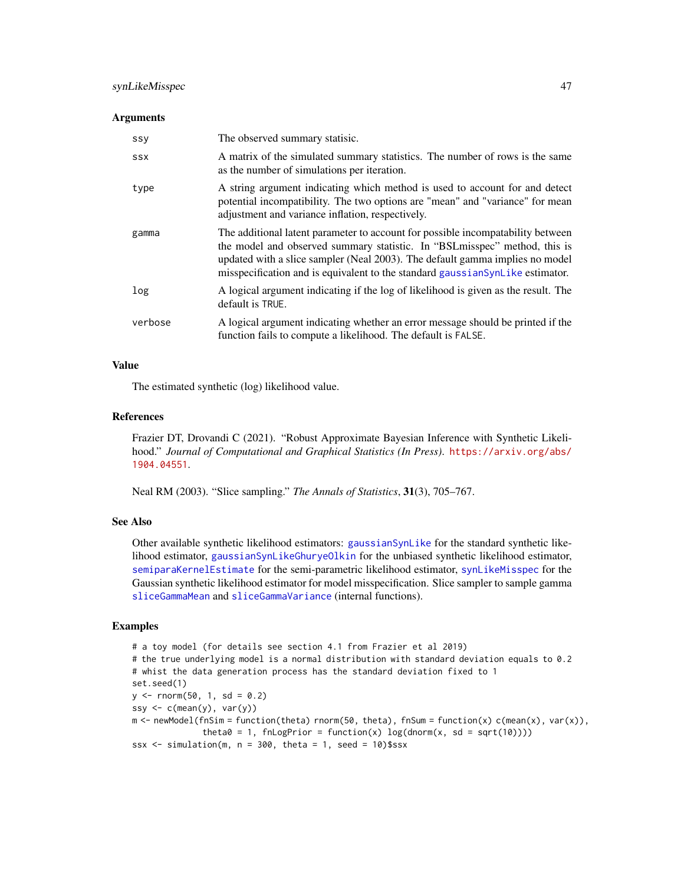### Arguments

| | |
|---|---|
| ssy | The observed summary statisic. |
| ssx | A matrix of the simulated summary statistics. The number of rows is the same as the number of simulations per iteration. |
| type | A string argument indicating which method is used to account for and detect potential incompatibility. The two options are "mean" and "variance" for mean adjustment and variance inflation, respectively. |
| gamma | The additional latent parameter to account for possible incompatability between the model and observed summary statistic. In "BSLmisspec" method, this is updated with a slice sampler (Neal 2003). The default gamma implies no model misspecification and is equivalent to the standard gaussianSynLike estimator. |
| log | A logical argument indicating if the log of likelihood is given as the result. The default is TRUE. |
| verbose | A logical argument indicating whether an error message should be printed if the function fails to compute a likelihood. The default is FALSE. |

### Value

The estimated synthetic (log) likelihood value.

### References

Frazier DT, Drovandi C (2021). "Robust Approximate Bayesian Inference with Synthetic Likelihood." *Journal of Computational and Graphical Statistics (In Press)*. https://arxiv.org/abs/1904.04551.

Neal RM (2003). "Slice sampling." *The Annals of Statistics*, **31**(3), 705–767.

### See Also

Other available synthetic likelihood estimators: gaussianSynLike for the standard synthetic likelihood estimator, gaussianSynLikeGhuryeOlkin for the unbiased synthetic likelihood estimator, semiparaKernelEstimate for the semi-parametric likelihood estimator, synLikeMisspec for the Gaussian synthetic likelihood estimator for model misspecification. Slice sampler to sample gamma sliceGammaMean and sliceGammaVariance (internal functions).

### Examples

```
# a toy model (for details see section 4.1 from Frazier et al 2019)
# the true underlying model is a normal distribution with standard deviation equals to 0.2
# whist the data generation process has the standard deviation fixed to 1
set.seed(1)
y <- rnorm(50, 1, sd = 0.2)
ssy <- c(mean(y), var(y))
m <- newModel(fnSim = function(theta) rnorm(50, theta), fnSum = function(x) c(mean(x), var(x)),
              theta0 = 1, fnLogPrior = function(x) log(dnorm(x, sd = sqrt(10))))
ssx <- simulation(m, n = 300, theta = 1, seed = 10)$ssx
```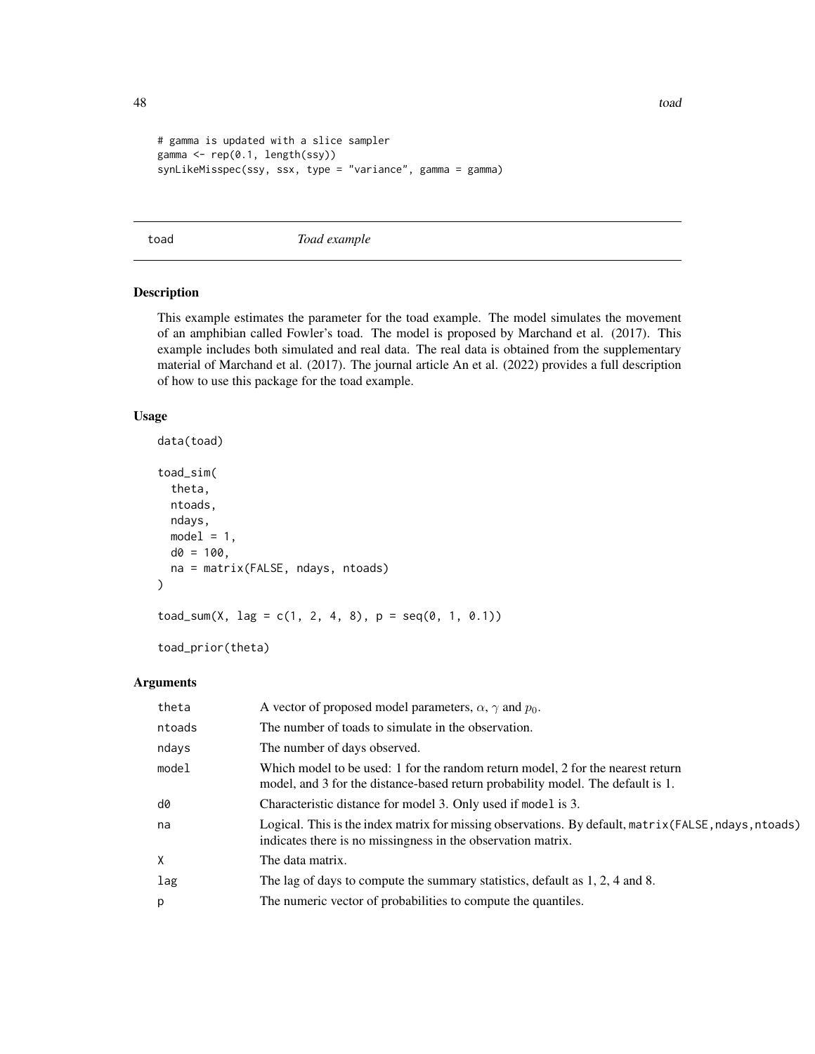```
# gamma is updated with a slice sampler
gamma <- rep(0.1, length(ssy))
synLikeMisspec(ssy, ssx, type = "variance", gamma = gamma)
```

## toad — *Toad example*

### Description

This example estimates the parameter for the toad example. The model simulates the movement of an amphibian called Fowler's toad. The model is proposed by Marchand et al. (2017). This example includes both simulated and real data. The real data is obtained from the supplementary material of Marchand et al. (2017). The journal article An et al. (2022) provides a full description of how to use this package for the toad example.

### Usage

```
data(toad)

toad_sim(
  theta,
  ntoads,
  ndays,
  model = 1,
  d0 = 100,
  na = matrix(FALSE, ndays, ntoads)
)

toad_sum(X, lag = c(1, 2, 4, 8), p = seq(0, 1, 0.1))

toad_prior(theta)
```

### Arguments

| | |
|---|---|
| theta | A vector of proposed model parameters, $\alpha$, $\gamma$ and $p_0$. |
| ntoads | The number of toads to simulate in the observation. |
| ndays | The number of days observed. |
| model | Which model to be used: 1 for the random return model, 2 for the nearest return model, and 3 for the distance-based return probability model. The default is 1. |
| d0 | Characteristic distance for model 3. Only used if `model` is 3. |
| na | Logical. This is the index matrix for missing observations. By default, `matrix(FALSE,ndays,ntoads)` indicates there is no missingness in the observation matrix. |
| X | The data matrix. |
| lag | The lag of days to compute the summary statistics, default as 1, 2, 4 and 8. |
| p | The numeric vector of probabilities to compute the quantiles. |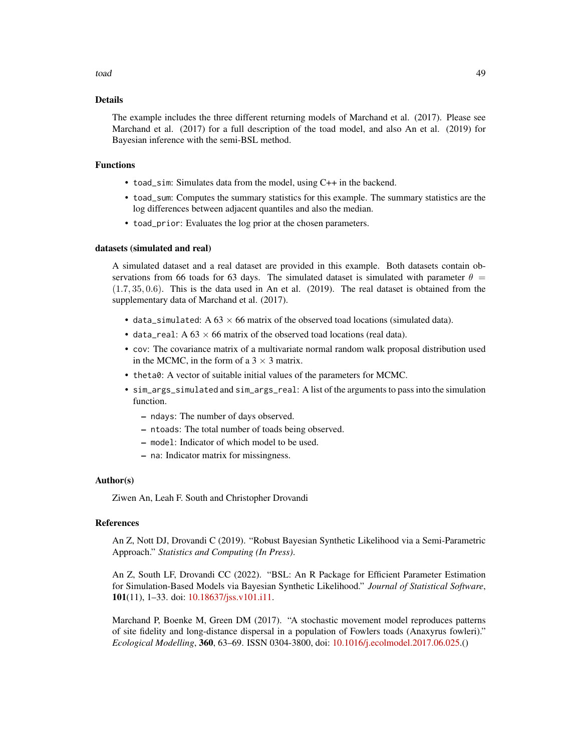## Details

The example includes the three different returning models of Marchand et al. (2017). Please see Marchand et al. (2017) for a full description of the toad model, and also An et al. (2019) for Bayesian inference with the semi-BSL method.

## Functions

- `toad_sim`: Simulates data from the model, using C++ in the backend.
- `toad_sum`: Computes the summary statistics for this example. The summary statistics are the log differences between adjacent quantiles and also the median.
- `toad_prior`: Evaluates the log prior at the chosen parameters.

## datasets (simulated and real)

A simulated dataset and a real dataset are provided in this example. Both datasets contain observations from 66 toads for 63 days. The simulated dataset is simulated with parameter $\theta = (1.7, 35, 0.6)$. This is the data used in An et al. (2019). The real dataset is obtained from the supplementary data of Marchand et al. (2017).

- `data_simulated`: A $63 \times 66$ matrix of the observed toad locations (simulated data).
- `data_real`: A $63 \times 66$ matrix of the observed toad locations (real data).
- `cov`: The covariance matrix of a multivariate normal random walk proposal distribution used in the MCMC, in the form of a $3 \times 3$ matrix.
- `theta0`: A vector of suitable initial values of the parameters for MCMC.
- `sim_args_simulated` and `sim_args_real`: A list of the arguments to pass into the simulation function.
  - `ndays`: The number of days observed.
  - `ntoads`: The total number of toads being observed.
  - `model`: Indicator of which model to be used.
  - `na`: Indicator matrix for missingness.

## Author(s)

Ziwen An, Leah F. South and Christopher Drovandi

## References

An Z, Nott DJ, Drovandi C (2019). "Robust Bayesian Synthetic Likelihood via a Semi-Parametric Approach." *Statistics and Computing (In Press)*.

An Z, South LF, Drovandi CC (2022). "BSL: An R Package for Efficient Parameter Estimation for Simulation-Based Models via Bayesian Synthetic Likelihood." *Journal of Statistical Software*, **101**(11), 1–33. doi: 10.18637/jss.v101.i11.

Marchand P, Boenke M, Green DM (2017). "A stochastic movement model reproduces patterns of site fidelity and long-distance dispersal in a population of Fowlers toads (Anaxyrus fowleri)." *Ecological Modelling*, **360**, 63–69. ISSN 0304-3800, doi: 10.1016/j.ecolmodel.2017.06.025.()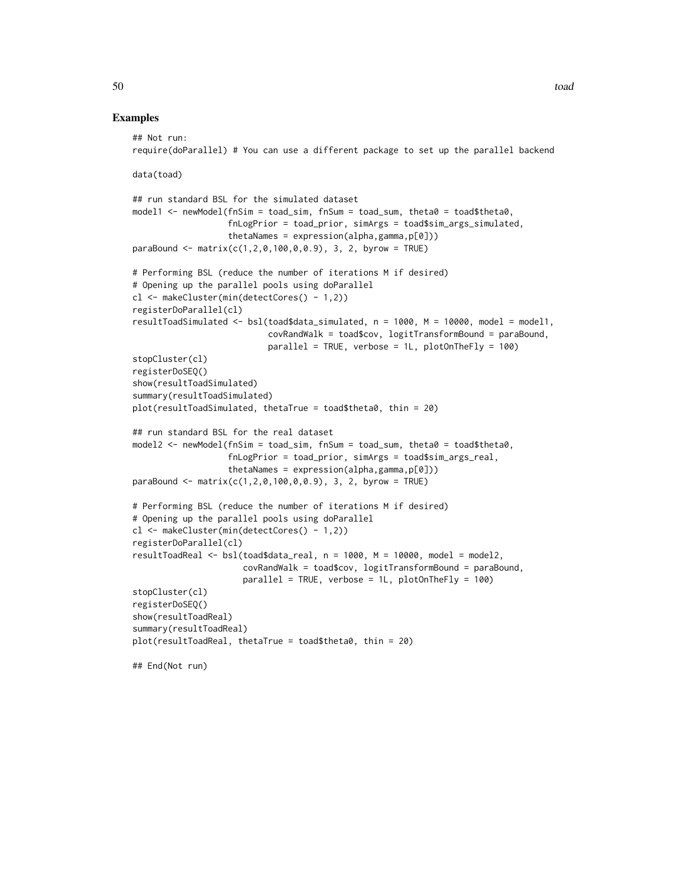## Examples

```
## Not run:
require(doParallel) # You can use a different package to set up the parallel backend

data(toad)

## run standard BSL for the simulated dataset
model1 <- newModel(fnSim = toad_sim, fnSum = toad_sum, theta0 = toad$theta0,
                   fnLogPrior = toad_prior, simArgs = toad$sim_args_simulated,
                   thetaNames = expression(alpha,gamma,p[0]))
paraBound <- matrix(c(1,2,0,100,0,0.9), 3, 2, byrow = TRUE)

# Performing BSL (reduce the number of iterations M if desired)
# Opening up the parallel pools using doParallel
cl <- makeCluster(min(detectCores() - 1,2))
registerDoParallel(cl)
resultToadSimulated <- bsl(toad$data_simulated, n = 1000, M = 10000, model = model1,
                           covRandWalk = toad$cov, logitTransformBound = paraBound,
                           parallel = TRUE, verbose = 1L, plotOnTheFly = 100)
stopCluster(cl)
registerDoSEQ()
show(resultToadSimulated)
summary(resultToadSimulated)
plot(resultToadSimulated, thetaTrue = toad$theta0, thin = 20)

## run standard BSL for the real dataset
model2 <- newModel(fnSim = toad_sim, fnSum = toad_sum, theta0 = toad$theta0,
                   fnLogPrior = toad_prior, simArgs = toad$sim_args_real,
                   thetaNames = expression(alpha,gamma,p[0]))
paraBound <- matrix(c(1,2,0,100,0,0.9), 3, 2, byrow = TRUE)

# Performing BSL (reduce the number of iterations M if desired)
# Opening up the parallel pools using doParallel
cl <- makeCluster(min(detectCores() - 1,2))
registerDoParallel(cl)
resultToadReal <- bsl(toad$data_real, n = 1000, M = 10000, model = model2,
                      covRandWalk = toad$cov, logitTransformBound = paraBound,
                      parallel = TRUE, verbose = 1L, plotOnTheFly = 100)
stopCluster(cl)
registerDoSEQ()
show(resultToadReal)
summary(resultToadReal)
plot(resultToadReal, thetaTrue = toad$theta0, thin = 20)

## End(Not run)
```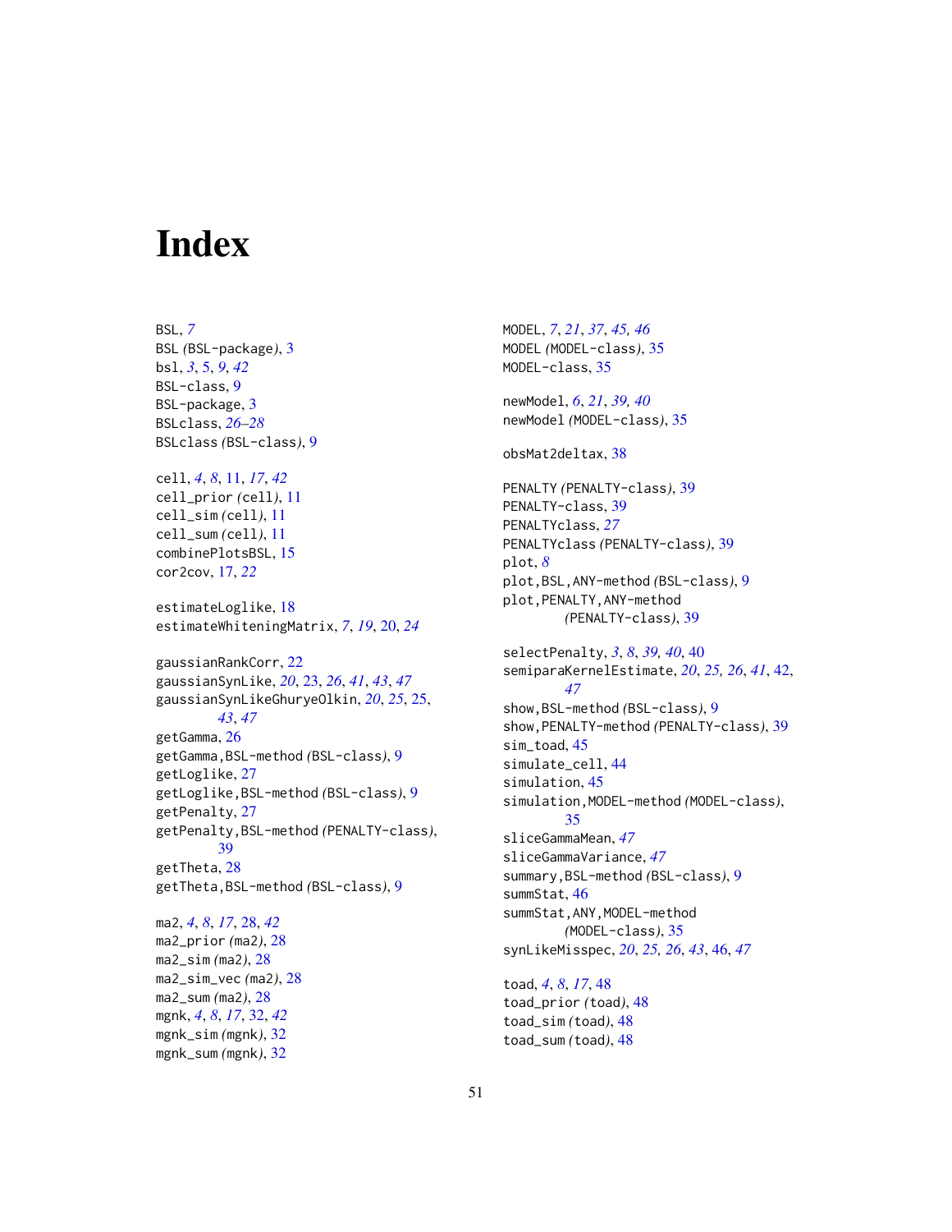# Index

BSL, *7*
BSL *(BSL-package)*, 3
bsl, *3*, 5, *9*, *42*
BSL-class, 9
BSL-package, 3
BSLclass, *26–28*
BSLclass *(BSL-class)*, 9

cell, *4*, *8*, 11, *17*, *42*
cell_prior *(cell)*, 11
cell_sim *(cell)*, 11
cell_sum *(cell)*, 11
combinePlotsBSL, 15
cor2cov, 17, *22*

estimateLoglike, 18
estimateWhiteningMatrix, *7*, *19*, 20, *24*

gaussianRankCorr, 22
gaussianSynLike, *20*, 23, *26*, *41*, *43*, *47*
gaussianSynLikeGhuryeOlkin, *20*, *25*, 25, *43*, *47*
getGamma, 26
getGamma,BSL-method *(BSL-class)*, 9
getLoglike, 27
getLoglike,BSL-method *(BSL-class)*, 9
getPenalty, 27
getPenalty,BSL-method *(PENALTY-class)*, 39
getTheta, 28
getTheta,BSL-method *(BSL-class)*, 9

ma2, *4*, *8*, *17*, 28, *42*
ma2_prior *(ma2)*, 28
ma2_sim *(ma2)*, 28
ma2_sim_vec *(ma2)*, 28
ma2_sum *(ma2)*, 28
mgnk, *4*, *8*, *17*, 32, *42*
mgnk_sim *(mgnk)*, 32
mgnk_sum *(mgnk)*, 32

MODEL, *7*, *21*, *37*, *45, 46*
MODEL *(MODEL-class)*, 35
MODEL-class, 35

newModel, *6*, *21*, *39, 40*
newModel *(MODEL-class)*, 35

obsMat2deltax, 38

PENALTY *(PENALTY-class)*, 39
PENALTY-class, 39
PENALTYclass, *27*
PENALTYclass *(PENALTY-class)*, 39
plot, *8*
plot,BSL,ANY-method *(BSL-class)*, 9
plot,PENALTY,ANY-method *(PENALTY-class)*, 39

selectPenalty, *3*, *8*, *39, 40*, 40
semiparaKernelEstimate, *20*, *25, 26*, *41*, 42, *47*
show,BSL-method *(BSL-class)*, 9
show,PENALTY-method *(PENALTY-class)*, 39
sim_toad, 45
simulate_cell, 44
simulation, 45
simulation,MODEL-method *(MODEL-class)*, 35
sliceGammaMean, *47*
sliceGammaVariance, *47*
summary,BSL-method *(BSL-class)*, 9
summStat, 46
summStat,ANY,MODEL-method *(MODEL-class)*, 35
synLikeMisspec, *20*, *25, 26*, *43*, 46, *47*

toad, *4*, *8*, *17*, 48
toad_prior *(toad)*, 48
toad_sim *(toad)*, 48
toad_sum *(toad)*, 48